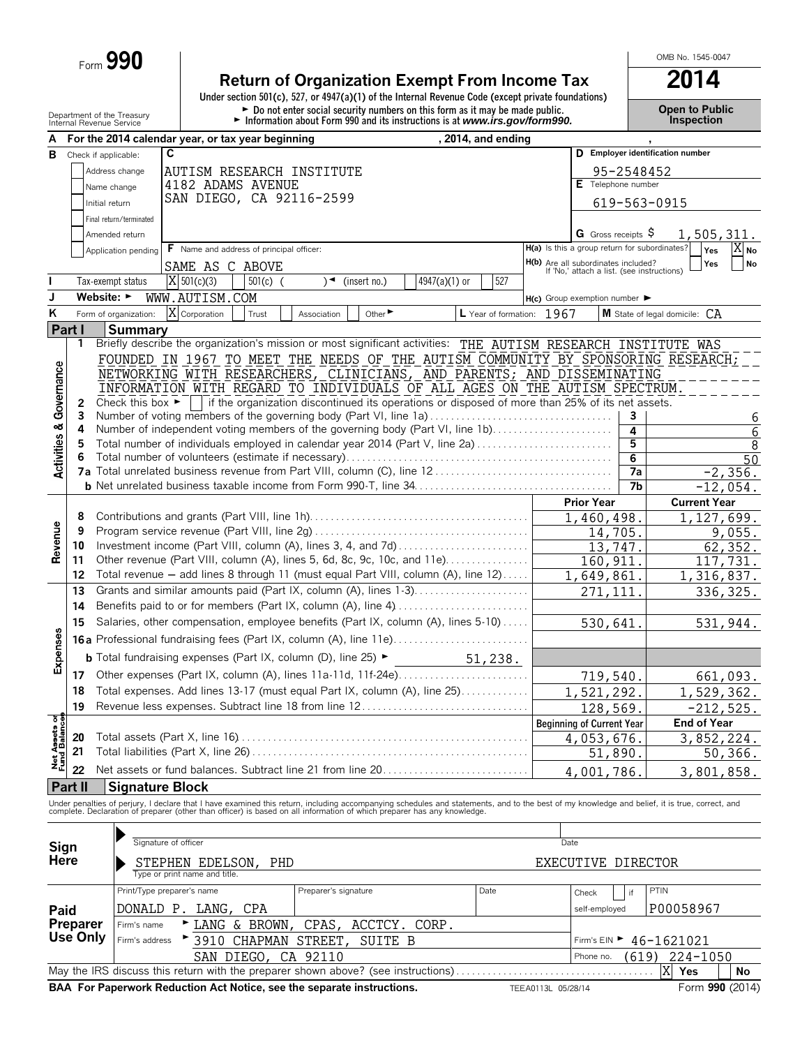Form **990**

# Return of Organization Exempt From Income Tax

**2014**

Under section 501(c), 527, or 4947(a)(1) of the Internal Revenue Code (except private foundations)

► Do not enter social security numbers on this form as it may be made public.

► Information about Form 990 and its instructions is at *www.irs.gov/form990.*

Department of the Treasury
Internal Revenue Service

OMB No. 1545-0047

**Open to Public Inspection**

**A** For the 2014 calendar year, or tax year beginning , 2014, and ending ,

**B** Check if applicable: Address change; Name change; Initial return; Final return/terminated; Amended return; Application pending

**C** AUTISM RESEARCH INSTITUTE
4182 ADAMS AVENUE
SAN DIEGO, CA 92116-2599

**D** Employer identification number: 95-2548452

**E** Telephone number: 619-563-0915

**G** Gross receipts $ 1,505,311.

**F** Name and address of principal officer: SAME AS C ABOVE

**H(a)** Is this a group return for subordinates? Yes [ ] No [X]

**H(b)** Are all subordinates included? Yes [ ] No [ ] If 'No,' attach a list. (see instructions)

**I** Tax-exempt status: [X] 501(c)(3) [ ] 501(c) ( ) ◄ (insert no.) [ ] 4947(a)(1) or [ ] 527

**J** Website: ► WWW.AUTISM.COM

**H(c)** Group exemption number ►

**K** Form of organization: [X] Corporation [ ] Trust [ ] Association [ ] Other ►

**L** Year of formation: 1967 **M** State of legal domicile: CA

## Part I Summary

**Activities & Governance**

1 Briefly describe the organization's mission or most significant activities: THE AUTISM RESEARCH INSTITUTE WAS FOUNDED IN 1967 TO MEET THE NEEDS OF THE AUTISM COMMUNITY BY SPONSORING RESEARCH; NETWORKING WITH RESEARCHERS, CLINICIANS, AND PARENTS; AND DISSEMINATING INFORMATION WITH REGARD TO INDIVIDUALS OF ALL AGES ON THE AUTISM SPECTRUM.

2 Check this box ► [ ] if the organization discontinued its operations or disposed of more than 25% of its net assets.

| Line | Description | | Value |
|---|---|---|---|
| 3 | Number of voting members of the governing body (Part VI, line 1a) | 3 | 6 |
| 4 | Number of independent voting members of the governing body (Part VI, line 1b) | 4 | 6 |
| 5 | Total number of individuals employed in calendar year 2014 (Part V, line 2a) | 5 | 8 |
| 6 | Total number of volunteers (estimate if necessary) | 6 | 50 |
| 7a | Total unrelated business revenue from Part VIII, column (C), line 12 | 7a | -2,356. |
| b | Net unrelated business taxable income from Form 990-T, line 34 | 7b | -12,054. |

| Line | Description | Prior Year | Current Year |
|---|---|---|---|
| **Revenue** | | | |
| 8 | Contributions and grants (Part VIII, line 1h) | 1,460,498. | 1,127,699. |
| 9 | Program service revenue (Part VIII, line 2g) | 14,705. | 9,055. |
| 10 | Investment income (Part VIII, column (A), lines 3, 4, and 7d) | 13,747. | 62,352. |
| 11 | Other revenue (Part VIII, column (A), lines 5, 6d, 8c, 9c, 10c, and 11e) | 160,911. | 117,731. |
| 12 | Total revenue — add lines 8 through 11 (must equal Part VIII, column (A), line 12) | 1,649,861. | 1,316,837. |
| **Expenses** | | | |
| 13 | Grants and similar amounts paid (Part IX, column (A), lines 1-3) | 271,111. | 336,325. |
| 14 | Benefits paid to or for members (Part IX, column (A), line 4) | | |
| 15 | Salaries, other compensation, employee benefits (Part IX, column (A), lines 5-10) | 530,641. | 531,944. |
| 16a | Professional fundraising fees (Part IX, column (A), line 11e) | | |
| b | Total fundraising expenses (Part IX, column (D), line 25) ► 51,238. | | |
| 17 | Other expenses (Part IX, column (A), lines 11a-11d, 11f-24e) | 719,540. | 661,093. |
| 18 | Total expenses. Add lines 13-17 (must equal Part IX, column (A), line 25) | 1,521,292. | 1,529,362. |
| 19 | Revenue less expenses. Subtract line 18 from line 12 | 128,569. | -212,525. |

| Line | Net Assets or Fund Balances | Beginning of Current Year | End of Year |
|---|---|---|---|
| 20 | Total assets (Part X, line 16) | 4,053,676. | 3,852,224. |
| 21 | Total liabilities (Part X, line 26) | 51,890. | 50,366. |
| 22 | Net assets or fund balances. Subtract line 21 from line 20 | 4,001,786. | 3,801,858. |

## Part II Signature Block

Under penalties of perjury, I declare that I have examined this return, including accompanying schedules and statements, and to the best of my knowledge and belief, it is true, correct, and complete. Declaration of preparer (other than officer) is based on all information of which preparer has any knowledge.

**Sign Here**

Signature of officer — Date

STEPHEN EDELSON, PHD — EXECUTIVE DIRECTOR
Type or print name and title.

**Paid Preparer Use Only**

| Print/Type preparer's name | Preparer's signature | Date | Check [ ] if self-employed | PTIN |
|---|---|---|---|---|
| DONALD P. LANG, CPA | | | | P00058967 |

Firm's name ► LANG & BROWN, CPAS, ACCTCY. CORP.

Firm's address ► 3910 CHAPMAN STREET, SUITE B, SAN DIEGO, CA 92110

Firm's EIN ► 46-1621021

Phone no. (619) 224-1050

May the IRS discuss this return with the preparer shown above? (see instructions) [X] Yes [ ] No

**BAA For Paperwork Reduction Act Notice, see the separate instructions.** TEEA0113L 05/28/14 Form **990** (2014)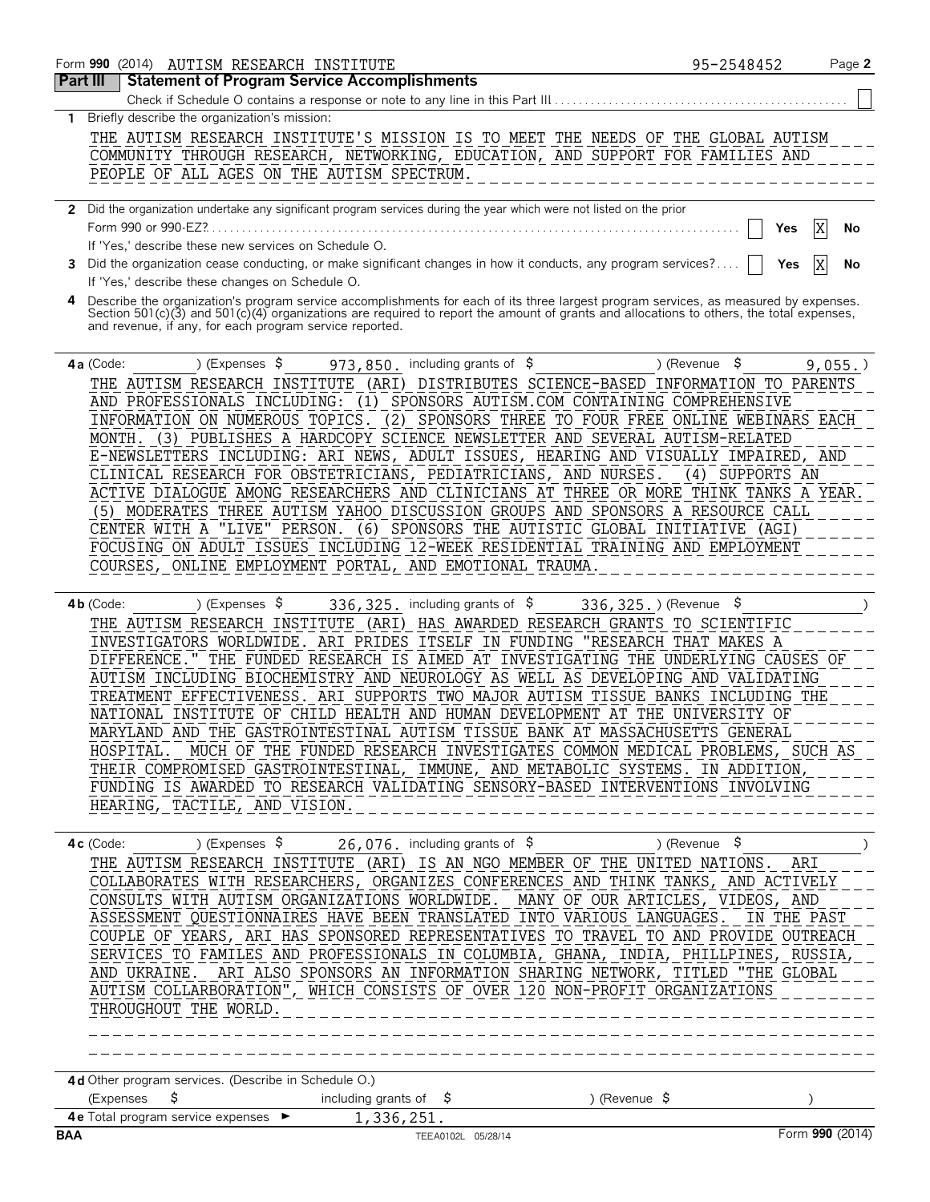Form **990** (2014) AUTISM RESEARCH INSTITUTE 95-2548452

## Part III Statement of Program Service Accomplishments

Check if Schedule O contains a response or note to any line in this Part III ☐

**1** Briefly describe the organization's mission:

THE AUTISM RESEARCH INSTITUTE'S MISSION IS TO MEET THE NEEDS OF THE GLOBAL AUTISM COMMUNITY THROUGH RESEARCH, NETWORKING, EDUCATION, AND SUPPORT FOR FAMILIES AND PEOPLE OF ALL AGES ON THE AUTISM SPECTRUM.

**2** Did the organization undertake any significant program services during the year which were not listed on the prior Form 990 or 990-EZ? ☐ Yes ☒ No

If 'Yes,' describe these new services on Schedule O.

**3** Did the organization cease conducting, or make significant changes in how it conducts, any program services? ☐ Yes ☒ No

If 'Yes,' describe these changes on Schedule O.

**4** Describe the organization's program service accomplishments for each of its three largest program services, as measured by expenses. Section 501(c)(3) and 501(c)(4) organizations are required to report the amount of grants and allocations to others, the total expenses, and revenue, if any, for each program service reported.

**4a** (Code: ) (Expenses $ 973,850. including grants of $ ) (Revenue $ 9,055. )

THE AUTISM RESEARCH INSTITUTE (ARI) DISTRIBUTES SCIENCE-BASED INFORMATION TO PARENTS AND PROFESSIONALS INCLUDING: (1) SPONSORS AUTISM.COM CONTAINING COMPREHENSIVE INFORMATION ON NUMEROUS TOPICS. (2) SPONSORS THREE TO FOUR FREE ONLINE WEBINARS EACH MONTH. (3) PUBLISHES A HARDCOPY SCIENCE NEWSLETTER AND SEVERAL AUTISM-RELATED E-NEWSLETTERS INCLUDING: ARI NEWS, ADULT ISSUES, HEARING AND VISUALLY IMPAIRED, AND CLINICAL RESEARCH FOR OBSTETRICIANS, PEDIATRICIANS, AND NURSES. (4) SUPPORTS AN ACTIVE DIALOGUE AMONG RESEARCHERS AND CLINICIANS AT THREE OR MORE THINK TANKS A YEAR. (5) MODERATES THREE AUTISM YAHOO DISCUSSION GROUPS AND SPONSORS A RESOURCE CALL CENTER WITH A "LIVE" PERSON. (6) SPONSORS THE AUTISTIC GLOBAL INITIATIVE (AGI) FOCUSING ON ADULT ISSUES INCLUDING 12-WEEK RESIDENTIAL TRAINING AND EMPLOYMENT COURSES, ONLINE EMPLOYMENT PORTAL, AND EMOTIONAL TRAUMA.

**4b** (Code: ) (Expenses $ 336,325. including grants of $ 336,325. ) (Revenue $ )

THE AUTISM RESEARCH INSTITUTE (ARI) HAS AWARDED RESEARCH GRANTS TO SCIENTIFIC INVESTIGATORS WORLDWIDE. ARI PRIDES ITSELF IN FUNDING "RESEARCH THAT MAKES A DIFFERENCE." THE FUNDED RESEARCH IS AIMED AT INVESTIGATING THE UNDERLYING CAUSES OF AUTISM INCLUDING BIOCHEMISTRY AND NEUROLOGY AS WELL AS DEVELOPING AND VALIDATING TREATMENT EFFECTIVENESS. ARI SUPPORTS TWO MAJOR AUTISM TISSUE BANKS INCLUDING THE NATIONAL INSTITUTE OF CHILD HEALTH AND HUMAN DEVELOPMENT AT THE UNIVERSITY OF MARYLAND AND THE GASTROINTESTINAL AUTISM TISSUE BANK AT MASSACHUSETTS GENERAL HOSPITAL. MUCH OF THE FUNDED RESEARCH INVESTIGATES COMMON MEDICAL PROBLEMS, SUCH AS THEIR COMPROMISED GASTROINTESTINAL, IMMUNE, AND METABOLIC SYSTEMS. IN ADDITION, FUNDING IS AWARDED TO RESEARCH VALIDATING SENSORY-BASED INTERVENTIONS INVOLVING HEARING, TACTILE, AND VISION.

**4c** (Code: ) (Expenses $ 26,076. including grants of $ ) (Revenue $ )

THE AUTISM RESEARCH INSTITUTE (ARI) IS AN NGO MEMBER OF THE UNITED NATIONS. ARI COLLABORATES WITH RESEARCHERS, ORGANIZES CONFERENCES AND THINK TANKS, AND ACTIVELY CONSULTS WITH AUTISM ORGANIZATIONS WORLDWIDE. MANY OF OUR ARTICLES, VIDEOS, AND ASSESSMENT QUESTIONNAIRES HAVE BEEN TRANSLATED INTO VARIOUS LANGUAGES. IN THE PAST COUPLE OF YEARS, ARI HAS SPONSORED REPRESENTATIVES TO TRAVEL TO AND PROVIDE OUTREACH SERVICES TO FAMILES AND PROFESSIONALS IN COLUMBIA, GHANA, INDIA, PHILLPINES, RUSSIA, AND UKRAINE. ARI ALSO SPONSORS AN INFORMATION SHARING NETWORK, TITLED "THE GLOBAL AUTISM COLLARBORATION", WHICH CONSISTS OF OVER 120 NON-PROFIT ORGANIZATIONS THROUGHOUT THE WORLD.

**4d** Other program services. (Describe in Schedule O.)

(Expenses $ including grants of $ ) (Revenue $ )

**4e** Total program service expenses ► 1,336,251.

BAA TEEA0102L 05/28/14 Form **990** (2014)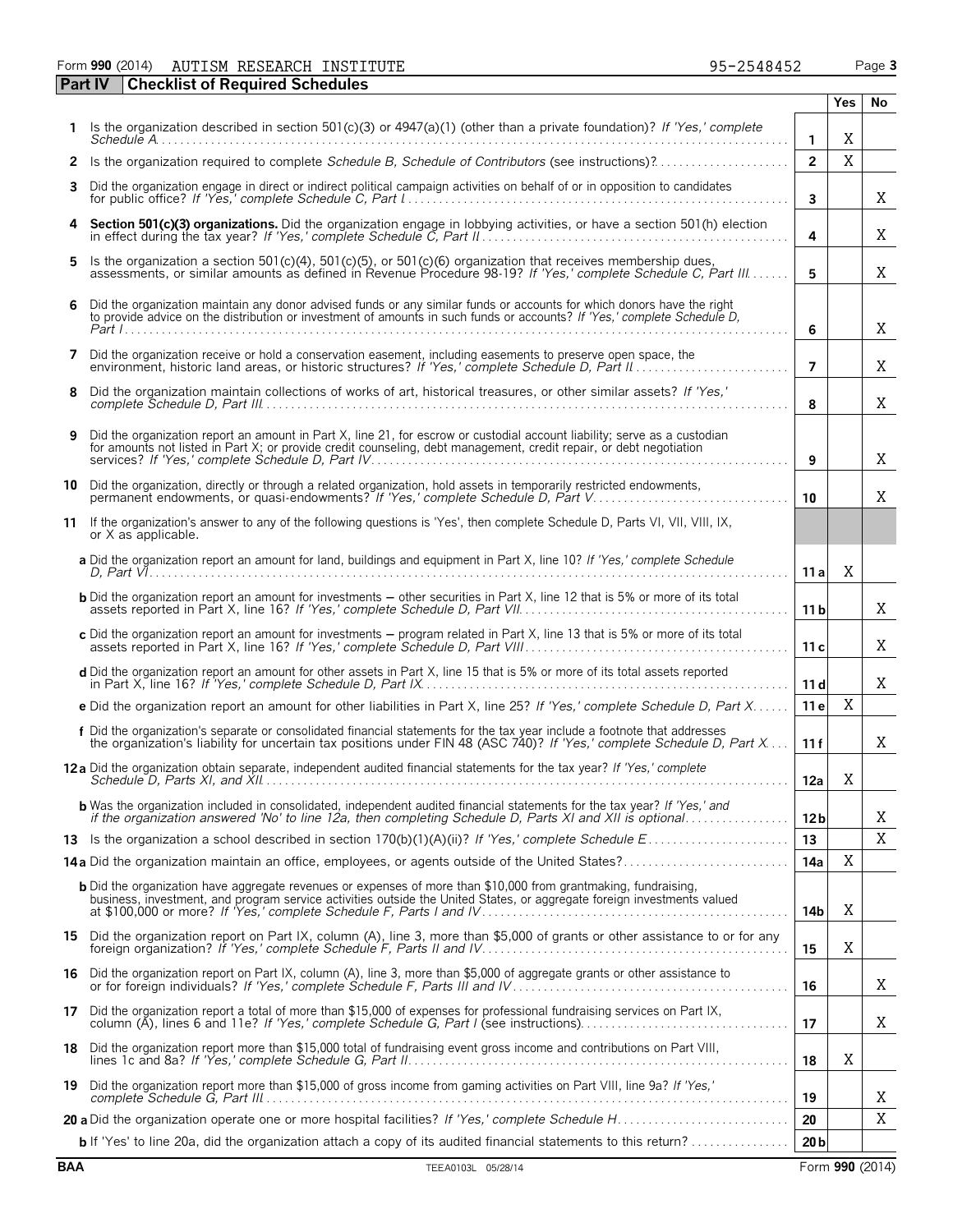Form **990** (2014) AUTISM RESEARCH INSTITUTE 95-2548452

## Part IV Checklist of Required Schedules

| | | | Yes | No |
|---|---|---|---|---|
| **1** | Is the organization described in section 501(c)(3) or 4947(a)(1) (other than a private foundation)? *If 'Yes,' complete Schedule A* | 1 | X | |
| **2** | Is the organization required to complete *Schedule B, Schedule of Contributors* (see instructions)? | 2 | X | |
| **3** | Did the organization engage in direct or indirect political campaign activities on behalf of or in opposition to candidates for public office? *If 'Yes,' complete Schedule C, Part I* | 3 | | X |
| **4** | **Section 501(c)(3) organizations.** Did the organization engage in lobbying activities, or have a section 501(h) election in effect during the tax year? *If 'Yes,' complete Schedule C, Part II* | 4 | | X |
| **5** | Is the organization a section 501(c)(4), 501(c)(5), or 501(c)(6) organization that receives membership dues, assessments, or similar amounts as defined in Revenue Procedure 98-19? *If 'Yes,' complete Schedule C, Part III* | 5 | | X |
| **6** | Did the organization maintain any donor advised funds or any similar funds or accounts for which donors have the right to provide advice on the distribution or investment of amounts in such funds or accounts? *If 'Yes,' complete Schedule D, Part I* | 6 | | X |
| **7** | Did the organization receive or hold a conservation easement, including easements to preserve open space, the environment, historic land areas, or historic structures? *If 'Yes,' complete Schedule D, Part II* | 7 | | X |
| **8** | Did the organization maintain collections of works of art, historical treasures, or other similar assets? *If 'Yes,' complete Schedule D, Part III* | 8 | | X |
| **9** | Did the organization report an amount in Part X, line 21, for escrow or custodial account liability; serve as a custodian for amounts not listed in Part X; or provide credit counseling, debt management, credit repair, or debt negotiation services? *If 'Yes,' complete Schedule D, Part IV* | 9 | | X |
| **10** | Did the organization, directly or through a related organization, hold assets in temporarily restricted endowments, permanent endowments, or quasi-endowments? *If 'Yes,' complete Schedule D, Part V* | 10 | | X |
| **11** | If the organization's answer to any of the following questions is 'Yes', then complete Schedule D, Parts VI, VII, VIII, IX, or X as applicable. | | | |
| | **a** Did the organization report an amount for land, buildings and equipment in Part X, line 10? *If 'Yes,' complete Schedule D, Part VI* | 11a | X | |
| | **b** Did the organization report an amount for investments – other securities in Part X, line 12 that is 5% or more of its total assets reported in Part X, line 16? *If 'Yes,' complete Schedule D, Part VII* | 11b | | X |
| | **c** Did the organization report an amount for investments – program related in Part X, line 13 that is 5% or more of its total assets reported in Part X, line 16? *If 'Yes,' complete Schedule D, Part VIII* | 11c | | X |
| | **d** Did the organization report an amount for other assets in Part X, line 15 that is 5% or more of its total assets reported in Part X, line 16? *If 'Yes,' complete Schedule D, Part IX* | 11d | | X |
| | **e** Did the organization report an amount for other liabilities in Part X, line 25? *If 'Yes,' complete Schedule D, Part X* | 11e | X | |
| | **f** Did the organization's separate or consolidated financial statements for the tax year include a footnote that addresses the organization's liability for uncertain tax positions under FIN 48 (ASC 740)? *If 'Yes,' complete Schedule D, Part X* | 11f | | X |
| **12a** | Did the organization obtain separate, independent audited financial statements for the tax year? *If 'Yes,' complete Schedule D, Parts XI, and XII* | 12a | X | |
| | **b** Was the organization included in consolidated, independent audited financial statements for the tax year? *If 'Yes,' and if the organization answered 'No' to line 12a, then completing Schedule D, Parts XI and XII is optional* | 12b | | X |
| **13** | Is the organization a school described in section 170(b)(1)(A)(ii)? *If 'Yes,' complete Schedule E* | 13 | | X |
| **14a** | Did the organization maintain an office, employees, or agents outside of the United States? | 14a | X | |
| | **b** Did the organization have aggregate revenues or expenses of more than $10,000 from grantmaking, fundraising, business, investment, and program service activities outside the United States, or aggregate foreign investments valued at $100,000 or more? *If 'Yes,' complete Schedule F, Parts I and IV* | 14b | X | |
| **15** | Did the organization report on Part IX, column (A), line 3, more than $5,000 of grants or other assistance to or for any foreign organization? *If 'Yes,' complete Schedule F, Parts II and IV* | 15 | X | |
| **16** | Did the organization report on Part IX, column (A), line 3, more than $5,000 of aggregate grants or other assistance to or for foreign individuals? *If 'Yes,' complete Schedule F, Parts III and IV* | 16 | | X |
| **17** | Did the organization report a total of more than $15,000 of expenses for professional fundraising services on Part IX, column (A), lines 6 and 11e? *If 'Yes,' complete Schedule G, Part I* (see instructions) | 17 | | X |
| **18** | Did the organization report more than $15,000 total of fundraising event gross income and contributions on Part VIII, lines 1c and 8a? *If 'Yes,' complete Schedule G, Part II* | 18 | X | |
| **19** | Did the organization report more than $15,000 of gross income from gaming activities on Part VIII, line 9a? *If 'Yes,' complete Schedule G, Part III* | 19 | | X |
| **20a** | Did the organization operate one or more hospital facilities? *If 'Yes,' complete Schedule H* | 20 | | X |
| | **b** If 'Yes' to line 20a, did the organization attach a copy of its audited financial statements to this return? | 20b | | |

BAA TEEA0103L 05/28/14 Form **990** (2014)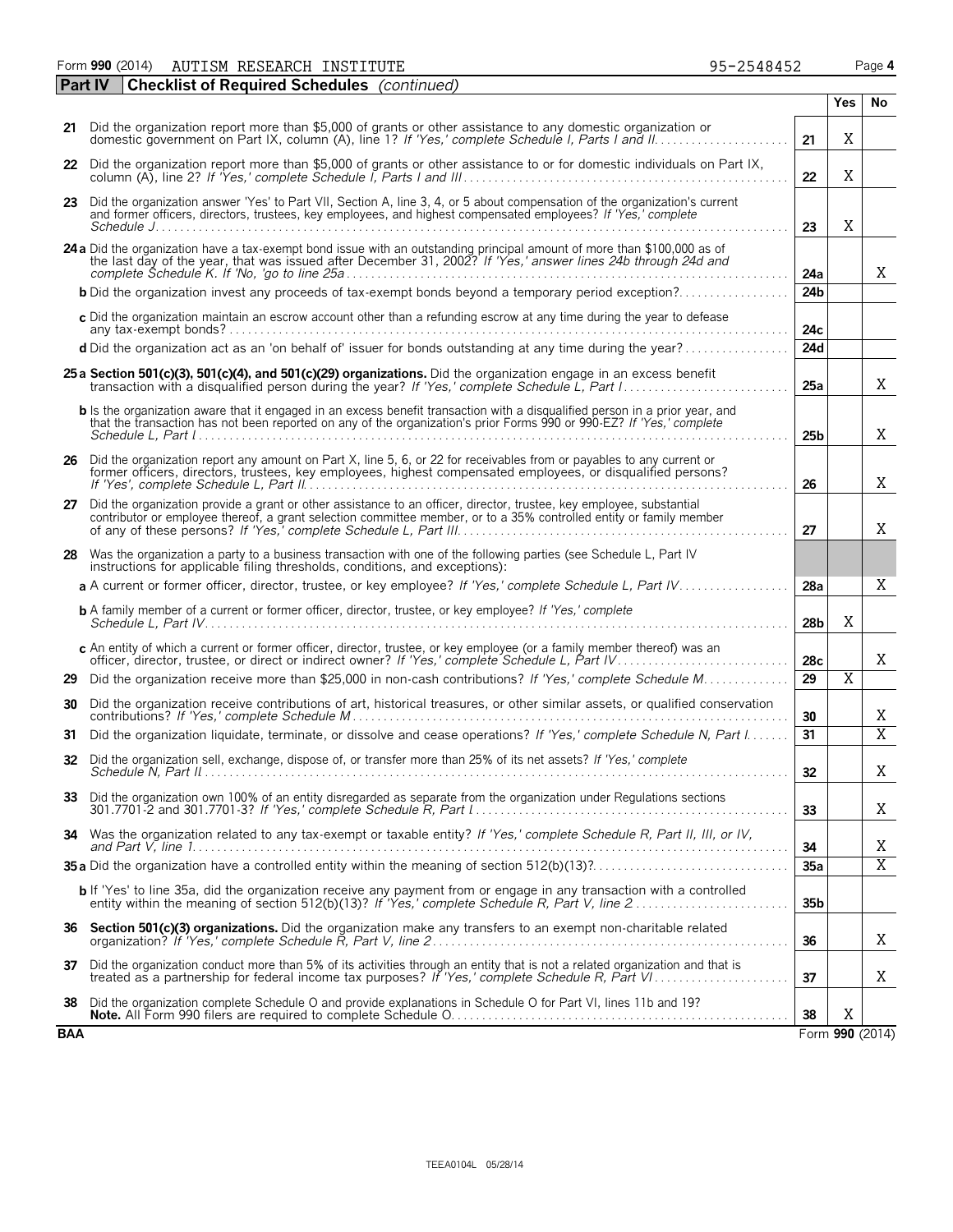Form **990** (2014) AUTISM RESEARCH INSTITUTE 95-2548452

**Part IV** **Checklist of Required Schedules** *(continued)*

| | | | Yes | No |
|---|---|---|---|---|
| **21** | Did the organization report more than $5,000 of grants or other assistance to any domestic organization or domestic government on Part IX, column (A), line 1? *If 'Yes,' complete Schedule I, Parts I and II* | **21** | X | |
| **22** | Did the organization report more than $5,000 of grants or other assistance to or for domestic individuals on Part IX, column (A), line 2? *If 'Yes,' complete Schedule I, Parts I and III* | **22** | X | |
| **23** | Did the organization answer 'Yes' to Part VII, Section A, line 3, 4, or 5 about compensation of the organization's current and former officers, directors, trustees, key employees, and highest compensated employees? *If 'Yes,' complete Schedule J* | **23** | X | |
| **24a** | Did the organization have a tax-exempt bond issue with an outstanding principal amount of more than $100,000 as of the last day of the year, that was issued after December 31, 2002? *If 'Yes,' answer lines 24b through 24d and complete Schedule K. If 'No,' go to line 25a* | **24a** | | X |
| **b** | Did the organization invest any proceeds of tax-exempt bonds beyond a temporary period exception? | **24b** | | |
| **c** | Did the organization maintain an escrow account other than a refunding escrow at any time during the year to defease any tax-exempt bonds? | **24c** | | |
| **d** | Did the organization act as an 'on behalf of' issuer for bonds outstanding at any time during the year? | **24d** | | |
| **25a** | **Section 501(c)(3), 501(c)(4), and 501(c)(29) organizations.** Did the organization engage in an excess benefit transaction with a disqualified person during the year? *If 'Yes,' complete Schedule L, Part I* | **25a** | | X |
| **b** | Is the organization aware that it engaged in an excess benefit transaction with a disqualified person in a prior year, and that the transaction has not been reported on any of the organization's prior Forms 990 or 990-EZ? *If 'Yes,' complete Schedule L, Part I* | **25b** | | X |
| **26** | Did the organization report any amount on Part X, line 5, 6, or 22 for receivables from or payables to any current or former officers, directors, trustees, key employees, highest compensated employees, or disqualified persons? *If 'Yes', complete Schedule L, Part II* | **26** | | X |
| **27** | Did the organization provide a grant or other assistance to an officer, director, trustee, key employee, substantial contributor or employee thereof, a grant selection committee member, or to a 35% controlled entity or family member of any of these persons? *If 'Yes,' complete Schedule L, Part III* | **27** | | X |
| **28** | Was the organization a party to a business transaction with one of the following parties (see Schedule L, Part IV instructions for applicable filing thresholds, conditions, and exceptions): | | | |
| **a** | A current or former officer, director, trustee, or key employee? *If 'Yes,' complete Schedule L, Part IV* | **28a** | | X |
| **b** | A family member of a current or former officer, director, trustee, or key employee? *If 'Yes,' complete Schedule L, Part IV* | **28b** | X | |
| **c** | An entity of which a current or former officer, director, trustee, or key employee (or a family member thereof) was an officer, director, trustee, or direct or indirect owner? *If 'Yes,' complete Schedule L, Part IV* | **28c** | | X |
| **29** | Did the organization receive more than $25,000 in non-cash contributions? *If 'Yes,' complete Schedule M* | **29** | X | |
| **30** | Did the organization receive contributions of art, historical treasures, or other similar assets, or qualified conservation contributions? *If 'Yes,' complete Schedule M* | **30** | | X |
| **31** | Did the organization liquidate, terminate, or dissolve and cease operations? *If 'Yes,' complete Schedule N, Part I* | **31** | | X |
| **32** | Did the organization sell, exchange, dispose of, or transfer more than 25% of its net assets? *If 'Yes,' complete Schedule N, Part II* | **32** | | X |
| **33** | Did the organization own 100% of an entity disregarded as separate from the organization under Regulations sections 301.7701-2 and 301.7701-3? *If 'Yes,' complete Schedule R, Part I* | **33** | | X |
| **34** | Was the organization related to any tax-exempt or taxable entity? *If 'Yes,' complete Schedule R, Part II, III, or IV, and Part V, line 1* | **34** | | X |
| **35a** | Did the organization have a controlled entity within the meaning of section 512(b)(13)? | **35a** | | X |
| **b** | If 'Yes' to line 35a, did the organization receive any payment from or engage in any transaction with a controlled entity within the meaning of section 512(b)(13)? *If 'Yes,' complete Schedule R, Part V, line 2* | **35b** | | |
| **36** | **Section 501(c)(3) organizations.** Did the organization make any transfers to an exempt non-charitable related organization? *If 'Yes,' complete Schedule R, Part V, line 2* | **36** | | X |
| **37** | Did the organization conduct more than 5% of its activities through an entity that is not a related organization and that is treated as a partnership for federal income tax purposes? *If 'Yes,' complete Schedule R, Part VI* | **37** | | X |
| **38** | Did the organization complete Schedule O and provide explanations in Schedule O for Part VI, lines 11b and 19? **Note.** All Form 990 filers are required to complete Schedule O. | **38** | X | |

**BAA** Form **990** (2014)

TEEA0104L 05/28/14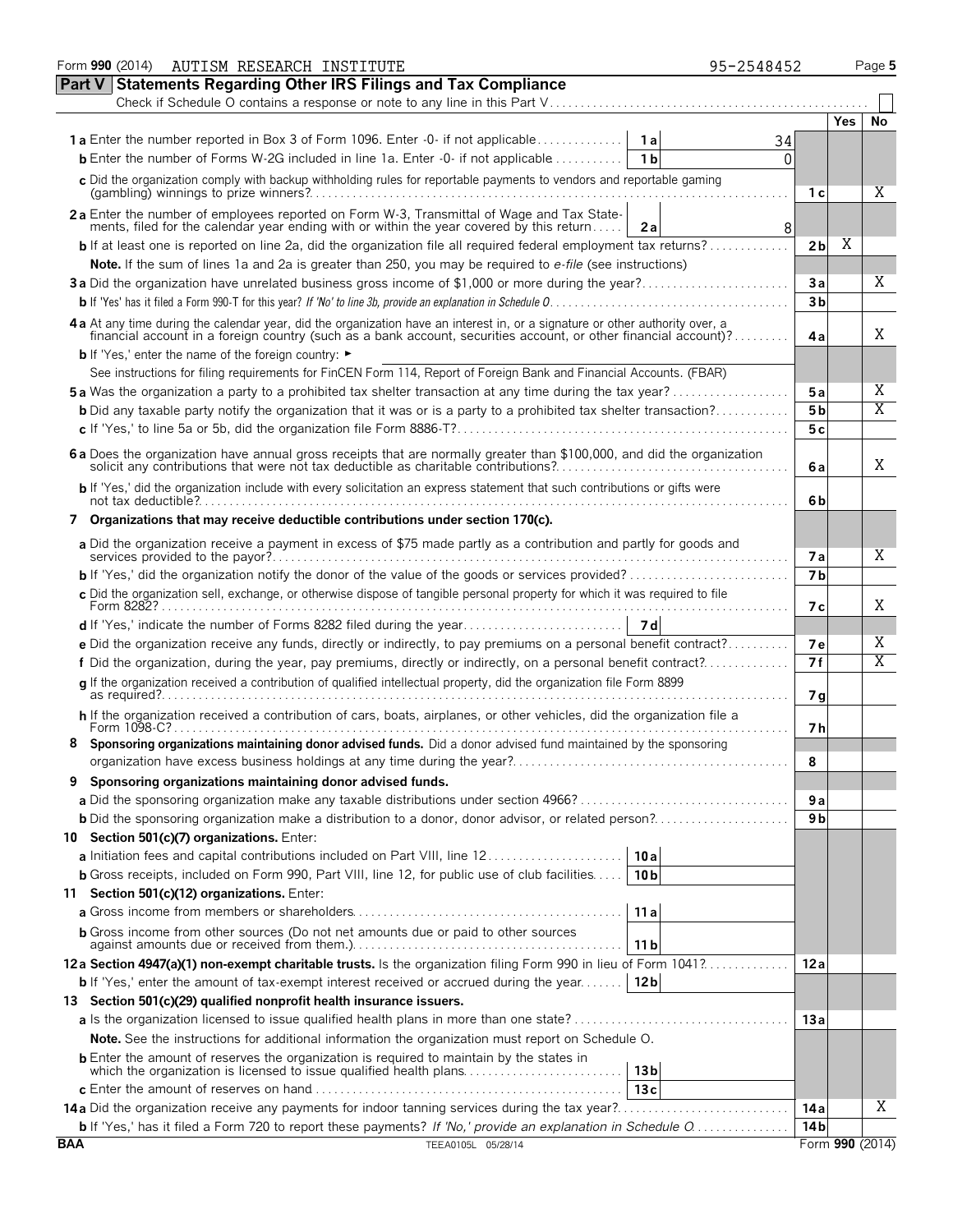Form **990** (2014) AUTISM RESEARCH INSTITUTE 95-2548452

## Part V Statements Regarding Other IRS Filings and Tax Compliance

Check if Schedule O contains a response or note to any line in this Part V . . . . . ☐

| | | | | Yes | No |
|---|---|---|---|---|---|
| **1a** Enter the number reported in Box 3 of Form 1096. Enter -0- if not applicable | **1a** | 34 | | | |
| **b** Enter the number of Forms W-2G included in line 1a. Enter -0- if not applicable | **1b** | 0 | | | |
| **c** Did the organization comply with backup withholding rules for reportable payments to vendors and reportable gaming (gambling) winnings to prize winners? | | | **1c** | | X |
| **2a** Enter the number of employees reported on Form W-3, Transmittal of Wage and Tax Statements, filed for the calendar year ending with or within the year covered by this return | **2a** | 8 | | | |
| **b** If at least one is reported on line 2a, did the organization file all required federal employment tax returns? | | | **2b** | X | |
| **Note.** If the sum of lines 1a and 2a is greater than 250, you may be required to *e-file* (see instructions) | | | | | |
| **3a** Did the organization have unrelated business gross income of $1,000 or more during the year? | | | **3a** | | X |
| **b** If 'Yes' has it filed a Form 990-T for this year? *If 'No' to line 3b, provide an explanation in Schedule O* | | | **3b** | | |
| **4a** At any time during the calendar year, did the organization have an interest in, or a signature or other authority over, a financial account in a foreign country (such as a bank account, securities account, or other financial account)? | | | **4a** | | X |
| **b** If 'Yes,' enter the name of the foreign country: ► | | | | | |
| See instructions for filing requirements for FinCEN Form 114, Report of Foreign Bank and Financial Accounts. (FBAR) | | | | | |
| **5a** Was the organization a party to a prohibited tax shelter transaction at any time during the tax year? | | | **5a** | | X |
| **b** Did any taxable party notify the organization that it was or is a party to a prohibited tax shelter transaction? | | | **5b** | | X |
| **c** If 'Yes,' to line 5a or 5b, did the organization file Form 8886-T? | | | **5c** | | |
| **6a** Does the organization have annual gross receipts that are normally greater than $100,000, and did the organization solicit any contributions that were not tax deductible as charitable contributions? | | | **6a** | | X |
| **b** If 'Yes,' did the organization include with every solicitation an express statement that such contributions or gifts were not tax deductible? | | | **6b** | | |
| **7 Organizations that may receive deductible contributions under section 170(c).** | | | | | |
| **a** Did the organization receive a payment in excess of $75 made partly as a contribution and partly for goods and services provided to the payor? | | | **7a** | | X |
| **b** If 'Yes,' did the organization notify the donor of the value of the goods or services provided? | | | **7b** | | |
| **c** Did the organization sell, exchange, or otherwise dispose of tangible personal property for which it was required to file Form 8282? | | | **7c** | | X |
| **d** If 'Yes,' indicate the number of Forms 8282 filed during the year | **7d** | | | | |
| **e** Did the organization receive any funds, directly or indirectly, to pay premiums on a personal benefit contract? | | | **7e** | | X |
| **f** Did the organization, during the year, pay premiums, directly or indirectly, on a personal benefit contract? | | | **7f** | | X |
| **g** If the organization received a contribution of qualified intellectual property, did the organization file Form 8899 as required? | | | **7g** | | |
| **h** If the organization received a contribution of cars, boats, airplanes, or other vehicles, did the organization file a Form 1098-C? | | | **7h** | | |
| **8 Sponsoring organizations maintaining donor advised funds.** Did a donor advised fund maintained by the sponsoring organization have excess business holdings at any time during the year? | | | **8** | | |
| **9 Sponsoring organizations maintaining donor advised funds.** | | | | | |
| **a** Did the sponsoring organization make any taxable distributions under section 4966? | | | **9a** | | |
| **b** Did the sponsoring organization make a distribution to a donor, donor advisor, or related person? | | | **9b** | | |
| **10 Section 501(c)(7) organizations.** Enter: | | | | | |
| **a** Initiation fees and capital contributions included on Part VIII, line 12 | **10a** | | | | |
| **b** Gross receipts, included on Form 990, Part VIII, line 12, for public use of club facilities | **10b** | | | | |
| **11 Section 501(c)(12) organizations.** Enter: | | | | | |
| **a** Gross income from members or shareholders | **11a** | | | | |
| **b** Gross income from other sources (Do not net amounts due or paid to other sources against amounts due or received from them.) | **11b** | | | | |
| **12a Section 4947(a)(1) non-exempt charitable trusts.** Is the organization filing Form 990 in lieu of Form 1041? | | | **12a** | | |
| **b** If 'Yes,' enter the amount of tax-exempt interest received or accrued during the year | **12b** | | | | |
| **13 Section 501(c)(29) qualified nonprofit health insurance issuers.** | | | | | |
| **a** Is the organization licensed to issue qualified health plans in more than one state? | | | **13a** | | |
| **Note.** See the instructions for additional information the organization must report on Schedule O. | | | | | |
| **b** Enter the amount of reserves the organization is required to maintain by the states in which the organization is licensed to issue qualified health plans | **13b** | | | | |
| **c** Enter the amount of reserves on hand | **13c** | | | | |
| **14a** Did the organization receive any payments for indoor tanning services during the tax year? | | | **14a** | | X |
| **b** If 'Yes,' has it filed a Form 720 to report these payments? *If 'No,' provide an explanation in Schedule O* | | | **14b** | | |

BAA TEEA0105L 05/28/14 Form **990** (2014)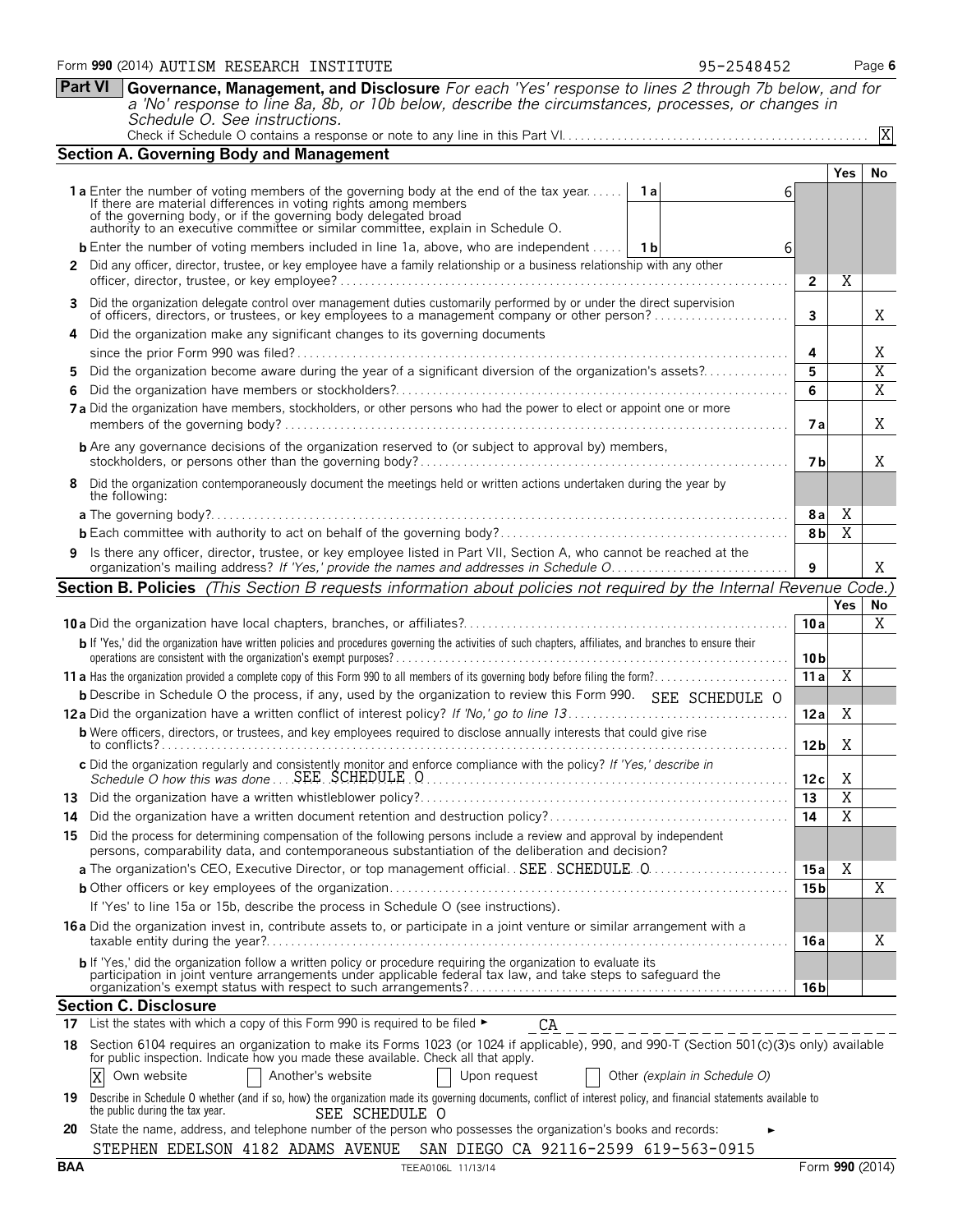Form **990** (2014) AUTISM RESEARCH INSTITUTE 95-2548452 Page **6**

## Part VI Governance, Management, and Disclosure

*For each 'Yes' response to lines 2 through 7b below, and for a 'No' response to line 8a, 8b, or 10b below, describe the circumstances, processes, or changes in Schedule O. See instructions.*

Check if Schedule O contains a response or note to any line in this Part VI . . . . . . [X]

### Section A. Governing Body and Management

| | | | Yes | No |
|---|---|---|---|---|
| **1a** Enter the number of voting members of the governing body at the end of the tax year. If there are material differences in voting rights among members of the governing body, or if the governing body delegated broad authority to an executive committee or similar committee, explain in Schedule O. | 1a | 6 | | |
| **b** Enter the number of voting members included in line 1a, above, who are independent | 1b | 6 | | |
| **2** Did any officer, director, trustee, or key employee have a family relationship or a business relationship with any other officer, director, trustee, or key employee? | 2 | | X | |
| **3** Did the organization delegate control over management duties customarily performed by or under the direct supervision of officers, directors, or trustees, or key employees to a management company or other person? | 3 | | | X |
| **4** Did the organization make any significant changes to its governing documents since the prior Form 990 was filed? | 4 | | | X |
| **5** Did the organization become aware during the year of a significant diversion of the organization's assets? | 5 | | | X |
| **6** Did the organization have members or stockholders? | 6 | | | X |
| **7a** Did the organization have members, stockholders, or other persons who had the power to elect or appoint one or more members of the governing body? | 7a | | | X |
| **b** Are any governance decisions of the organization reserved to (or subject to approval by) members, stockholders, or persons other than the governing body? | 7b | | | X |
| **8** Did the organization contemporaneously document the meetings held or written actions undertaken during the year by the following: | | | | |
| **a** The governing body? | 8a | | X | |
| **b** Each committee with authority to act on behalf of the governing body? | 8b | | X | |
| **9** Is there any officer, director, trustee, or key employee listed in Part VII, Section A, who cannot be reached at the organization's mailing address? *If 'Yes,' provide the names and addresses in Schedule O* | 9 | | | X |

### Section B. Policies *(This Section B requests information about policies not required by the Internal Revenue Code.)*

| | | Yes | No |
|---|---|---|---|
| **10a** Did the organization have local chapters, branches, or affiliates? | 10a | | X |
| **b** If 'Yes,' did the organization have written policies and procedures governing the activities of such chapters, affiliates, and branches to ensure their operations are consistent with the organization's exempt purposes? | 10b | | |
| **11a** Has the organization provided a complete copy of this Form 990 to all members of its governing body before filing the form? | 11a | X | |
| **b** Describe in Schedule O the process, if any, used by the organization to review this Form 990. SEE SCHEDULE O | | | |
| **12a** Did the organization have a written conflict of interest policy? *If 'No,' go to line 13* | 12a | X | |
| **b** Were officers, directors, or trustees, and key employees required to disclose annually interests that could give rise to conflicts? | 12b | X | |
| **c** Did the organization regularly and consistently monitor and enforce compliance with the policy? *If 'Yes,' describe in Schedule O how this was done* SEE SCHEDULE O | 12c | X | |
| **13** Did the organization have a written whistleblower policy? | 13 | X | |
| **14** Did the organization have a written document retention and destruction policy? | 14 | X | |
| **15** Did the process for determining compensation of the following persons include a review and approval by independent persons, comparability data, and contemporaneous substantiation of the deliberation and decision? | | | |
| **a** The organization's CEO, Executive Director, or top management official SEE SCHEDULE O | 15a | X | |
| **b** Other officers or key employees of the organization | 15b | | X |
| If 'Yes' to line 15a or 15b, describe the process in Schedule O (see instructions). | | | |
| **16a** Did the organization invest in, contribute assets to, or participate in a joint venture or similar arrangement with a taxable entity during the year? | 16a | | X |
| **b** If 'Yes,' did the organization follow a written policy or procedure requiring the organization to evaluate its participation in joint venture arrangements under applicable federal tax law, and take steps to safeguard the organization's exempt status with respect to such arrangements? | 16b | | |

### Section C. Disclosure

**17** List the states with which a copy of this Form 990 is required to be filed ► CA

**18** Section 6104 requires an organization to make its Forms 1023 (or 1024 if applicable), 990, and 990-T (Section 501(c)(3)s only) available for public inspection. Indicate how you made these available. Check all that apply.

[X] Own website [ ] Another's website [ ] Upon request [ ] Other *(explain in Schedule O)*

**19** Describe in Schedule O whether (and if so, how) the organization made its governing documents, conflict of interest policy, and financial statements available to the public during the tax year. SEE SCHEDULE O

**20** State the name, address, and telephone number of the person who possesses the organization's books and records: ►

STEPHEN EDELSON 4182 ADAMS AVENUE SAN DIEGO CA 92116-2599 619-563-0915

BAA TEEA0106L 11/13/14 Form **990** (2014)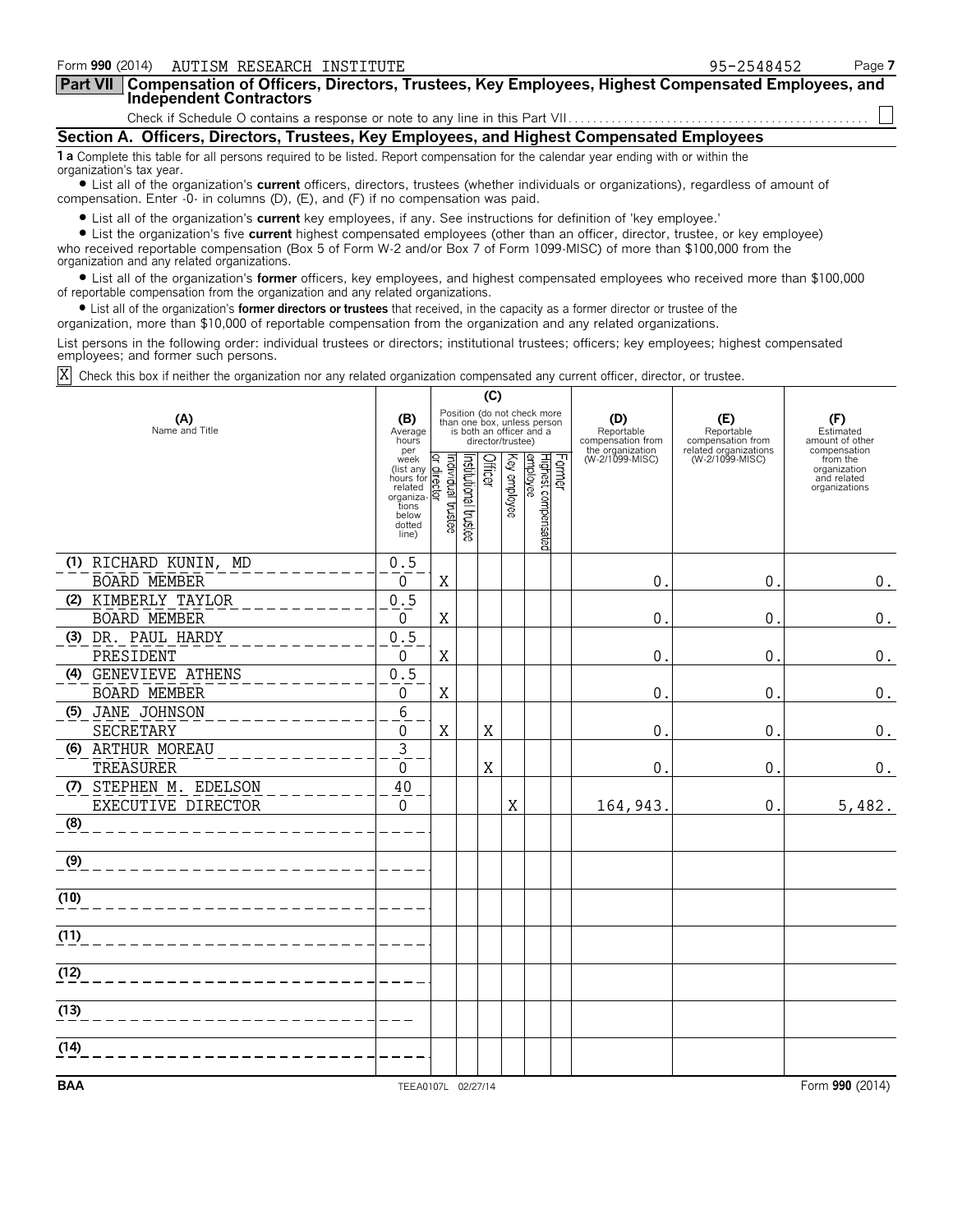Form **990** (2014) AUTISM RESEARCH INSTITUTE 95-2548452

**Part VII Compensation of Officers, Directors, Trustees, Key Employees, Highest Compensated Employees, and Independent Contractors**

Check if Schedule O contains a response or note to any line in this Part VII. . . . . . . . . . . . . . ☐

## Section A. Officers, Directors, Trustees, Key Employees, and Highest Compensated Employees

**1 a** Complete this table for all persons required to be listed. Report compensation for the calendar year ending with or within the organization's tax year.

- List all of the organization's **current** officers, directors, trustees (whether individuals or organizations), regardless of amount of compensation. Enter -0- in columns (D), (E), and (F) if no compensation was paid.
- List all of the organization's **current** key employees, if any. See instructions for definition of 'key employee.'
- List the organization's five **current** highest compensated employees (other than an officer, director, trustee, or key employee) who received reportable compensation (Box 5 of Form W-2 and/or Box 7 of Form 1099-MISC) of more than $100,000 from the organization and any related organizations.
- List all of the organization's **former** officers, key employees, and highest compensated employees who received more than $100,000 of reportable compensation from the organization and any related organizations.
- List all of the organization's **former directors or trustees** that received, in the capacity as a former director or trustee of the organization, more than $10,000 of reportable compensation from the organization and any related organizations.

List persons in the following order: individual trustees or directors; institutional trustees; officers; key employees; highest compensated employees; and former such persons.

☒ Check this box if neither the organization nor any related organization compensated any current officer, director, or trustee.

| (A) Name and Title | (B) Average hours per week (list any hours for related organizations below dotted line) | (C) Position (do not check more than one box, unless person is both an officer and a director/trustee) | | | | | | (D) Reportable compensation from the organization (W-2/1099-MISC) | (E) Reportable compensation from related organizations (W-2/1099-MISC) | (F) Estimated amount of other compensation from the organization and related organizations |
|---|---|---|---|---|---|---|---|---|---|---|
| | | Individual trustee or director | Institutional trustee | Officer | Key employee | Highest compensated employee | Former | | | |
| (1) RICHARD KUNIN, MD<br>BOARD MEMBER | 0.5<br>0 | X | | | | | | 0. | 0. | 0. |
| (2) KIMBERLY TAYLOR<br>BOARD MEMBER | 0.5<br>0 | X | | | | | | 0. | 0. | 0. |
| (3) DR. PAUL HARDY<br>PRESIDENT | 0.5<br>0 | X | | | | | | 0. | 0. | 0. |
| (4) GENEVIEVE ATHENS<br>BOARD MEMBER | 0.5<br>0 | X | | | | | | 0. | 0. | 0. |
| (5) JANE JOHNSON<br>SECRETARY | 6<br>0 | X | | X | | | | 0. | 0. | 0. |
| (6) ARTHUR MOREAU<br>TREASURER | 3<br>0 | | | X | | | | 0. | 0. | 0. |
| (7) STEPHEN M. EDELSON<br>EXECUTIVE DIRECTOR | 40<br>0 | | | | X | | | 164,943. | 0. | 5,482. |
| (8) | | | | | | | | | | |
| (9) | | | | | | | | | | |
| (10) | | | | | | | | | | |
| (11) | | | | | | | | | | |
| (12) | | | | | | | | | | |
| (13) | | | | | | | | | | |
| (14) | | | | | | | | | | |

BAA TEEA0107L 02/27/14 Form **990** (2014)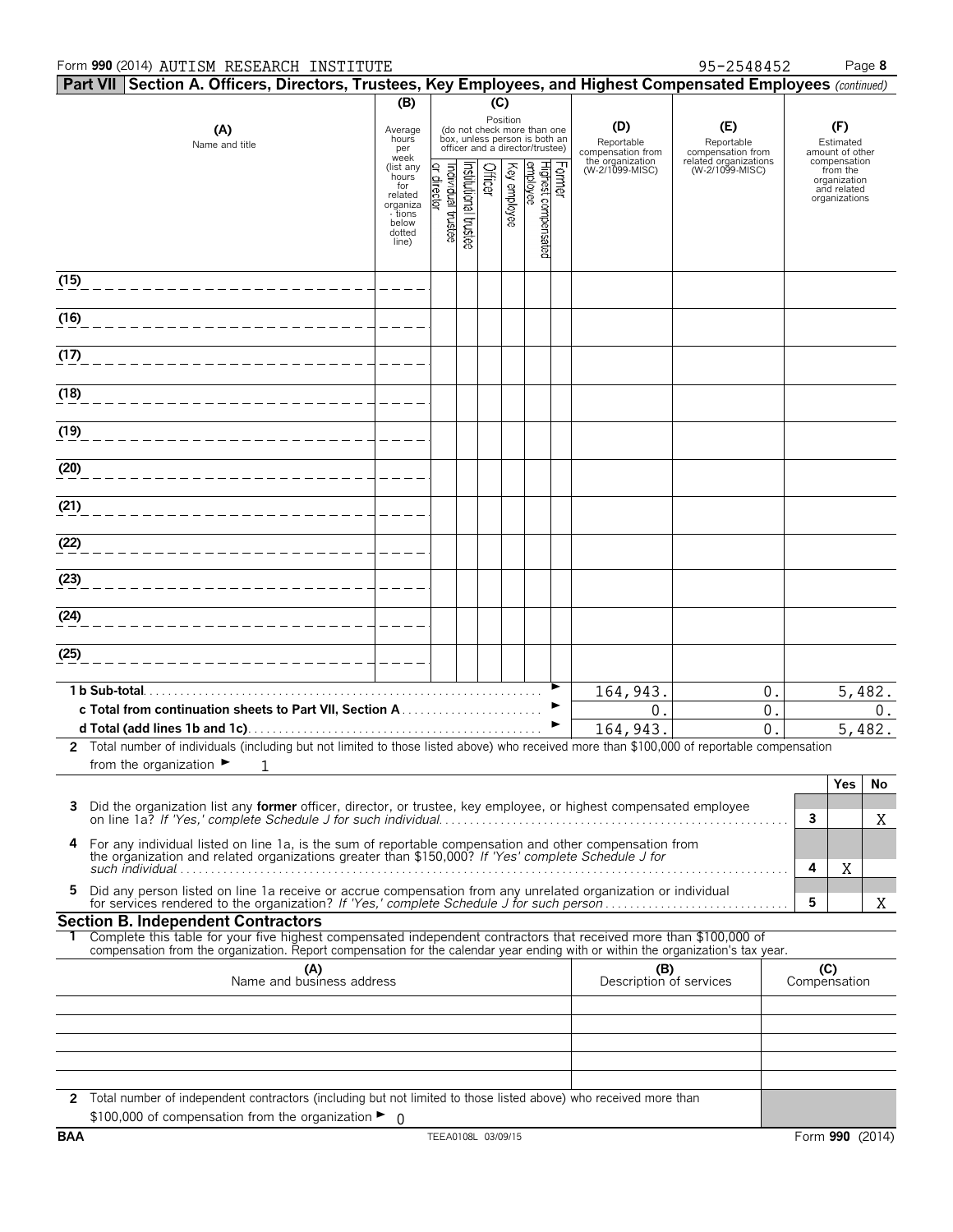Form **990** (2014) AUTISM RESEARCH INSTITUTE 95-2548452 Page **8**

## Part VII Section A. Officers, Directors, Trustees, Key Employees, and Highest Compensated Employees *(continued)*

| (A) Name and title | (B) Average hours per week (list any hours for related organizations below dotted line) | (C) Position (do not check more than one box, unless person is both an officer and a director/trustee): Individual trustee or director | Institutional trustee | Officer | Key employee | Highest compensated employee | Former | (D) Reportable compensation from the organization (W-2/1099-MISC) | (E) Reportable compensation from related organizations (W-2/1099-MISC) | (F) Estimated amount of other compensation from the organization and related organizations |
|---|---|---|---|---|---|---|---|---|---|---|
| (15) | | | | | | | | | | |
| (16) | | | | | | | | | | |
| (17) | | | | | | | | | | |
| (18) | | | | | | | | | | |
| (19) | | | | | | | | | | |
| (20) | | | | | | | | | | |
| (21) | | | | | | | | | | |
| (22) | | | | | | | | | | |
| (23) | | | | | | | | | | |
| (24) | | | | | | | | | | |
| (25) | | | | | | | | | | |
| **1 b Sub-total** | | | | | | | | 164,943. | 0. | 5,482. |
| **c Total from continuation sheets to Part VII, Section A** | | | | | | | | 0. | 0. | 0. |
| **d Total (add lines 1b and 1c)** | | | | | | | | 164,943. | 0. | 5,482. |

**2** Total number of individuals (including but not limited to those listed above) who received more than $100,000 of reportable compensation from the organization ► 1

| | | | Yes | No |
|---|---|---|---|---|
| **3** | Did the organization list any **former** officer, director, or trustee, key employee, or highest compensated employee on line 1a? *If 'Yes,' complete Schedule J for such individual* | 3 | | X |
| **4** | For any individual listed on line 1a, is the sum of reportable compensation and other compensation from the organization and related organizations greater than $150,000? *If 'Yes' complete Schedule J for such individual* | 4 | X | |
| **5** | Did any person listed on line 1a receive or accrue compensation from any unrelated organization or individual for services rendered to the organization? *If 'Yes,' complete Schedule J for such person* | 5 | | X |

### Section B. Independent Contractors

**1** Complete this table for your five highest compensated independent contractors that received more than $100,000 of compensation from the organization. Report compensation for the calendar year ending with or within the organization's tax year.

| (A) Name and business address | (B) Description of services | (C) Compensation |
|---|---|---|
| | | |
| | | |
| | | |
| | | |
| | | |

**2** Total number of independent contractors (including but not limited to those listed above) who received more than $100,000 of compensation from the organization ► 0

BAA TEEA0108L 03/09/15 Form **990** (2014)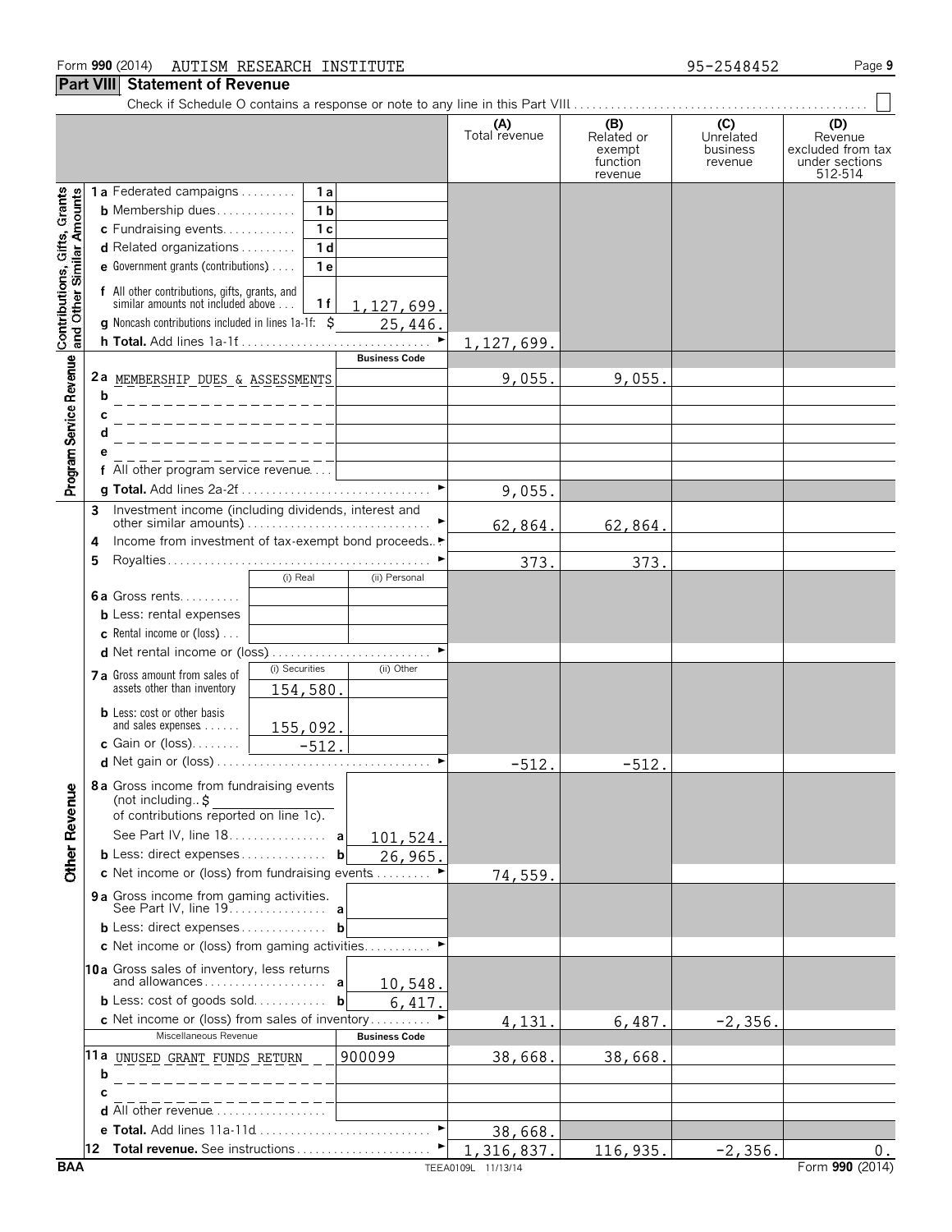Form 990 (2014) AUTISM RESEARCH INSTITUTE 95-2548452

## Part VIII Statement of Revenue

Check if Schedule O contains a response or note to any line in this Part VIII . . . ☐

| | | | (A) Total revenue | (B) Related or exempt function revenue | (C) Unrelated business revenue | (D) Revenue excluded from tax under sections 512-514 |
|---|---|---|---|---|---|---|
| **Contributions, Gifts, Grants and Other Similar Amounts** | 1a Federated campaigns . . . 1a | | | | | |
| | b Membership dues . . . 1b | | | | | |
| | c Fundraising events . . . 1c | | | | | |
| | d Related organizations . . . 1d | | | | | |
| | e Government grants (contributions) . . . 1e | | | | | |
| | f All other contributions, gifts, grants, and similar amounts not included above . . . 1f | 1,127,699. | | | | |
| | g Noncash contributions included in lines 1a-1f: $ | 25,446. | | | | |
| | h Total. Add lines 1a-1f . . . ► | | 1,127,699. | | | |
| **Program Service Revenue** | | Business Code | | | | |
| | 2a MEMBERSHIP DUES & ASSESSMENTS | | 9,055. | 9,055. | | |
| | b | | | | | |
| | c | | | | | |
| | d | | | | | |
| | e | | | | | |
| | f All other program service revenue . . . | | | | | |
| | g Total. Add lines 2a-2f . . . ► | | 9,055. | | | |
| **Other Revenue** | 3 Investment income (including dividends, interest and other similar amounts) . . . ► | | 62,864. | 62,864. | | |
| | 4 Income from investment of tax-exempt bond proceeds . . ► | | | | | |
| | 5 Royalties . . . ► | | 373. | 373. | | |
| | (i) Real | (ii) Personal | | | | |
| | 6a Gross rents . . . | | | | | |
| | b Less: rental expenses | | | | | |
| | c Rental income or (loss) . . . | | | | | |
| | d Net rental income or (loss) . . . ► | | | | | |
| | (i) Securities | (ii) Other | | | | |
| | 7a Gross amount from sales of assets other than inventory: 154,580. | | | | | |
| | b Less: cost or other basis and sales expenses: 155,092. | | | | | |
| | c Gain or (loss): -512. | | | | | |
| | d Net gain or (loss) . . . ► | | -512. | -512. | | |
| | 8a Gross income from fundraising events (not including $ of contributions reported on line 1c). See Part IV, line 18 . . . a | 101,524. | | | | |
| | b Less: direct expenses . . . b | 26,965. | | | | |
| | c Net income or (loss) from fundraising events . . . ► | | 74,559. | | | |
| | 9a Gross income from gaming activities. See Part IV, line 19 . . . a | | | | | |
| | b Less: direct expenses . . . b | | | | | |
| | c Net income or (loss) from gaming activities . . . ► | | | | | |
| | 10a Gross sales of inventory, less returns and allowances . . . a | 10,548. | | | | |
| | b Less: cost of goods sold . . . b | 6,417. | | | | |
| | c Net income or (loss) from sales of inventory . . . ► | | 4,131. | 6,487. | -2,356. | |
| | Miscellaneous Revenue | Business Code | | | | |
| | 11a UNUSED GRANT FUNDS RETURN | 900099 | 38,668. | 38,668. | | |
| | b | | | | | |
| | c | | | | | |
| | d All other revenue . . . | | | | | |
| | e Total. Add lines 11a-11d . . . ► | | 38,668. | | | |
| | 12 Total revenue. See instructions . . . ► | | 1,316,837. | 116,935. | -2,356. | 0. |

BAA TEEA0109L 11/13/14 Form 990 (2014)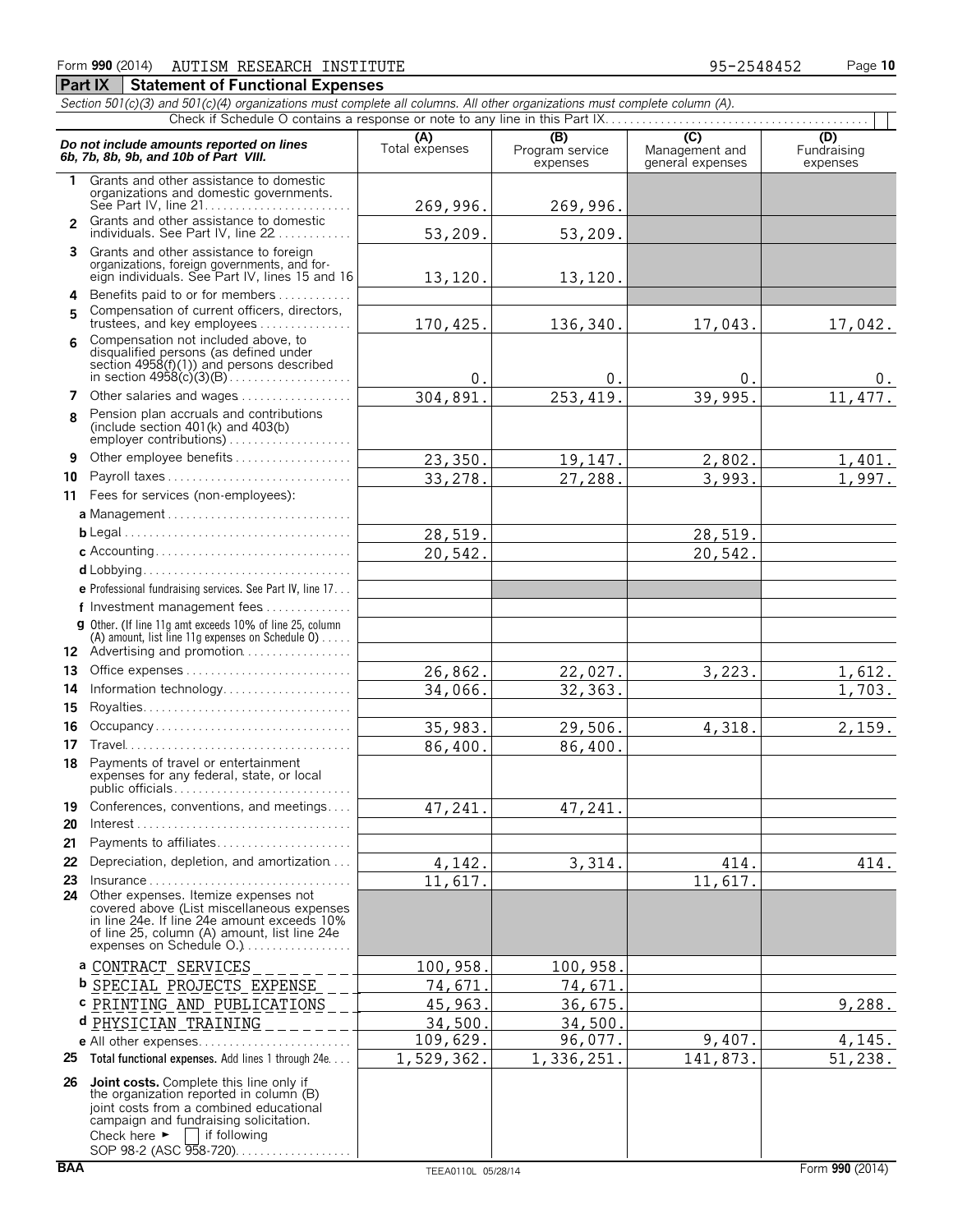Form **990** (2014) AUTISM RESEARCH INSTITUTE 95-2548452

## Part IX Statement of Functional Expenses

*Section 501(c)(3) and 501(c)(4) organizations must complete all columns. All other organizations must complete column (A).*

Check if Schedule O contains a response or note to any line in this Part IX. . . . . . . . . . . . . . . . . . . . . . . . . . . . . . . . . . . . . . . . . . [ ]

| ***Do not include amounts reported on lines 6b, 7b, 8b, 9b, and 10b of Part VIII.*** | (A) Total expenses | (B) Program service expenses | (C) Management and general expenses | (D) Fundraising expenses |
|---|---|---|---|---|
| **1** Grants and other assistance to domestic organizations and domestic governments. See Part IV, line 21 | 269,996. | 269,996. | | |
| **2** Grants and other assistance to domestic individuals. See Part IV, line 22 | 53,209. | 53,209. | | |
| **3** Grants and other assistance to foreign organizations, foreign governments, and foreign individuals. See Part IV, lines 15 and 16 | 13,120. | 13,120. | | |
| **4** Benefits paid to or for members | | | | |
| **5** Compensation of current officers, directors, trustees, and key employees | 170,425. | 136,340. | 17,043. | 17,042. |
| **6** Compensation not included above, to disqualified persons (as defined under section 4958(f)(1)) and persons described in section 4958(c)(3)(B) | 0. | 0. | 0. | 0. |
| **7** Other salaries and wages | 304,891. | 253,419. | 39,995. | 11,477. |
| **8** Pension plan accruals and contributions (include section 401(k) and 403(b) employer contributions) | | | | |
| **9** Other employee benefits | 23,350. | 19,147. | 2,802. | 1,401. |
| **10** Payroll taxes | 33,278. | 27,288. | 3,993. | 1,997. |
| **11** Fees for services (non-employees): | | | | |
| **a** Management | | | | |
| **b** Legal | 28,519. | | 28,519. | |
| **c** Accounting | 20,542. | | 20,542. | |
| **d** Lobbying | | | | |
| **e** Professional fundraising services. See Part IV, line 17 | | | | |
| **f** Investment management fees | | | | |
| **g** Other. (If line 11g amt exceeds 10% of line 25, column (A) amount, list line 11g expenses on Schedule O) | | | | |
| **12** Advertising and promotion | | | | |
| **13** Office expenses | 26,862. | 22,027. | 3,223. | 1,612. |
| **14** Information technology | 34,066. | 32,363. | | 1,703. |
| **15** Royalties | | | | |
| **16** Occupancy | 35,983. | 29,506. | 4,318. | 2,159. |
| **17** Travel | 86,400. | 86,400. | | |
| **18** Payments of travel or entertainment expenses for any federal, state, or local public officials | | | | |
| **19** Conferences, conventions, and meetings | 47,241. | 47,241. | | |
| **20** Interest | | | | |
| **21** Payments to affiliates | | | | |
| **22** Depreciation, depletion, and amortization | 4,142. | 3,314. | 414. | 414. |
| **23** Insurance | 11,617. | | 11,617. | |
| **24** Other expenses. Itemize expenses not covered above (List miscellaneous expenses in line 24e. If line 24e amount exceeds 10% of line 25, column (A) amount, list line 24e expenses on Schedule O.) | | | | |
| **a** CONTRACT SERVICES | 100,958. | 100,958. | | |
| **b** SPECIAL PROJECTS EXPENSE | 74,671. | 74,671. | | |
| **c** PRINTING AND PUBLICATIONS | 45,963. | 36,675. | | 9,288. |
| **d** PHYSICIAN TRAINING | 34,500. | 34,500. | | |
| **e** All other expenses | 109,629. | 96,077. | 9,407. | 4,145. |
| **25 Total functional expenses.** Add lines 1 through 24e | 1,529,362. | 1,336,251. | 141,873. | 51,238. |
| **26 Joint costs.** Complete this line only if the organization reported in column (B) joint costs from a combined educational campaign and fundraising solicitation. Check here ► [ ] if following SOP 98-2 (ASC 958-720) | | | | |

BAA TEEA0110L 05/28/14 Form **990** (2014)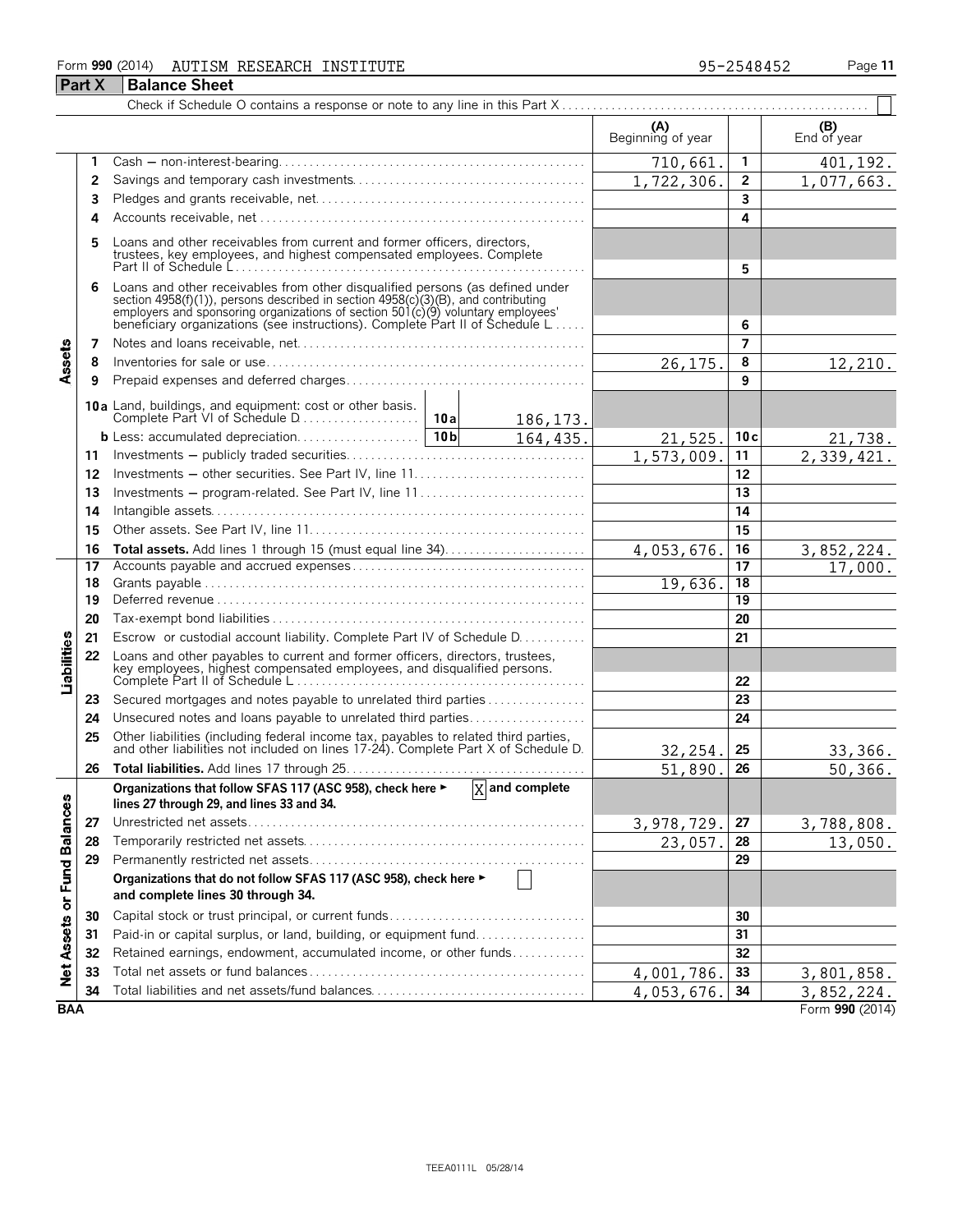Form **990** (2014) AUTISM RESEARCH INSTITUTE 95-2548452

## Part X Balance Sheet

Check if Schedule O contains a response or note to any line in this Part X . . . . . . . . . . . . . . . . . . . . . . . . . . . . . . . . . . . . . . . . . . . . . . . . . ☐

| | | | (A) Beginning of year | | (B) End of year |
|---|---|---|---|---|---|
| **Assets** | 1 | Cash – non-interest-bearing | 710,661. | 1 | 401,192. |
| | 2 | Savings and temporary cash investments | 1,722,306. | 2 | 1,077,663. |
| | 3 | Pledges and grants receivable, net | | 3 | |
| | 4 | Accounts receivable, net | | 4 | |
| | 5 | Loans and other receivables from current and former officers, directors, trustees, key employees, and highest compensated employees. Complete Part II of Schedule L | | 5 | |
| | 6 | Loans and other receivables from other disqualified persons (as defined under section 4958(f)(1)), persons described in section 4958(c)(3)(B), and contributing employers and sponsoring organizations of section 501(c)(9) voluntary employees' beneficiary organizations (see instructions). Complete Part II of Schedule L | | 6 | |
| | 7 | Notes and loans receivable, net | | 7 | |
| | 8 | Inventories for sale or use | 26,175. | 8 | 12,210. |
| | 9 | Prepaid expenses and deferred charges | | 9 | |
| | 10a | Land, buildings, and equipment: cost or other basis. Complete Part VI of Schedule D — 10a: 186,173. | | | |
| | b | Less: accumulated depreciation — 10b: 164,435. | 21,525. | 10c | 21,738. |
| | 11 | Investments – publicly traded securities | 1,573,009. | 11 | 2,339,421. |
| | 12 | Investments – other securities. See Part IV, line 11 | | 12 | |
| | 13 | Investments – program-related. See Part IV, line 11 | | 13 | |
| | 14 | Intangible assets | | 14 | |
| | 15 | Other assets. See Part IV, line 11 | | 15 | |
| | 16 | **Total assets.** Add lines 1 through 15 (must equal line 34) | 4,053,676. | 16 | 3,852,224. |
| **Liabilities** | 17 | Accounts payable and accrued expenses | | 17 | 17,000. |
| | 18 | Grants payable | 19,636. | 18 | |
| | 19 | Deferred revenue | | 19 | |
| | 20 | Tax-exempt bond liabilities | | 20 | |
| | 21 | Escrow or custodial account liability. Complete Part IV of Schedule D | | 21 | |
| | 22 | Loans and other payables to current and former officers, directors, trustees, key employees, highest compensated employees, and disqualified persons. Complete Part II of Schedule L | | 22 | |
| | 23 | Secured mortgages and notes payable to unrelated third parties | | 23 | |
| | 24 | Unsecured notes and loans payable to unrelated third parties | | 24 | |
| | 25 | Other liabilities (including federal income tax, payables to related third parties, and other liabilities not included on lines 17-24). Complete Part X of Schedule D | 32,254. | 25 | 33,366. |
| | 26 | **Total liabilities.** Add lines 17 through 25 | 51,890. | 26 | 50,366. |
| **Net Assets or Fund Balances** | | **Organizations that follow SFAS 117 (ASC 958), check here ► ☒ and complete lines 27 through 29, and lines 33 and 34.** | | | |
| | 27 | Unrestricted net assets | 3,978,729. | 27 | 3,788,808. |
| | 28 | Temporarily restricted net assets | 23,057. | 28 | 13,050. |
| | 29 | Permanently restricted net assets | | 29 | |
| | | **Organizations that do not follow SFAS 117 (ASC 958), check here ► ☐ and complete lines 30 through 34.** | | | |
| | 30 | Capital stock or trust principal, or current funds | | 30 | |
| | 31 | Paid-in or capital surplus, or land, building, or equipment fund | | 31 | |
| | 32 | Retained earnings, endowment, accumulated income, or other funds | | 32 | |
| | 33 | Total net assets or fund balances | 4,001,786. | 33 | 3,801,858. |
| | 34 | Total liabilities and net assets/fund balances | 4,053,676. | 34 | 3,852,224. |

BAA Form **990** (2014)

TEEA0111L 05/28/14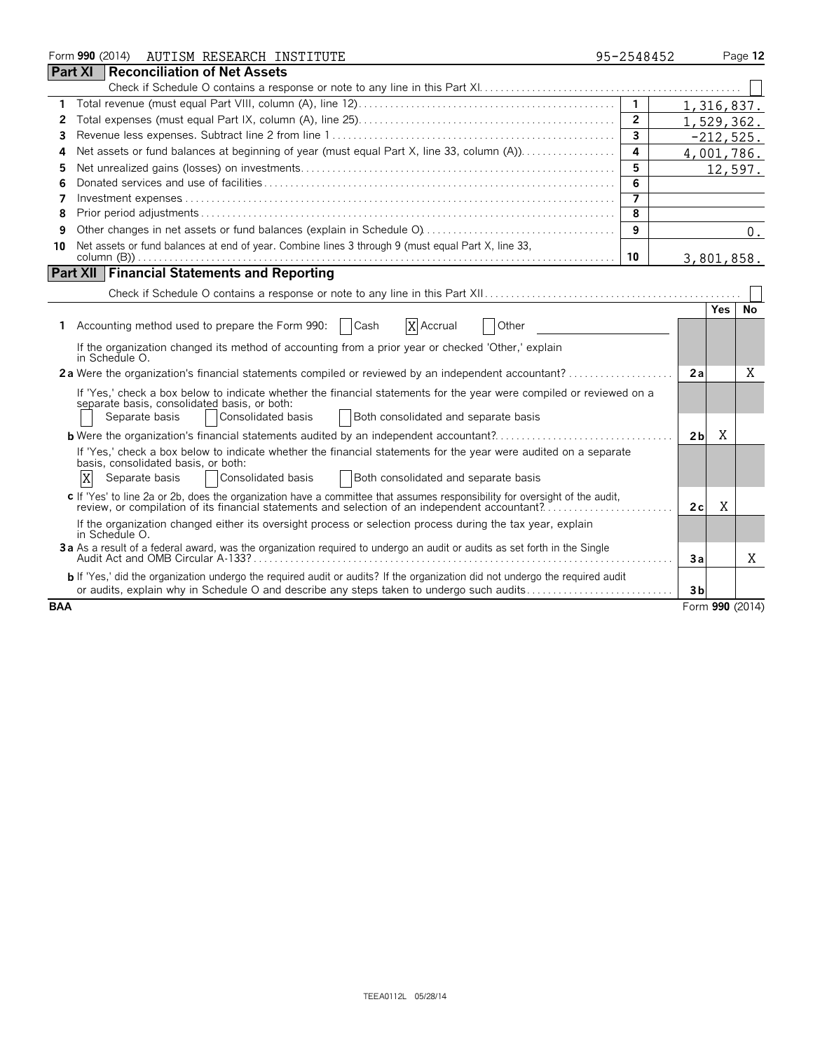Form **990** (2014) AUTISM RESEARCH INSTITUTE 95-2548452

## Part XI Reconciliation of Net Assets

Check if Schedule O contains a response or note to any line in this Part XI. ☐

| | | | |
|---|---|---|---|
| 1 | Total revenue (must equal Part VIII, column (A), line 12) | 1 | 1,316,837. |
| 2 | Total expenses (must equal Part IX, column (A), line 25) | 2 | 1,529,362. |
| 3 | Revenue less expenses. Subtract line 2 from line 1 | 3 | -212,525. |
| 4 | Net assets or fund balances at beginning of year (must equal Part X, line 33, column (A)) | 4 | 4,001,786. |
| 5 | Net unrealized gains (losses) on investments | 5 | 12,597. |
| 6 | Donated services and use of facilities | 6 | |
| 7 | Investment expenses | 7 | |
| 8 | Prior period adjustments | 8 | |
| 9 | Other changes in net assets or fund balances (explain in Schedule O) | 9 | 0. |
| 10 | Net assets or fund balances at end of year. Combine lines 3 through 9 (must equal Part X, line 33, column (B)) | 10 | 3,801,858. |

## Part XII Financial Statements and Reporting

Check if Schedule O contains a response or note to any line in this Part XII. ☐

| | | | Yes | No |
|---|---|---|---|---|
| **1** | Accounting method used to prepare the Form 990: ☐ Cash ☒ Accrual ☐ Other | | | |
| | If the organization changed its method of accounting from a prior year or checked 'Other,' explain in Schedule O. | | | |
| **2a** | Were the organization's financial statements compiled or reviewed by an independent accountant? | 2a | | X |
| | If 'Yes,' check a box below to indicate whether the financial statements for the year were compiled or reviewed on a separate basis, consolidated basis, or both: ☐ Separate basis ☐ Consolidated basis ☐ Both consolidated and separate basis | | | |
| **b** | Were the organization's financial statements audited by an independent accountant? | 2b | X | |
| | If 'Yes,' check a box below to indicate whether the financial statements for the year were audited on a separate basis, consolidated basis, or both: ☒ Separate basis ☐ Consolidated basis ☐ Both consolidated and separate basis | | | |
| **c** | If 'Yes' to line 2a or 2b, does the organization have a committee that assumes responsibility for oversight of the audit, review, or compilation of its financial statements and selection of an independent accountant? | 2c | X | |
| | If the organization changed either its oversight process or selection process during the tax year, explain in Schedule O. | | | |
| **3a** | As a result of a federal award, was the organization required to undergo an audit or audits as set forth in the Single Audit Act and OMB Circular A-133? | 3a | | X |
| **b** | If 'Yes,' did the organization undergo the required audit or audits? If the organization did not undergo the required audit or audits, explain why in Schedule O and describe any steps taken to undergo such audits | 3b | | |

BAA Form **990** (2014)

TEEA0112L 05/28/14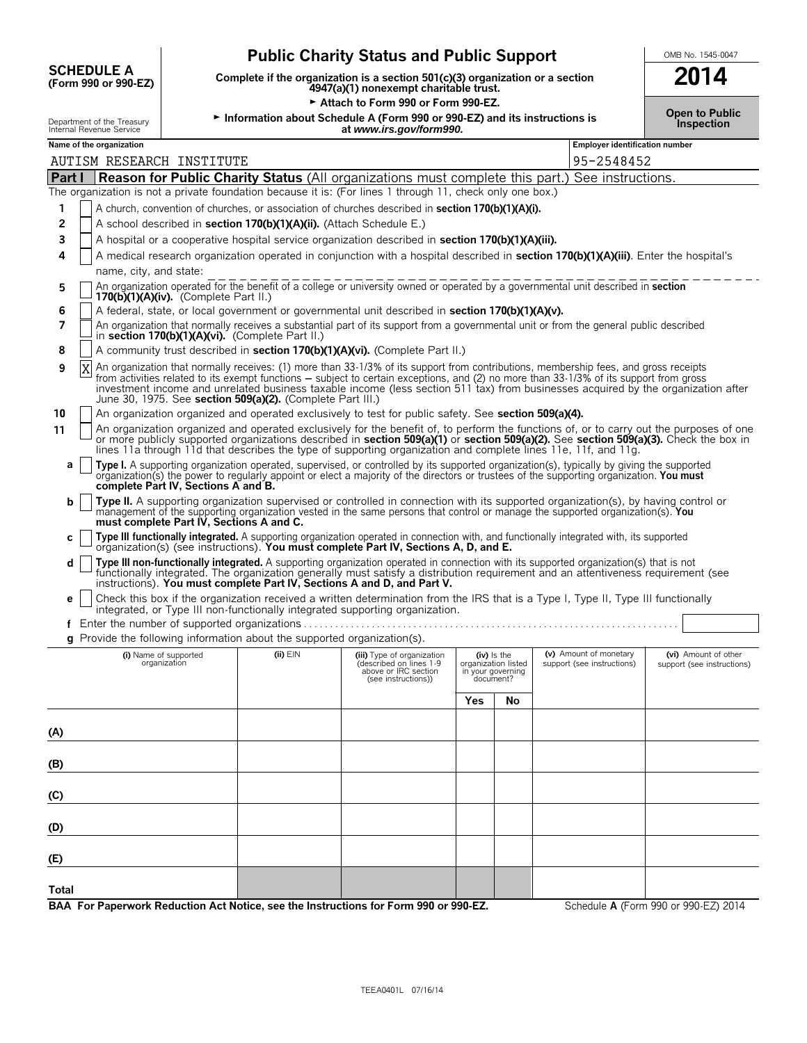**SCHEDULE A (Form 990 or 990-EZ)**

Department of the Treasury
Internal Revenue Service

# Public Charity Status and Public Support

**Complete if the organization is a section 501(c)(3) organization or a section 4947(a)(1) nonexempt charitable trust.**

► **Attach to Form 990 or Form 990-EZ.**

► **Information about Schedule A (Form 990 or 990-EZ) and its instructions is at *www.irs.gov/form990*.**

OMB No. 1545-0047

**2014**

**Open to Public Inspection**

**Name of the organization:** AUTISM RESEARCH INSTITUTE

**Employer identification number:** 95-2548452

## Part I Reason for Public Charity Status (All organizations must complete this part.) See instructions.

The organization is not a private foundation because it is: (For lines 1 through 11, check only one box.)

1. [ ] A church, convention of churches, or association of churches described in **section 170(b)(1)(A)(i).**
2. [ ] A school described in **section 170(b)(1)(A)(ii).** (Attach Schedule E.)
3. [ ] A hospital or a cooperative hospital service organization described in **section 170(b)(1)(A)(iii).**
4. [ ] A medical research organization operated in conjunction with a hospital described in **section 170(b)(1)(A)(iii)**. Enter the hospital's name, city, and state:
5. [ ] An organization operated for the benefit of a college or university owned or operated by a governmental unit described in **section 170(b)(1)(A)(iv).** (Complete Part II.)
6. [ ] A federal, state, or local government or governmental unit described in **section 170(b)(1)(A)(v).**
7. [ ] An organization that normally receives a substantial part of its support from a governmental unit or from the general public described in **section 170(b)(1)(A)(vi).** (Complete Part II.)
8. [ ] A community trust described in **section 170(b)(1)(A)(vi).** (Complete Part II.)
9. [X] An organization that normally receives: (1) more than 33-1/3% of its support from contributions, membership fees, and gross receipts from activities related to its exempt functions – subject to certain exceptions, and (2) no more than 33-1/3% of its support from gross investment income and unrelated business taxable income (less section 511 tax) from businesses acquired by the organization after June 30, 1975. See **section 509(a)(2).** (Complete Part III.)
10. [ ] An organization organized and operated exclusively to test for public safety. See **section 509(a)(4).**
11. [ ] An organization organized and operated exclusively for the benefit of, to perform the functions of, or to carry out the purposes of one or more publicly supported organizations described in **section 509(a)(1)** or **section 509(a)(2).** See **section 509(a)(3).** Check the box in lines 11a through 11d that describes the type of supporting organization and complete lines 11e, 11f, and 11g.

   a [ ] **Type I.** A supporting organization operated, supervised, or controlled by its supported organization(s), typically by giving the supported organization(s) the power to regularly appoint or elect a majority of the directors or trustees of the supporting organization. **You must complete Part IV, Sections A and B.**

   b [ ] **Type II.** A supporting organization supervised or controlled in connection with its supported organization(s), by having control or management of the supporting organization vested in the same persons that control or manage the supported organization(s). **You must complete Part IV, Sections A and C.**

   c [ ] **Type III functionally integrated.** A supporting organization operated in connection with, and functionally integrated with, its supported organization(s) (see instructions). **You must complete Part IV, Sections A, D, and E.**

   d [ ] **Type III non-functionally integrated.** A supporting organization operated in connection with its supported organization(s) that is not functionally integrated. The organization generally must satisfy a distribution requirement and an attentiveness requirement (see instructions). **You must complete Part IV, Sections A and D, and Part V.**

   e [ ] Check this box if the organization received a written determination from the IRS that is a Type I, Type II, Type III functionally integrated, or Type III non-functionally integrated supporting organization.

   f Enter the number of supported organizations

   g Provide the following information about the supported organization(s).

| (i) Name of supported organization | (ii) EIN | (iii) Type of organization (described on lines 1-9 above or IRC section (see instructions)) | (iv) Is the organization listed in your governing document? | | (v) Amount of monetary support (see instructions) | (vi) Amount of other support (see instructions) |
|---|---|---|---|---|---|---|
| | | | Yes | No | | |
| (A) | | | | | | |
| (B) | | | | | | |
| (C) | | | | | | |
| (D) | | | | | | |
| (E) | | | | | | |
| Total | | | | | | |

**BAA For Paperwork Reduction Act Notice, see the Instructions for Form 990 or 990-EZ.** Schedule **A** (Form 990 or 990-EZ) 2014

TEEA0401L 07/16/14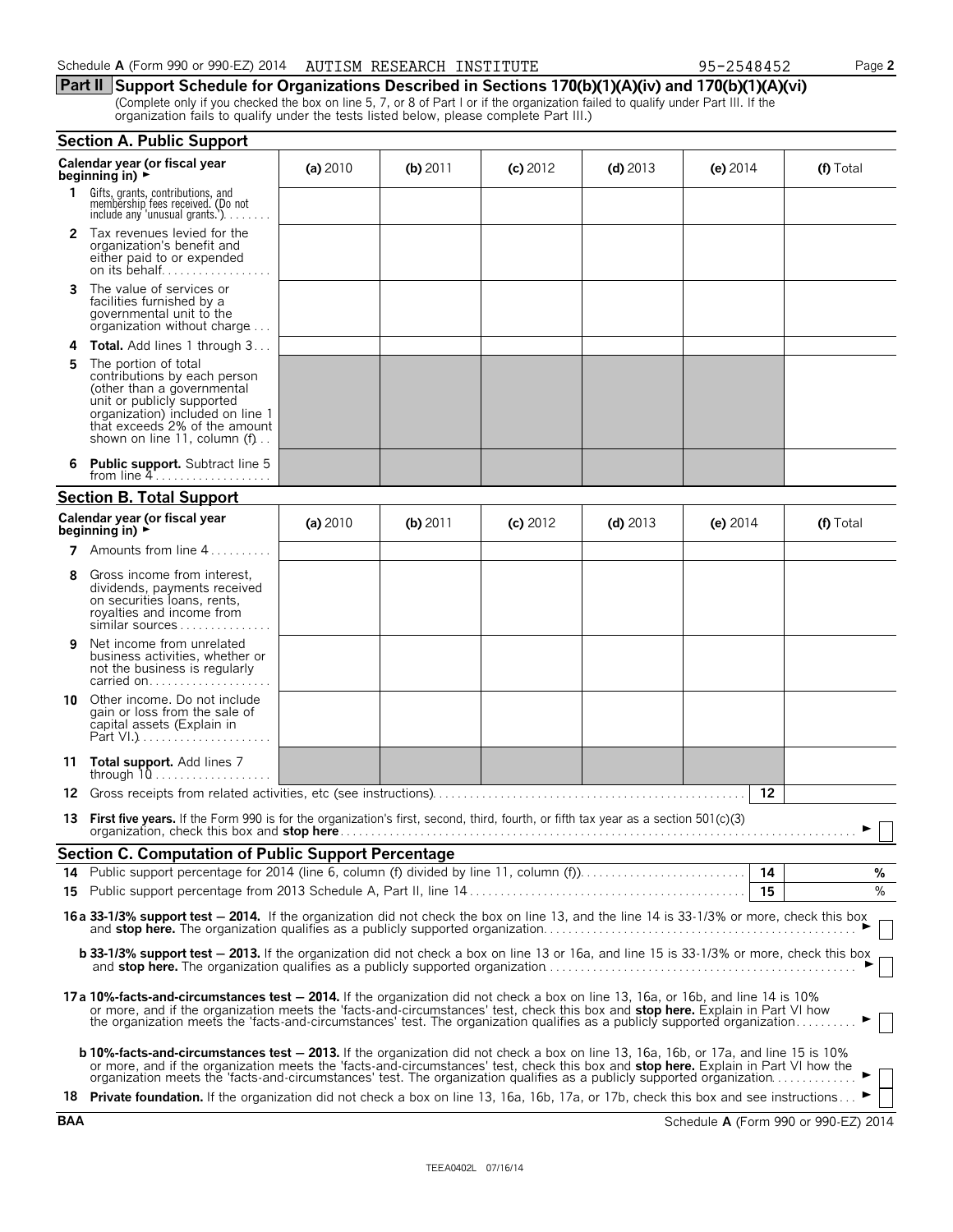Schedule A (Form 990 or 990-EZ) 2014 AUTISM RESEARCH INSTITUTE 95-2548452 Page 2

## Part II Support Schedule for Organizations Described in Sections 170(b)(1)(A)(iv) and 170(b)(1)(A)(vi)

(Complete only if you checked the box on line 5, 7, or 8 of Part I or if the organization failed to qualify under Part III. If the organization fails to qualify under the tests listed below, please complete Part III.)

### Section A. Public Support

| Calendar year (or fiscal year beginning in) ► | (a) 2010 | (b) 2011 | (c) 2012 | (d) 2013 | (e) 2014 | (f) Total |
|---|---|---|---|---|---|---|
| 1 Gifts, grants, contributions, and membership fees received. (Do not include any 'unusual grants.') | | | | | | |
| 2 Tax revenues levied for the organization's benefit and either paid to or expended on its behalf | | | | | | |
| 3 The value of services or facilities furnished by a governmental unit to the organization without charge | | | | | | |
| 4 **Total.** Add lines 1 through 3 | | | | | | |
| 5 The portion of total contributions by each person (other than a governmental unit or publicly supported organization) included on line 1 that exceeds 2% of the amount shown on line 11, column (f) | | | | | | |
| 6 **Public support.** Subtract line 5 from line 4 | | | | | | |

### Section B. Total Support

| Calendar year (or fiscal year beginning in) ► | (a) 2010 | (b) 2011 | (c) 2012 | (d) 2013 | (e) 2014 | (f) Total |
|---|---|---|---|---|---|---|
| 7 Amounts from line 4 | | | | | | |
| 8 Gross income from interest, dividends, payments received on securities loans, rents, royalties and income from similar sources | | | | | | |
| 9 Net income from unrelated business activities, whether or not the business is regularly carried on | | | | | | |
| 10 Other income. Do not include gain or loss from the sale of capital assets (Explain in Part VI.) | | | | | | |
| 11 **Total support.** Add lines 7 through 10 | | | | | | |

12 Gross receipts from related activities, etc (see instructions) **12**

13 **First five years.** If the Form 990 is for the organization's first, second, third, fourth, or fifth tax year as a section 501(c)(3) organization, check this box and **stop here** ► ☐

### Section C. Computation of Public Support Percentage

14 Public support percentage for 2014 (line 6, column (f) divided by line 11, column (f)) **14** %

15 Public support percentage from 2013 Schedule A, Part II, line 14 **15** %

**16a 33-1/3% support test — 2014.** If the organization did not check the box on line 13, and the line 14 is 33-1/3% or more, check this box and **stop here.** The organization qualifies as a publicly supported organization ► ☐

**b 33-1/3% support test — 2013.** If the organization did not check a box on line 13 or 16a, and line 15 is 33-1/3% or more, check this box and **stop here.** The organization qualifies as a publicly supported organization ► ☐

**17a 10%-facts-and-circumstances test — 2014.** If the organization did not check a box on line 13, 16a, or 16b, and line 14 is 10% or more, and if the organization meets the 'facts-and-circumstances' test, check this box and **stop here.** Explain in Part VI how the organization meets the 'facts-and-circumstances' test. The organization qualifies as a publicly supported organization ► ☐

**b 10%-facts-and-circumstances test — 2013.** If the organization did not check a box on line 13, 16a, 16b, or 17a, and line 15 is 10% or more, and if the organization meets the 'facts-and-circumstances' test, check this box and **stop here.** Explain in Part VI how the organization meets the 'facts-and-circumstances' test. The organization qualifies as a publicly supported organization ► ☐

18 **Private foundation.** If the organization did not check a box on line 13, 16a, 16b, 17a, or 17b, check this box and see instructions ► ☐

BAA Schedule A (Form 990 or 990-EZ) 2014

TEEA0402L 07/16/14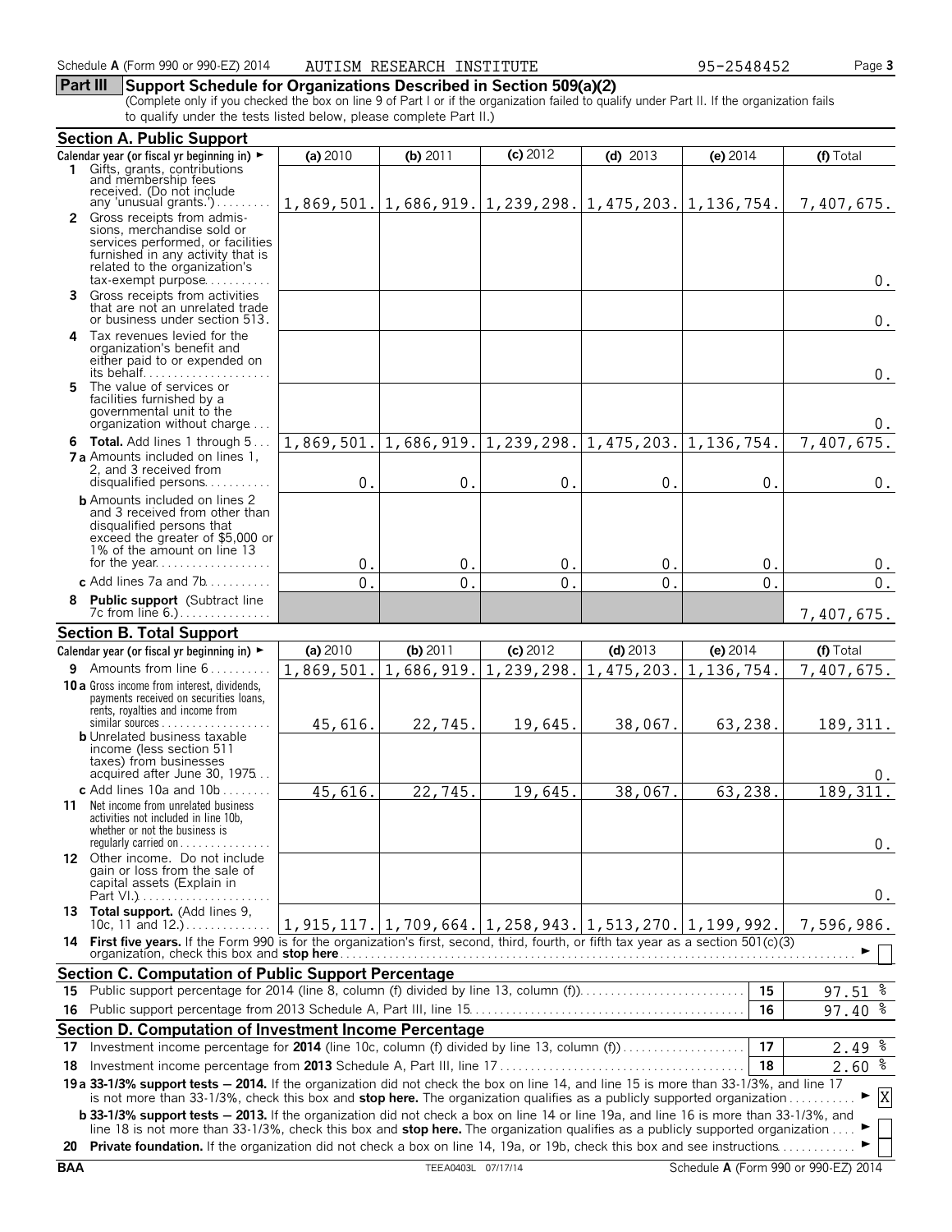Schedule A (Form 990 or 990-EZ) 2014 AUTISM RESEARCH INSTITUTE 95-2548452

## Part III Support Schedule for Organizations Described in Section 509(a)(2)

(Complete only if you checked the box on line 9 of Part I or if the organization failed to qualify under Part II. If the organization fails to qualify under the tests listed below, please complete Part II.)

### Section A. Public Support

| Calendar year (or fiscal yr beginning in) ► | (a) 2010 | (b) 2011 | (c) 2012 | (d) 2013 | (e) 2014 | (f) Total |
|---|---|---|---|---|---|---|
| 1 Gifts, grants, contributions and membership fees received. (Do not include any 'unusual grants.') | 1,869,501. | 1,686,919. | 1,239,298. | 1,475,203. | 1,136,754. | 7,407,675. |
| 2 Gross receipts from admissions, merchandise sold or services performed, or facilities furnished in any activity that is related to the organization's tax-exempt purpose | | | | | | 0. |
| 3 Gross receipts from activities that are not an unrelated trade or business under section 513 | | | | | | 0. |
| 4 Tax revenues levied for the organization's benefit and either paid to or expended on its behalf | | | | | | 0. |
| 5 The value of services or facilities furnished by a governmental unit to the organization without charge | | | | | | 0. |
| 6 **Total.** Add lines 1 through 5 | 1,869,501. | 1,686,919. | 1,239,298. | 1,475,203. | 1,136,754. | 7,407,675. |
| 7a Amounts included on lines 1, 2, and 3 received from disqualified persons | 0. | 0. | 0. | 0. | 0. | 0. |
| b Amounts included on lines 2 and 3 received from other than disqualified persons that exceed the greater of $5,000 or 1% of the amount on line 13 for the year | 0. | 0. | 0. | 0. | 0. | 0. |
| c Add lines 7a and 7b | 0. | 0. | 0. | 0. | 0. | 0. |
| 8 **Public support** (Subtract line 7c from line 6.) | | | | | | 7,407,675. |

### Section B. Total Support

| Calendar year (or fiscal yr beginning in) ► | (a) 2010 | (b) 2011 | (c) 2012 | (d) 2013 | (e) 2014 | (f) Total |
|---|---|---|---|---|---|---|
| 9 Amounts from line 6 | 1,869,501. | 1,686,919. | 1,239,298. | 1,475,203. | 1,136,754. | 7,407,675. |
| 10a Gross income from interest, dividends, payments received on securities loans, rents, royalties and income from similar sources | 45,616. | 22,745. | 19,645. | 38,067. | 63,238. | 189,311. |
| b Unrelated business taxable income (less section 511 taxes) from businesses acquired after June 30, 1975 | | | | | | 0. |
| c Add lines 10a and 10b | 45,616. | 22,745. | 19,645. | 38,067. | 63,238. | 189,311. |
| 11 Net income from unrelated business activities not included in line 10b, whether or not the business is regularly carried on | | | | | | 0. |
| 12 Other income. Do not include gain or loss from the sale of capital assets (Explain in Part VI.) | | | | | | 0. |
| 13 **Total support.** (Add lines 9, 10c, 11 and 12.) | 1,915,117. | 1,709,664. | 1,258,943. | 1,513,270. | 1,199,992. | 7,596,986. |

14 **First five years.** If the Form 990 is for the organization's first, second, third, fourth, or fifth tax year as a section 501(c)(3) organization, check this box and **stop here** ► ☐

### Section C. Computation of Public Support Percentage

| | | |
|---|---|---|
| 15 Public support percentage for 2014 (line 8, column (f) divided by line 13, column (f)) | 15 | 97.51 % |
| 16 Public support percentage from 2013 Schedule A, Part III, line 15 | 16 | 97.40 % |

### Section D. Computation of Investment Income Percentage

| | | |
|---|---|---|
| 17 Investment income percentage for **2014** (line 10c, column (f) divided by line 13, column (f)) | 17 | 2.49 % |
| 18 Investment income percentage from **2013** Schedule A, Part III, line 17 | 18 | 2.60 % |

19a **33-1/3% support tests – 2014.** If the organization did not check the box on line 14, and line 15 is more than 33-1/3%, and line 17 is not more than 33-1/3%, check this box and **stop here.** The organization qualifies as a publicly supported organization ► [X]

b **33-1/3% support tests – 2013.** If the organization did not check a box on line 14 or line 19a, and line 16 is more than 33-1/3%, and line 18 is not more than 33-1/3%, check this box and **stop here.** The organization qualifies as a publicly supported organization ► ☐

20 **Private foundation.** If the organization did not check a box on line 14, 19a, or 19b, check this box and see instructions ► ☐

BAA TEEA0403L 07/17/14 Schedule A (Form 990 or 990-EZ) 2014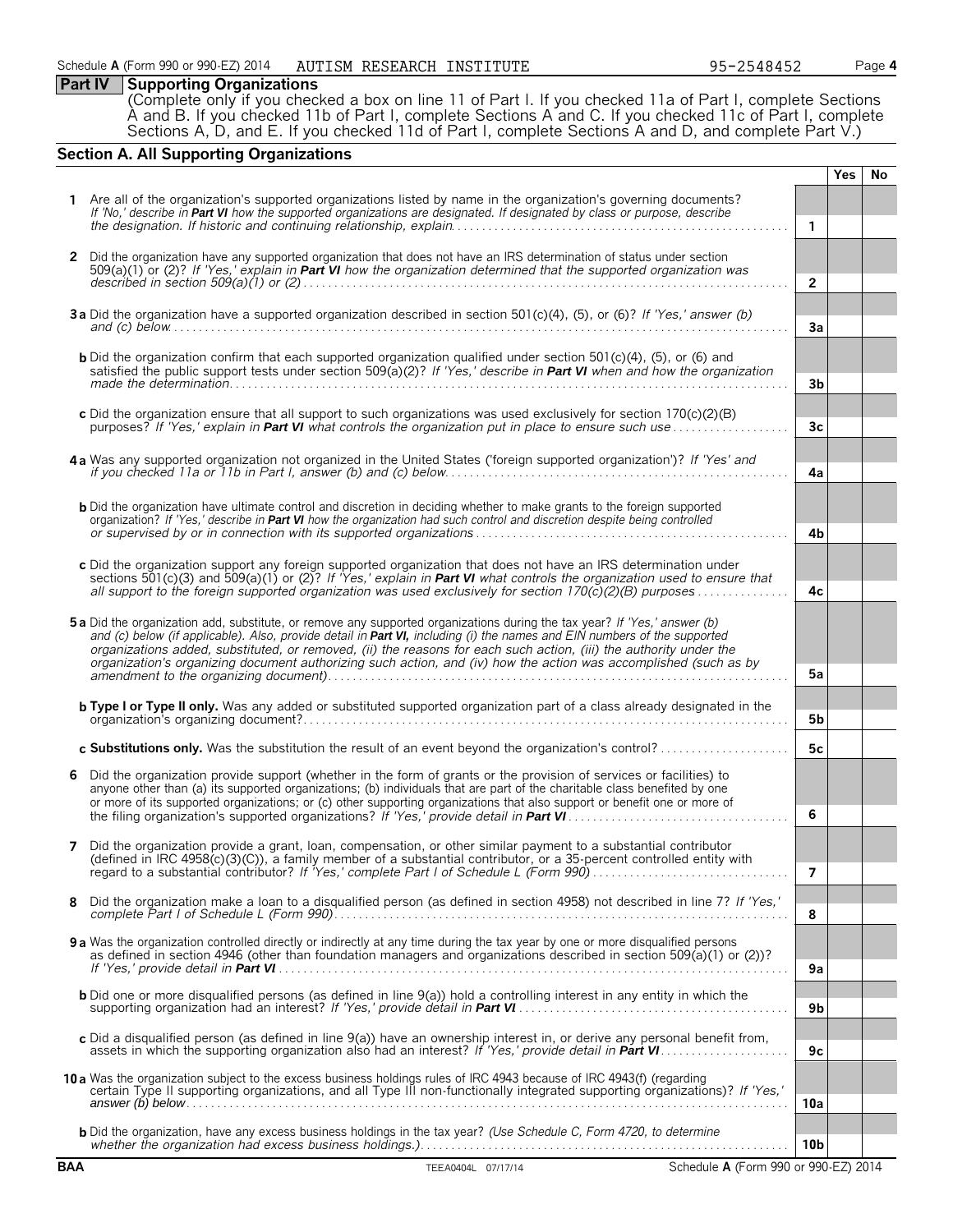Schedule A (Form 990 or 990-EZ) 2014 AUTISM RESEARCH INSTITUTE 95-2548452 Page 4

## Part IV Supporting Organizations

(Complete only if you checked a box on line 11 of Part I. If you checked 11a of Part I, complete Sections A and B. If you checked 11b of Part I, complete Sections A and C. If you checked 11c of Part I, complete Sections A, D, and E. If you checked 11d of Part I, complete Sections A and D, and complete Part V.)

### Section A. All Supporting Organizations

| | | | Yes | No |
|---|---|---|---|---|
| **1** | Are all of the organization's supported organizations listed by name in the organization's governing documents? *If 'No,' describe in* ***Part VI*** *how the supported organizations are designated. If designated by class or purpose, describe the designation. If historic and continuing relationship, explain.* | 1 | | |
| **2** | Did the organization have any supported organization that does not have an IRS determination of status under section 509(a)(1) or (2)? *If 'Yes,' explain in* ***Part VI*** *how the organization determined that the supported organization was described in section 509(a)(1) or (2)* | 2 | | |
| **3a** | Did the organization have a supported organization described in section 501(c)(4), (5), or (6)? *If 'Yes,' answer (b) and (c) below.* | 3a | | |
| **b** | Did the organization confirm that each supported organization qualified under section 501(c)(4), (5), or (6) and satisfied the public support tests under section 509(a)(2)? *If 'Yes,' describe in* ***Part VI*** *when and how the organization made the determination.* | 3b | | |
| **c** | Did the organization ensure that all support to such organizations was used exclusively for section 170(c)(2)(B) purposes? *If 'Yes,' explain in* ***Part VI*** *what controls the organization put in place to ensure such use* | 3c | | |
| **4a** | Was any supported organization not organized in the United States ('foreign supported organization')? *If 'Yes' and if you checked 11a or 11b in Part I, answer (b) and (c) below.* | 4a | | |
| **b** | Did the organization have ultimate control and discretion in deciding whether to make grants to the foreign supported organization? *If 'Yes,' describe in* ***Part VI*** *how the organization had such control and discretion despite being controlled or supervised by or in connection with its supported organizations* | 4b | | |
| **c** | Did the organization support any foreign supported organization that does not have an IRS determination under sections 501(c)(3) and 509(a)(1) or (2)? *If 'Yes,' explain in* ***Part VI*** *what controls the organization used to ensure that all support to the foreign supported organization was used exclusively for section 170(c)(2)(B) purposes* | 4c | | |
| **5a** | Did the organization add, substitute, or remove any supported organizations during the tax year? *If 'Yes,' answer (b) and (c) below (if applicable). Also, provide detail in* ***Part VI,*** *including (i) the names and EIN numbers of the supported organizations added, substituted, or removed, (ii) the reasons for each such action, (iii) the authority under the organization's organizing document authorizing such action, and (iv) how the action was accomplished (such as by amendment to the organizing document)* | 5a | | |
| **b** | **Type I or Type II only.** Was any added or substituted supported organization part of a class already designated in the organization's organizing document? | 5b | | |
| **c** | **Substitutions only.** Was the substitution the result of an event beyond the organization's control? | 5c | | |
| **6** | Did the organization provide support (whether in the form of grants or the provision of services or facilities) to anyone other than (a) its supported organizations; (b) individuals that are part of the charitable class benefited by one or more of its supported organizations; or (c) other supporting organizations that also support or benefit one or more of the filing organization's supported organizations? *If 'Yes,' provide detail in* ***Part VI*** | 6 | | |
| **7** | Did the organization provide a grant, loan, compensation, or other similar payment to a substantial contributor (defined in IRC 4958(c)(3)(C)), a family member of a substantial contributor, or a 35-percent controlled entity with regard to a substantial contributor? *If 'Yes,' complete Part I of Schedule L (Form 990)* | 7 | | |
| **8** | Did the organization make a loan to a disqualified person (as defined in section 4958) not described in line 7? *If 'Yes,' complete Part I of Schedule L (Form 990).* | 8 | | |
| **9a** | Was the organization controlled directly or indirectly at any time during the tax year by one or more disqualified persons as defined in section 4946 (other than foundation managers and organizations described in section 509(a)(1) or (2))? *If 'Yes,' provide detail in* ***Part VI*** | 9a | | |
| **b** | Did one or more disqualified persons (as defined in line 9(a)) hold a controlling interest in any entity in which the supporting organization had an interest? *If 'Yes,' provide detail in* ***Part VI*** | 9b | | |
| **c** | Did a disqualified person (as defined in line 9(a)) have an ownership interest in, or derive any personal benefit from, assets in which the supporting organization also had an interest? *If 'Yes,' provide detail in* ***Part VI*** | 9c | | |
| **10a** | Was the organization subject to the excess business holdings rules of IRC 4943 because of IRC 4943(f) (regarding certain Type II supporting organizations, and all Type III non-functionally integrated supporting organizations)? *If 'Yes,' answer (b) below.* | 10a | | |
| **b** | Did the organization, have any excess business holdings in the tax year? *(Use Schedule C, Form 4720, to determine whether the organization had excess business holdings.)* | 10b | | |

BAA TEEA0404L 07/17/14 Schedule A (Form 990 or 990-EZ) 2014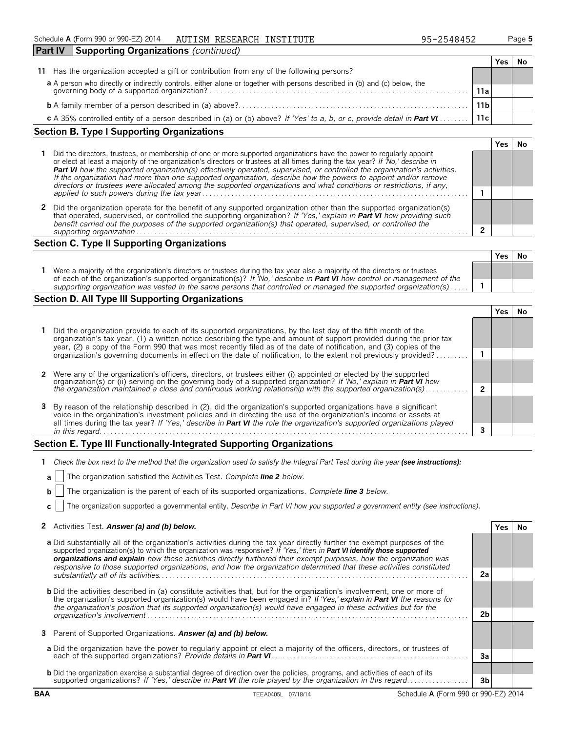Schedule **A** (Form 990 or 990-EZ) 2014 AUTISM RESEARCH INSTITUTE 95-2548452

**Part IV Supporting Organizations** *(continued)*

| | | | Yes | No |
|---|---|---|---|---|
| **11** | Has the organization accepted a gift or contribution from any of the following persons? | | | |
| | **a** A person who directly or indirectly controls, either alone or together with persons described in (b) and (c) below, the governing body of a supported organization? | 11a | | |
| | **b** A family member of a person described in (a) above? | 11b | | |
| | **c** A 35% controlled entity of a person described in (a) or (b) above? *If 'Yes' to a, b, or c, provide detail in **Part VI*** | 11c | | |

## Section B. Type I Supporting Organizations

| | | | Yes | No |
|---|---|---|---|---|
| **1** | Did the directors, trustees, or membership of one or more supported organizations have the power to regularly appoint or elect at least a majority of the organization's directors or trustees at all times during the tax year? *If 'No,' describe in **Part VI** how the supported organization(s) effectively operated, supervised, or controlled the organization's activities. If the organization had more than one supported organization, describe how the powers to appoint and/or remove directors or trustees were allocated among the supported organizations and what conditions or restrictions, if any, applied to such powers during the tax year* | 1 | | |
| **2** | Did the organization operate for the benefit of any supported organization other than the supported organization(s) that operated, supervised, or controlled the supporting organization? *If 'Yes,' explain in **Part VI** how providing such benefit carried out the purposes of the supported organization(s) that operated, supervised, or controlled the supporting organization* | 2 | | |

## Section C. Type II Supporting Organizations

| | | | Yes | No |
|---|---|---|---|---|
| **1** | Were a majority of the organization's directors or trustees during the tax year also a majority of the directors or trustees of each of the organization's supported organization(s)? *If 'No,' describe in **Part VI** how control or management of the supporting organization was vested in the same persons that controlled or managed the supported organization(s)* | 1 | | |

## Section D. All Type III Supporting Organizations

| | | | Yes | No |
|---|---|---|---|---|
| **1** | Did the organization provide to each of its supported organizations, by the last day of the fifth month of the organization's tax year, (1) a written notice describing the type and amount of support provided during the prior tax year, (2) a copy of the Form 990 that was most recently filed as of the date of notification, and (3) copies of the organization's governing documents in effect on the date of notification, to the extent not previously provided? | 1 | | |
| **2** | Were any of the organization's officers, directors, or trustees either (i) appointed or elected by the supported organization(s) or (ii) serving on the governing body of a supported organization? *If 'No,' explain in **Part VI** how the organization maintained a close and continuous working relationship with the supported organization(s)* | 2 | | |
| **3** | By reason of the relationship described in (2), did the organization's supported organizations have a significant voice in the organization's investment policies and in directing the use of the organization's income or assets at all times during the tax year? *If 'Yes,' describe in **Part VI** the role the organization's supported organizations played in this regard* | 3 | | |

## Section E. Type III Functionally-Integrated Supporting Organizations

**1** *Check the box next to the method that the organization used to satisfy the Integral Part Test during the year **(see instructions):***

**a** ☐ The organization satisfied the Activities Test. *Complete **line 2** below.*

**b** ☐ The organization is the parent of each of its supported organizations. *Complete **line 3** below.*

**c** ☐ The organization supported a governmental entity. *Describe in Part VI how you supported a government entity (see instructions).*

| | | | Yes | No |
|---|---|---|---|---|
| **2** | Activities Test. ***Answer (a) and (b) below.*** | | | |
| | **a** Did substantially all of the organization's activities during the tax year directly further the exempt purposes of the supported organization(s) to which the organization was responsive? *If 'Yes,' then in **Part VI identify those supported organizations and explain** how these activities directly furthered their exempt purposes, how the organization was responsive to those supported organizations, and how the organization determined that these activities constituted substantially all of its activities.* | 2a | | |
| | **b** Did the activities described in (a) constitute activities that, but for the organization's involvement, one or more of the organization's supported organization(s) would have been engaged in? ***If 'Yes,' explain in Part VI** the reasons for the organization's position that its supported organization(s) would have engaged in these activities but for the organization's involvement* | 2b | | |
| **3** | Parent of Supported Organizations. ***Answer (a) and (b) below.*** | | | |
| | **a** Did the organization have the power to regularly appoint or elect a majority of the officers, directors, or trustees of each of the supported organizations? *Provide details in **Part VI*** | 3a | | |
| | **b** Did the organization exercise a substantial degree of direction over the policies, programs, and activities of each of its supported organizations? *If 'Yes,' describe in **Part VI** the role played by the organization in this regard* | 3b | | |

BAA TEEA0405L 07/18/14 Schedule **A** (Form 990 or 990-EZ) 2014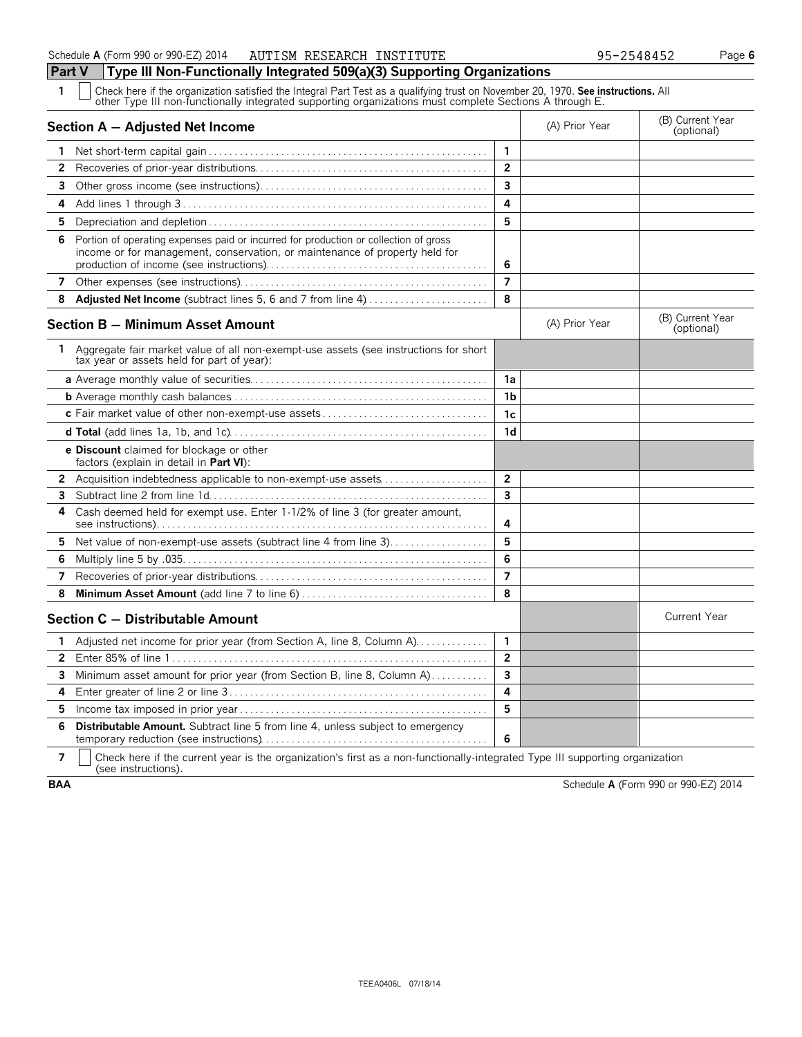Schedule A (Form 990 or 990-EZ) 2014 AUTISM RESEARCH INSTITUTE 95-2548452

## Part V Type III Non-Functionally Integrated 509(a)(3) Supporting Organizations

**1** ☐ Check here if the organization satisfied the Integral Part Test as a qualifying trust on November 20, 1970. **See instructions.** All other Type III non-functionally integrated supporting organizations must complete Sections A through E.

| **Section A — Adjusted Net Income** | | (A) Prior Year | (B) Current Year (optional) |
|---|---|---|---|
| **1** Net short-term capital gain | 1 | | |
| **2** Recoveries of prior-year distributions | 2 | | |
| **3** Other gross income (see instructions) | 3 | | |
| **4** Add lines 1 through 3 | 4 | | |
| **5** Depreciation and depletion | 5 | | |
| **6** Portion of operating expenses paid or incurred for production or collection of gross income or for management, conservation, or maintenance of property held for production of income (see instructions) | 6 | | |
| **7** Other expenses (see instructions) | 7 | | |
| **8** **Adjusted Net Income** (subtract lines 5, 6 and 7 from line 4) | 8 | | |

| **Section B — Minimum Asset Amount** | | (A) Prior Year | (B) Current Year (optional) |
|---|---|---|---|
| **1** Aggregate fair market value of all non-exempt-use assets (see instructions for short tax year or assets held for part of year): | | | |
| **a** Average monthly value of securities | 1a | | |
| **b** Average monthly cash balances | 1b | | |
| **c** Fair market value of other non-exempt-use assets | 1c | | |
| **d** **Total** (add lines 1a, 1b, and 1c) | 1d | | |
| **e** **Discount** claimed for blockage or other factors (explain in detail in **Part VI**): | | | |
| **2** Acquisition indebtedness applicable to non-exempt-use assets | 2 | | |
| **3** Subtract line 2 from line 1d | 3 | | |
| **4** Cash deemed held for exempt use. Enter 1-1/2% of line 3 (for greater amount, see instructions) | 4 | | |
| **5** Net value of non-exempt-use assets (subtract line 4 from line 3) | 5 | | |
| **6** Multiply line 5 by .035 | 6 | | |
| **7** Recoveries of prior-year distributions | 7 | | |
| **8** **Minimum Asset Amount** (add line 7 to line 6) | 8 | | |

| **Section C — Distributable Amount** | | | Current Year |
|---|---|---|---|
| **1** Adjusted net income for prior year (from Section A, line 8, Column A) | 1 | | |
| **2** Enter 85% of line 1 | 2 | | |
| **3** Minimum asset amount for prior year (from Section B, line 8, Column A) | 3 | | |
| **4** Enter greater of line 2 or line 3 | 4 | | |
| **5** Income tax imposed in prior year | 5 | | |
| **6** **Distributable Amount.** Subtract line 5 from line 4, unless subject to emergency temporary reduction (see instructions) | 6 | | |

**7** ☐ Check here if the current year is the organization's first as a non-functionally-integrated Type III supporting organization (see instructions).

BAA Schedule A (Form 990 or 990-EZ) 2014

TEEA0406L 07/18/14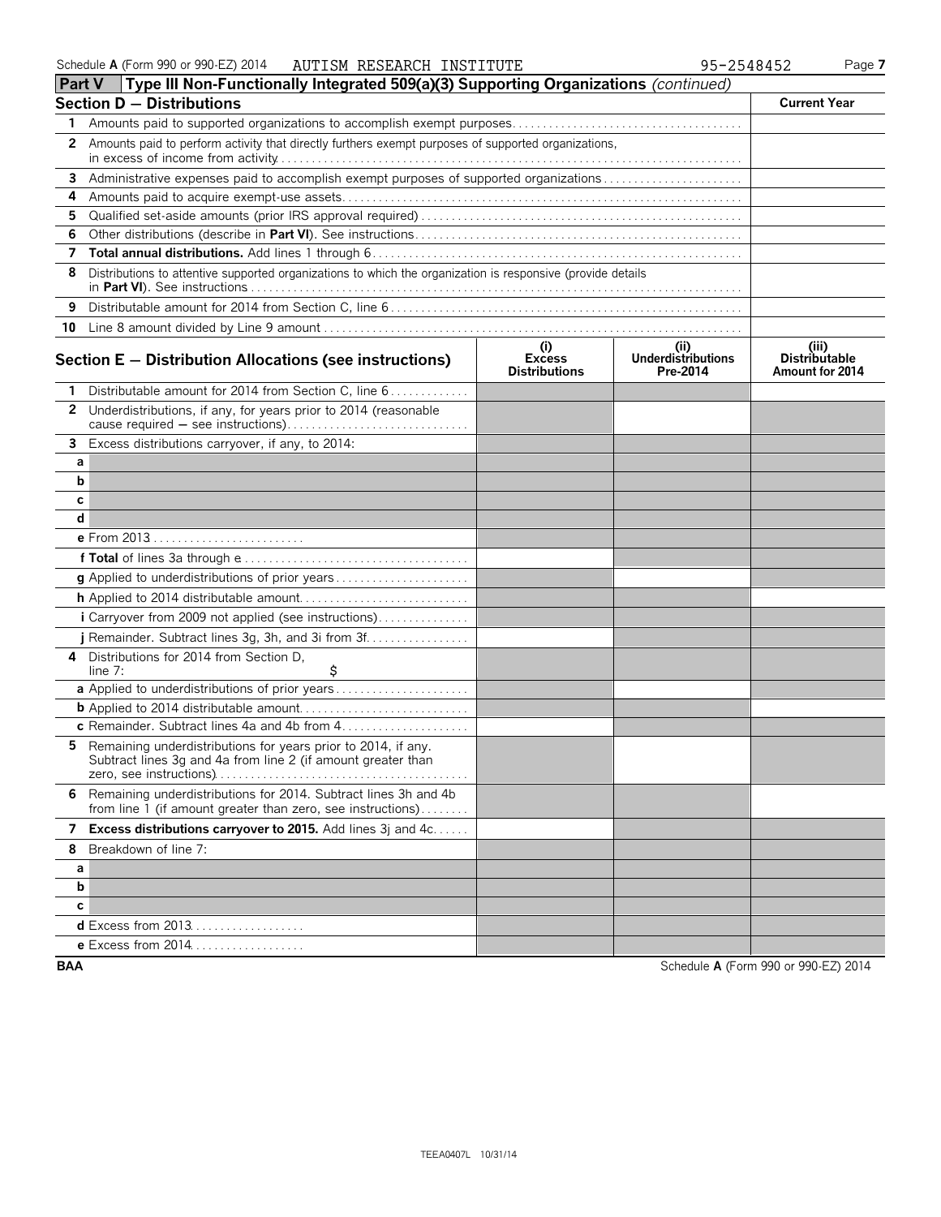Schedule A (Form 990 or 990-EZ) 2014 AUTISM RESEARCH INSTITUTE 95-2548452 Page 7

## Part V Type III Non-Functionally Integrated 509(a)(3) Supporting Organizations *(continued)*

| Section D — Distributions | Current Year |
|---|---|
| 1 Amounts paid to supported organizations to accomplish exempt purposes | |
| 2 Amounts paid to perform activity that directly furthers exempt purposes of supported organizations, in excess of income from activity | |
| 3 Administrative expenses paid to accomplish exempt purposes of supported organizations | |
| 4 Amounts paid to acquire exempt-use assets | |
| 5 Qualified set-aside amounts (prior IRS approval required) | |
| 6 Other distributions (describe in **Part VI**). See instructions | |
| 7 **Total annual distributions.** Add lines 1 through 6 | |
| 8 Distributions to attentive supported organizations to which the organization is responsive (provide details in **Part VI**). See instructions | |
| 9 Distributable amount for 2014 from Section C, line 6 | |
| 10 Line 8 amount divided by Line 9 amount | |

| Section E — Distribution Allocations (see instructions) | (i) Excess Distributions | (ii) Underdistributions Pre-2014 | (iii) Distributable Amount for 2014 |
|---|---|---|---|
| 1 Distributable amount for 2014 from Section C, line 6 | | | |
| 2 Underdistributions, if any, for years prior to 2014 (reasonable cause required — see instructions) | | | |
| 3 Excess distributions carryover, if any, to 2014: | | | |
| a | | | |
| b | | | |
| c | | | |
| d | | | |
| e From 2013 | | | |
| f **Total** of lines 3a through e | | | |
| g Applied to underdistributions of prior years | | | |
| h Applied to 2014 distributable amount | | | |
| i Carryover from 2009 not applied (see instructions) | | | |
| j Remainder. Subtract lines 3g, 3h, and 3i from 3f | | | |
| 4 Distributions for 2014 from Section D, line 7: $ | | | |
| a Applied to underdistributions of prior years | | | |
| b Applied to 2014 distributable amount | | | |
| c Remainder. Subtract lines 4a and 4b from 4 | | | |
| 5 Remaining underdistributions for years prior to 2014, if any. Subtract lines 3g and 4a from line 2 (if amount greater than zero, see instructions) | | | |
| 6 Remaining underdistributions for 2014. Subtract lines 3h and 4b from line 1 (if amount greater than zero, see instructions) | | | |
| 7 **Excess distributions carryover to 2015.** Add lines 3j and 4c | | | |
| 8 Breakdown of line 7: | | | |
| a | | | |
| b | | | |
| c | | | |
| d Excess from 2013 | | | |
| e Excess from 2014 | | | |

BAA Schedule A (Form 990 or 990-EZ) 2014

TEEA0407L 10/31/14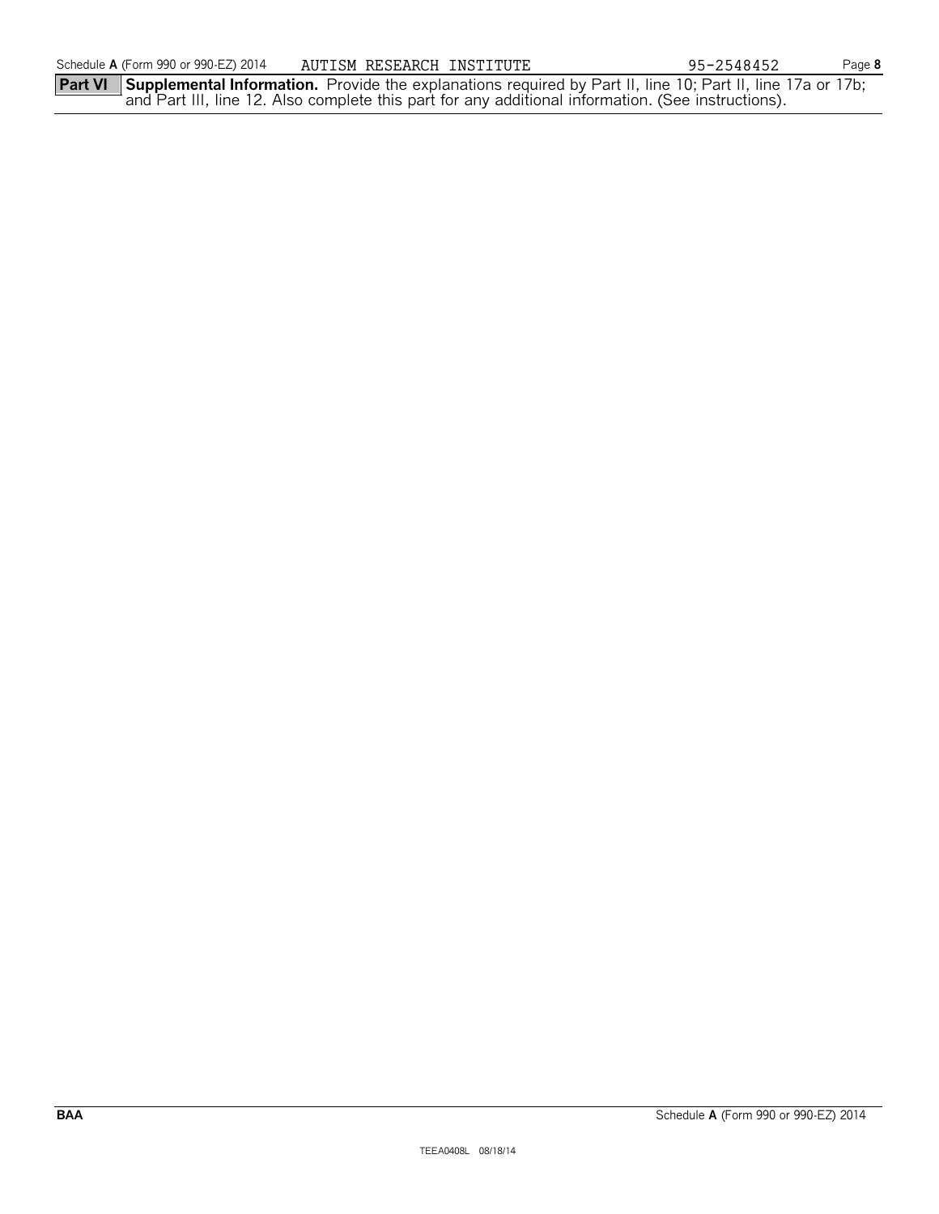**Part VI** **Supplemental Information.** Provide the explanations required by Part II, line 10; Part II, line 17a or 17b; and Part III, line 12. Also complete this part for any additional information. (See instructions).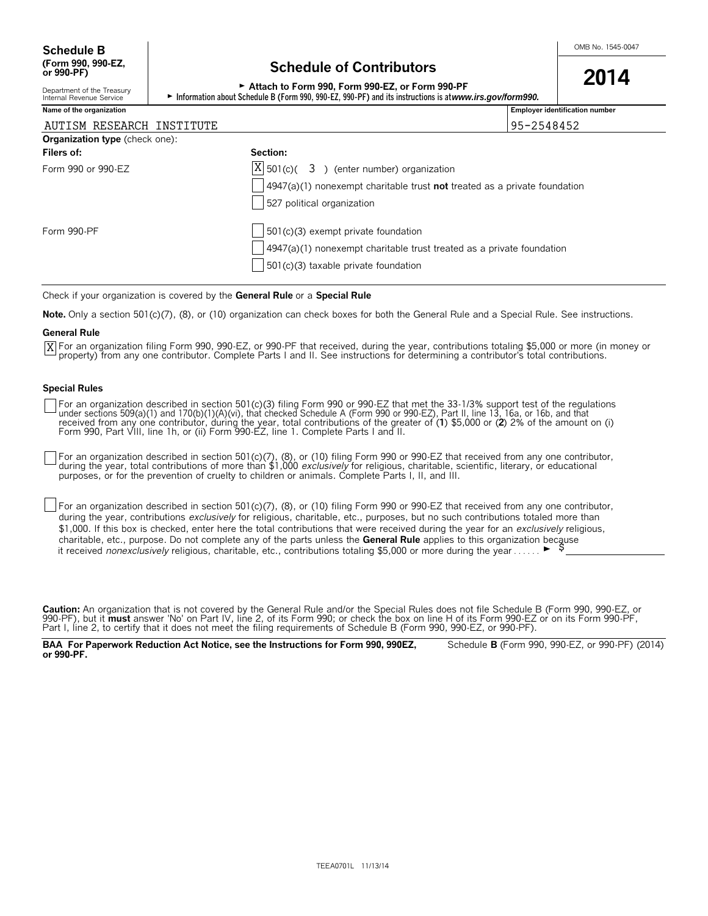**Schedule B**
**(Form 990, 990-EZ, or 990-PF)**

Department of the Treasury
Internal Revenue Service

# Schedule of Contributors

► Attach to Form 990, Form 990-EZ, or Form 990-PF

► Information about Schedule B (Form 990, 990-EZ, 990-PF) and its instructions is at *www.irs.gov/form990.*

OMB No. 1545-0047

**2014**

| Name of the organization | Employer identification number |
| --- | --- |
| AUTISM RESEARCH INSTITUTE | 95-2548452 |

**Organization type** (check one):

| Filers of: | Section: |
| --- | --- |
| Form 990 or 990-EZ | [X] 501(c)( 3 ) (enter number) organization |
| | [ ] 4947(a)(1) nonexempt charitable trust **not** treated as a private foundation |
| | [ ] 527 political organization |
| Form 990-PF | [ ] 501(c)(3) exempt private foundation |
| | [ ] 4947(a)(1) nonexempt charitable trust treated as a private foundation |
| | [ ] 501(c)(3) taxable private foundation |

Check if your organization is covered by the **General Rule** or a **Special Rule**

**Note.** Only a section 501(c)(7), (8), or (10) organization can check boxes for both the General Rule and a Special Rule. See instructions.

**General Rule**

[X] For an organization filing Form 990, 990-EZ, or 990-PF that received, during the year, contributions totaling $5,000 or more (in money or property) from any one contributor. Complete Parts I and II. See instructions for determining a contributor's total contributions.

**Special Rules**

[ ] For an organization described in section 501(c)(3) filing Form 990 or 990-EZ that met the 33-1/3% support test of the regulations under sections 509(a)(1) and 170(b)(1)(A)(vi), that checked Schedule A (Form 990 or 990-EZ), Part II, line 13, 16a, or 16b, and that received from any one contributor, during the year, total contributions of the greater of (**1**) $5,000 or (**2**) 2% of the amount on (i) Form 990, Part VIII, line 1h, or (ii) Form 990-EZ, line 1. Complete Parts I and II.

[ ] For an organization described in section 501(c)(7), (8), or (10) filing Form 990 or 990-EZ that received from any one contributor, during the year, total contributions of more than $1,000 *exclusively* for religious, charitable, scientific, literary, or educational purposes, or for the prevention of cruelty to children or animals. Complete Parts I, II, and III.

[ ] For an organization described in section 501(c)(7), (8), or (10) filing Form 990 or 990-EZ that received from any one contributor, during the year, contributions *exclusively* for religious, charitable, etc., purposes, but no such contributions totaled more than $1,000. If this box is checked, enter here the total contributions that were received during the year for an *exclusively* religious, charitable, etc., purpose. Do not complete any of the parts unless the **General Rule** applies to this organization because it received *nonexclusively* religious, charitable, etc., contributions totaling $5,000 or more during the year . . . . . . ► $

**Caution:** An organization that is not covered by the General Rule and/or the Special Rules does not file Schedule B (Form 990, 990-EZ, or 990-PF), but it **must** answer 'No' on Part IV, line 2, of its Form 990; or check the box on line H of its Form 990-EZ or on its Form 990-PF, Part I, line 2, to certify that it does not meet the filing requirements of Schedule B (Form 990, 990-EZ, or 990-PF).

**BAA For Paperwork Reduction Act Notice, see the Instructions for Form 990, 990EZ, or 990-PF.** Schedule **B** (Form 990, 990-EZ, or 990-PF) (2014)

TEEA0701L 11/13/14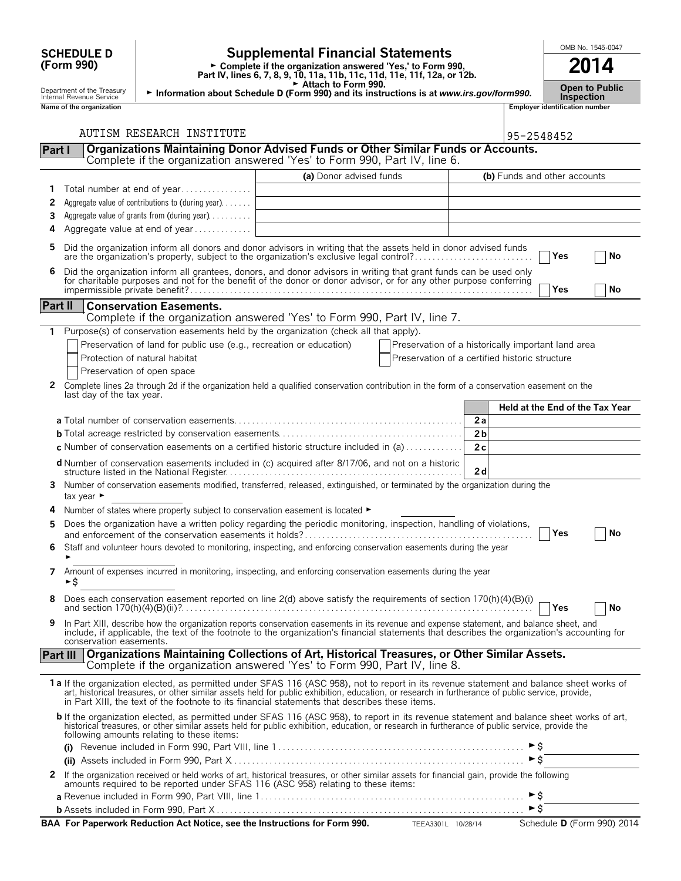**SCHEDULE D (Form 990)**

Department of the Treasury
Internal Revenue Service

# Supplemental Financial Statements

► Complete if the organization answered 'Yes,' to Form 990, Part IV, lines 6, 7, 8, 9, 10, 11a, 11b, 11c, 11d, 11e, 11f, 12a, or 12b.
► Attach to Form 990.
► Information about Schedule D (Form 990) and its instructions is at *www.irs.gov/form990*.

OMB No. 1545-0047

**2014**

**Open to Public Inspection**

Name of the organization: AUTISM RESEARCH INSTITUTE

Employer identification number: 95-2548452

## Part I Organizations Maintaining Donor Advised Funds or Other Similar Funds or Accounts.

Complete if the organization answered 'Yes' to Form 990, Part IV, line 6.

| | | (a) Donor advised funds | (b) Funds and other accounts |
|---|---|---|---|
| 1 | Total number at end of year | | |
| 2 | Aggregate value of contributions to (during year) | | |
| 3 | Aggregate value of grants from (during year) | | |
| 4 | Aggregate value at end of year | | |

5 Did the organization inform all donors and donor advisors in writing that the assets held in donor advised funds are the organization's property, subject to the organization's exclusive legal control? ☐ Yes ☐ No

6 Did the organization inform all grantees, donors, and donor advisors in writing that grant funds can be used only for charitable purposes and not for the benefit of the donor or donor advisor, or for any other purpose conferring impermissible private benefit? ☐ Yes ☐ No

## Part II Conservation Easements.

Complete if the organization answered 'Yes' to Form 990, Part IV, line 7.

1 Purpose(s) of conservation easements held by the organization (check all that apply).

☐ Preservation of land for public use (e.g., recreation or education)
☐ Protection of natural habitat
☐ Preservation of open space
☐ Preservation of a historically important land area
☐ Preservation of a certified historic structure

2 Complete lines 2a through 2d if the organization held a qualified conservation contribution in the form of a conservation easement on the last day of the tax year.

| | | Held at the End of the Tax Year |
|---|---|---|
| a Total number of conservation easements | 2a | |
| b Total acreage restricted by conservation easements | 2b | |
| c Number of conservation easements on a certified historic structure included in (a) | 2c | |
| d Number of conservation easements included in (c) acquired after 8/17/06, and not on a historic structure listed in the National Register | 2d | |

3 Number of conservation easements modified, transferred, released, extinguished, or terminated by the organization during the tax year ►

4 Number of states where property subject to conservation easement is located ►

5 Does the organization have a written policy regarding the periodic monitoring, inspection, handling of violations, and enforcement of the conservation easements it holds? ☐ Yes ☐ No

6 Staff and volunteer hours devoted to monitoring, inspecting, and enforcing conservation easements during the year ►

7 Amount of expenses incurred in monitoring, inspecting, and enforcing conservation easements during the year ►$

8 Does each conservation easement reported on line 2(d) above satisfy the requirements of section 170(h)(4)(B)(i) and section 170(h)(4)(B)(ii)? ☐ Yes ☐ No

9 In Part XIII, describe how the organization reports conservation easements in its revenue and expense statement, and balance sheet, and include, if applicable, the text of the footnote to the organization's financial statements that describes the organization's accounting for conservation easements.

## Part III Organizations Maintaining Collections of Art, Historical Treasures, or Other Similar Assets.

Complete if the organization answered 'Yes' to Form 990, Part IV, line 8.

1a If the organization elected, as permitted under SFAS 116 (ASC 958), not to report in its revenue statement and balance sheet works of art, historical treasures, or other similar assets held for public exhibition, education, or research in furtherance of public service, provide, in Part XIII, the text of the footnote to its financial statements that describes these items.

b If the organization elected, as permitted under SFAS 116 (ASC 958), to report in its revenue statement and balance sheet works of art, historical treasures, or other similar assets held for public exhibition, education, or research in furtherance of public service, provide the following amounts relating to these items:

(i) Revenue included in Form 990, Part VIII, line 1 ►$

(ii) Assets included in Form 990, Part X ►$

2 If the organization received or held works of art, historical treasures, or other similar assets for financial gain, provide the following amounts required to be reported under SFAS 116 (ASC 958) relating to these items:

a Revenue included in Form 990, Part VIII, line 1 ►$

b Assets included in Form 990, Part X ►$

**BAA For Paperwork Reduction Act Notice, see the Instructions for Form 990.** TEEA3301L 10/28/14 Schedule **D** (Form 990) 2014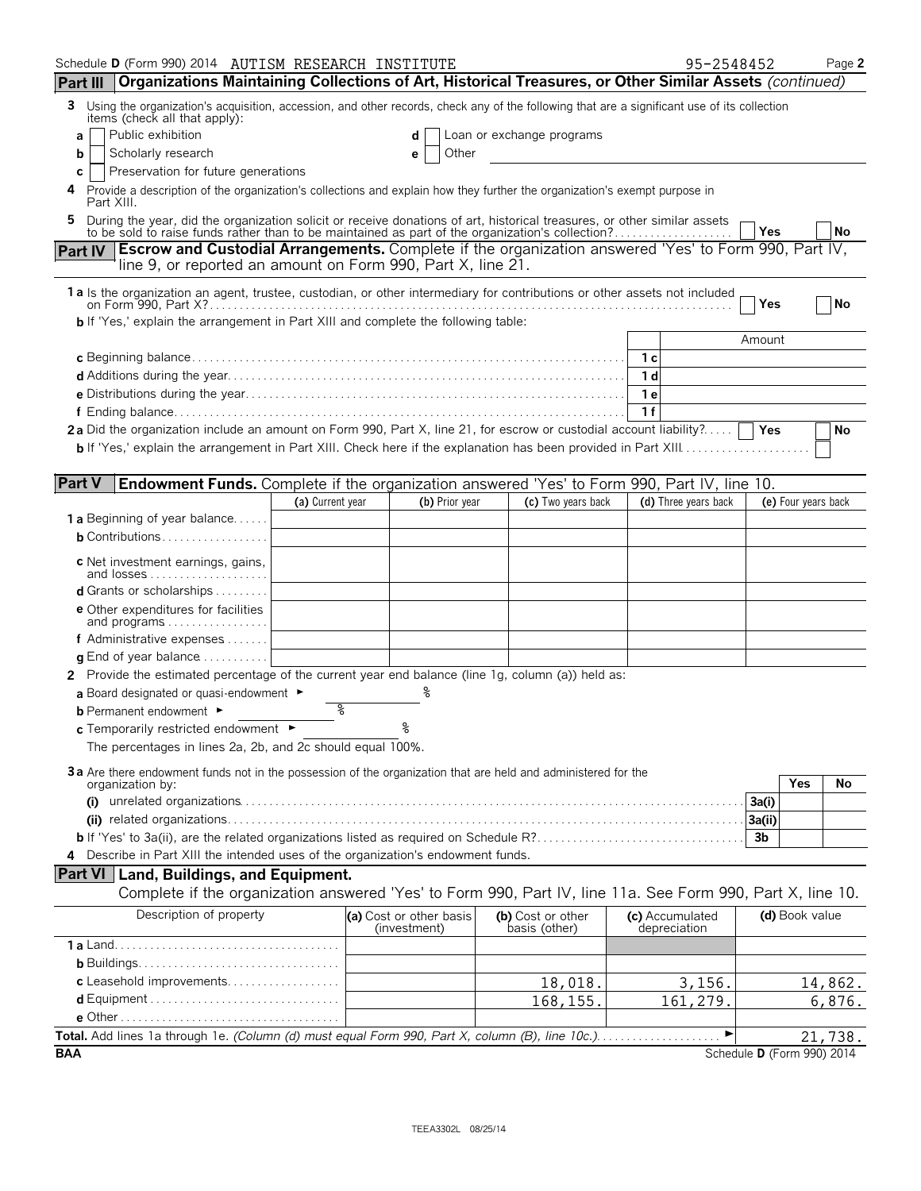Schedule D (Form 990) 2014 AUTISM RESEARCH INSTITUTE 95-2548452

## Part III Organizations Maintaining Collections of Art, Historical Treasures, or Other Similar Assets *(continued)*

3 Using the organization's acquisition, accession, and other records, check any of the following that are a significant use of its collection items (check all that apply):

a ☐ Public exhibition
b ☐ Scholarly research
c ☐ Preservation for future generations
d ☐ Loan or exchange programs
e ☐ Other

4 Provide a description of the organization's collections and explain how they further the organization's exempt purpose in Part XIII.

5 During the year, did the organization solicit or receive donations of art, historical treasures, or other similar assets to be sold to raise funds rather than to be maintained as part of the organization's collection? ☐ Yes ☐ No

## Part IV Escrow and Custodial Arrangements.
Complete if the organization answered 'Yes' to Form 990, Part IV, line 9, or reported an amount on Form 990, Part X, line 21.

1a Is the organization an agent, trustee, custodian, or other intermediary for contributions or other assets not included on Form 990, Part X? ☐ Yes ☐ No

b If 'Yes,' explain the arrangement in Part XIII and complete the following table:

| | | Amount |
|---|---|---|
| c Beginning balance | 1c | |
| d Additions during the year | 1d | |
| e Distributions during the year | 1e | |
| f Ending balance | 1f | |

2a Did the organization include an amount on Form 990, Part X, line 21, for escrow or custodial account liability? ☐ Yes ☐ No

b If 'Yes,' explain the arrangement in Part XIII. Check here if the explanation has been provided in Part XIII ☐

## Part V Endowment Funds.
Complete if the organization answered 'Yes' to Form 990, Part IV, line 10.

| | (a) Current year | (b) Prior year | (c) Two years back | (d) Three years back | (e) Four years back |
|---|---|---|---|---|---|
| 1a Beginning of year balance | | | | | |
| b Contributions | | | | | |
| c Net investment earnings, gains, and losses | | | | | |
| d Grants or scholarships | | | | | |
| e Other expenditures for facilities and programs | | | | | |
| f Administrative expenses | | | | | |
| g End of year balance | | | | | |

2 Provide the estimated percentage of the current year end balance (line 1g, column (a)) held as:

a Board designated or quasi-endowment ► %

b Permanent endowment ► %

c Temporarily restricted endowment ► %

The percentages in lines 2a, 2b, and 2c should equal 100%.

3a Are there endowment funds not in the possession of the organization that are held and administered for the organization by:

| | | Yes | No |
|---|---|---|---|
| (i) unrelated organizations | 3a(i) | | |
| (ii) related organizations | 3a(ii) | | |
| b If 'Yes' to 3a(ii), are the related organizations listed as required on Schedule R? | 3b | | |

4 Describe in Part XIII the intended uses of the organization's endowment funds.

## Part VI Land, Buildings, and Equipment.
Complete if the organization answered 'Yes' to Form 990, Part IV, line 11a. See Form 990, Part X, line 10.

| Description of property | (a) Cost or other basis (investment) | (b) Cost or other basis (other) | (c) Accumulated depreciation | (d) Book value |
|---|---|---|---|---|
| 1a Land | | | | |
| b Buildings | | | | |
| c Leasehold improvements | | 18,018. | 3,156. | 14,862. |
| d Equipment | | 168,155. | 161,279. | 6,876. |
| e Other | | | | |

**Total.** Add lines 1a through 1e. *(Column (d) must equal Form 990, Part X, column (B), line 10c.)* ► 21,738.

BAA Schedule D (Form 990) 2014

TEEA3302L 08/25/14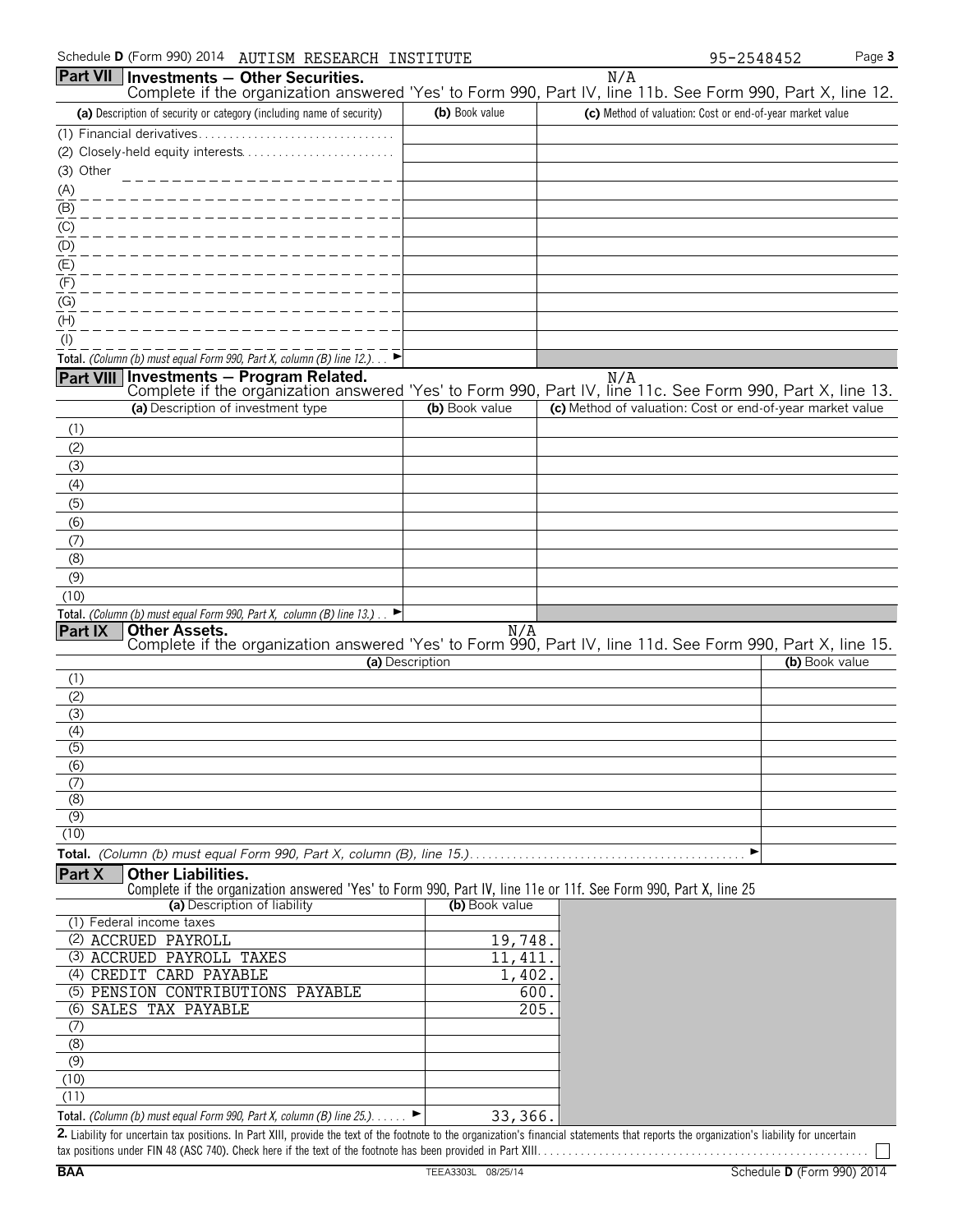Schedule D (Form 990) 2014 AUTISM RESEARCH INSTITUTE 95-2548452

## Part VII Investments — Other Securities.

N/A

Complete if the organization answered 'Yes' to Form 990, Part IV, line 11b. See Form 990, Part X, line 12.

| (a) Description of security or category (including name of security) | (b) Book value | (c) Method of valuation: Cost or end-of-year market value |
|---|---|---|
| (1) Financial derivatives | | |
| (2) Closely-held equity interests | | |
| (3) Other | | |
| (A) | | |
| (B) | | |
| (C) | | |
| (D) | | |
| (E) | | |
| (F) | | |
| (G) | | |
| (H) | | |
| (I) | | |
| Total. *(Column (b) must equal Form 990, Part X, column (B) line 12.)* ► | | |

## Part VIII Investments — Program Related.

N/A

Complete if the organization answered 'Yes' to Form 990, Part IV, line 11c. See Form 990, Part X, line 13.

| (a) Description of investment type | (b) Book value | (c) Method of valuation: Cost or end-of-year market value |
|---|---|---|
| (1) | | |
| (2) | | |
| (3) | | |
| (4) | | |
| (5) | | |
| (6) | | |
| (7) | | |
| (8) | | |
| (9) | | |
| (10) | | |
| Total. *(Column (b) must equal Form 990, Part X, column (B) line 13.)* ► | | |

## Part IX Other Assets.

N/A

Complete if the organization answered 'Yes' to Form 990, Part IV, line 11d. See Form 990, Part X, line 15.

| (a) Description | (b) Book value |
|---|---|
| (1) | |
| (2) | |
| (3) | |
| (4) | |
| (5) | |
| (6) | |
| (7) | |
| (8) | |
| (9) | |
| (10) | |
| Total. *(Column (b) must equal Form 990, Part X, column (B), line 15.)* ► | |

## Part X Other Liabilities.

Complete if the organization answered 'Yes' to Form 990, Part IV, line 11e or 11f. See Form 990, Part X, line 25

| (a) Description of liability | (b) Book value |
|---|---|
| (1) Federal income taxes | |
| (2) ACCRUED PAYROLL | 19,748. |
| (3) ACCRUED PAYROLL TAXES | 11,411. |
| (4) CREDIT CARD PAYABLE | 1,402. |
| (5) PENSION CONTRIBUTIONS PAYABLE | 600. |
| (6) SALES TAX PAYABLE | 205. |
| (7) | |
| (8) | |
| (9) | |
| (10) | |
| (11) | |
| Total. *(Column (b) must equal Form 990, Part X, column (B) line 25.)* ► | 33,366. |

**2.** Liability for uncertain tax positions. In Part XIII, provide the text of the footnote to the organization's financial statements that reports the organization's liability for uncertain tax positions under FIN 48 (ASC 740). Check here if the text of the footnote has been provided in Part XIII ☐

BAA TEEA3303L 08/25/14 Schedule D (Form 990) 2014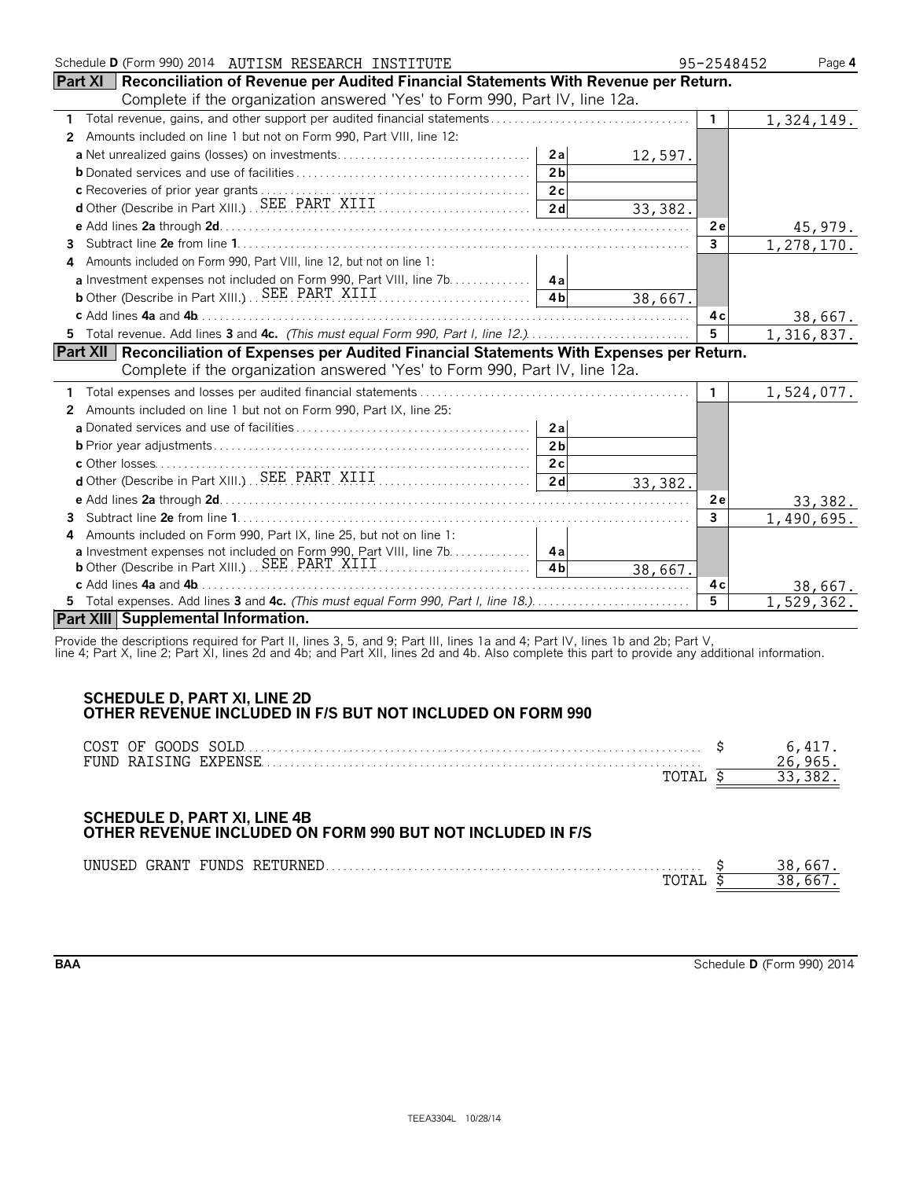Schedule D (Form 990) 2014 AUTISM RESEARCH INSTITUTE 95-2548452 Page 4

## Part XI Reconciliation of Revenue per Audited Financial Statements With Revenue per Return.

Complete if the organization answered 'Yes' to Form 990, Part IV, line 12a.

| | | | | |
|---|---|---|---|---|
| 1 Total revenue, gains, and other support per audited financial statements | | | 1 | 1,324,149. |
| 2 Amounts included on line 1 but not on Form 990, Part VIII, line 12: | | | | |
| a Net unrealized gains (losses) on investments | 2a | 12,597. | | |
| b Donated services and use of facilities | 2b | | | |
| c Recoveries of prior year grants | 2c | | | |
| d Other (Describe in Part XIII.) SEE PART XIII | 2d | 33,382. | | |
| e Add lines 2a through 2d | | | 2e | 45,979. |
| 3 Subtract line 2e from line 1 | | | 3 | 1,278,170. |
| 4 Amounts included on Form 990, Part VIII, line 12, but not on line 1: | | | | |
| a Investment expenses not included on Form 990, Part VIII, line 7b | 4a | | | |
| b Other (Describe in Part XIII.) SEE PART XIII | 4b | 38,667. | | |
| c Add lines 4a and 4b | | | 4c | 38,667. |
| 5 Total revenue. Add lines 3 and 4c. *(This must equal Form 990, Part I, line 12.)* | | | 5 | 1,316,837. |

## Part XII Reconciliation of Expenses per Audited Financial Statements With Expenses per Return.

Complete if the organization answered 'Yes' to Form 990, Part IV, line 12a.

| | | | | |
|---|---|---|---|---|
| 1 Total expenses and losses per audited financial statements | | | 1 | 1,524,077. |
| 2 Amounts included on line 1 but not on Form 990, Part IX, line 25: | | | | |
| a Donated services and use of facilities | 2a | | | |
| b Prior year adjustments | 2b | | | |
| c Other losses | 2c | | | |
| d Other (Describe in Part XIII.) SEE PART XIII | 2d | 33,382. | | |
| e Add lines 2a through 2d | | | 2e | 33,382. |
| 3 Subtract line 2e from line 1 | | | 3 | 1,490,695. |
| 4 Amounts included on Form 990, Part IX, line 25, but not on line 1: | | | | |
| a Investment expenses not included on Form 990, Part VIII, line 7b | 4a | | | |
| b Other (Describe in Part XIII.) SEE PART XIII | 4b | 38,667. | | |
| c Add lines 4a and 4b | | | 4c | 38,667. |
| 5 Total expenses. Add lines 3 and 4c. *(This must equal Form 990, Part I, line 18.)* | | | 5 | 1,529,362. |

## Part XIII Supplemental Information.

Provide the descriptions required for Part II, lines 3, 5, and 9; Part III, lines 1a and 4; Part IV, lines 1b and 2b; Part V, line 4; Part X, line 2; Part XI, lines 2d and 4b; and Part XII, lines 2d and 4b. Also complete this part to provide any additional information.

### SCHEDULE D, PART XI, LINE 2D
### OTHER REVENUE INCLUDED IN F/S BUT NOT INCLUDED ON FORM 990

| | |
|---|---|
| COST OF GOODS SOLD | $ 6,417. |
| FUND RAISING EXPENSE | 26,965. |
| TOTAL | $ 33,382. |

### SCHEDULE D, PART XI, LINE 4B
### OTHER REVENUE INCLUDED ON FORM 990 BUT NOT INCLUDED IN F/S

| | |
|---|---|
| UNUSED GRANT FUNDS RETURNED | $ 38,667. |
| TOTAL | $ 38,667. |

BAA Schedule D (Form 990) 2014

TEEA3304L 10/28/14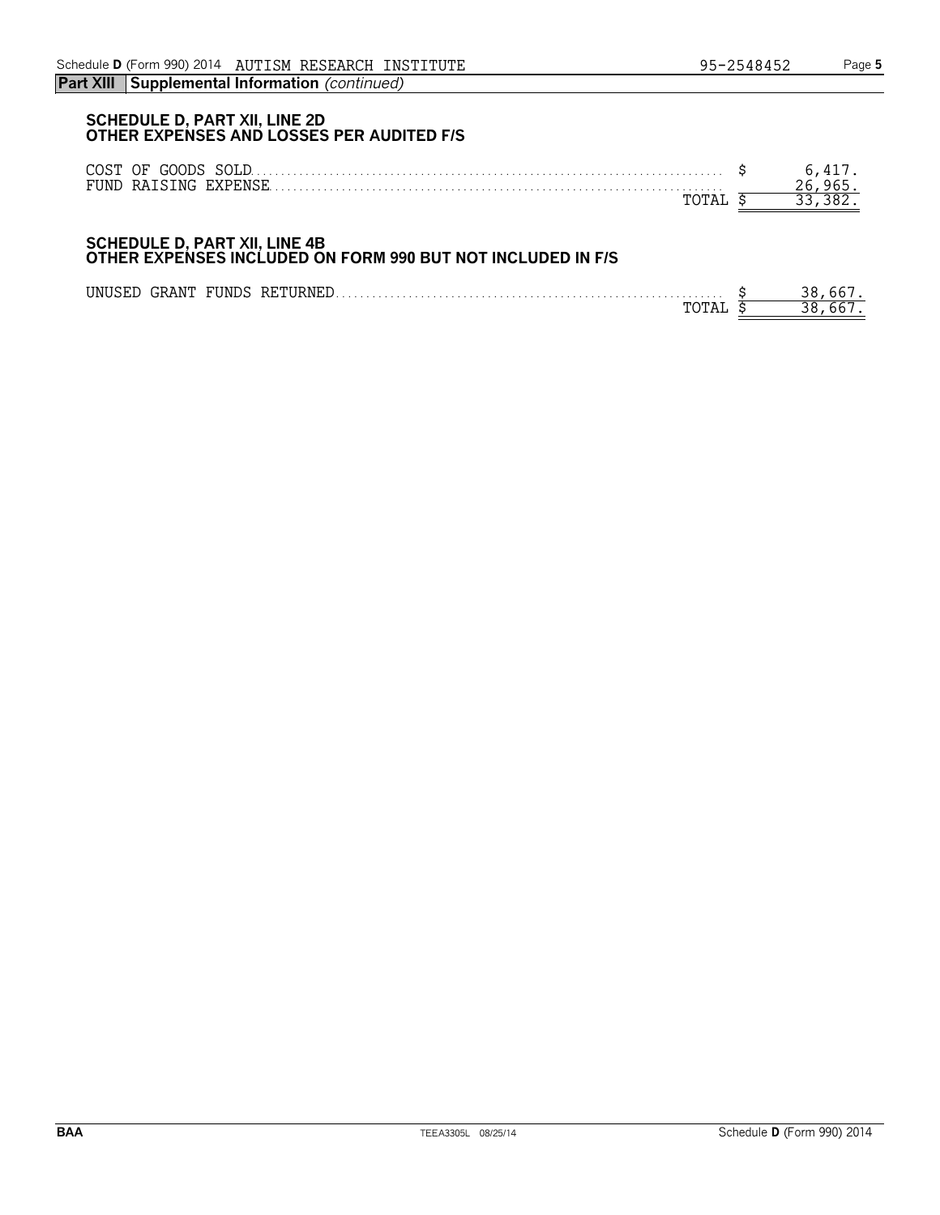**Part XIII Supplemental Information** *(continued)*

### SCHEDULE D, PART XII, LINE 2D
### OTHER EXPENSES AND LOSSES PER AUDITED F/S

| | | |
|---|---|---|
| COST OF GOODS SOLD | $ | 6,417. |
| FUND RAISING EXPENSE | | 26,965. |
| TOTAL | $ | 33,382. |

### SCHEDULE D, PART XII, LINE 4B
### OTHER EXPENSES INCLUDED ON FORM 990 BUT NOT INCLUDED IN F/S

| | | |
|---|---|---|
| UNUSED GRANT FUNDS RETURNED | $ | 38,667. |
| TOTAL | $ | 38,667. |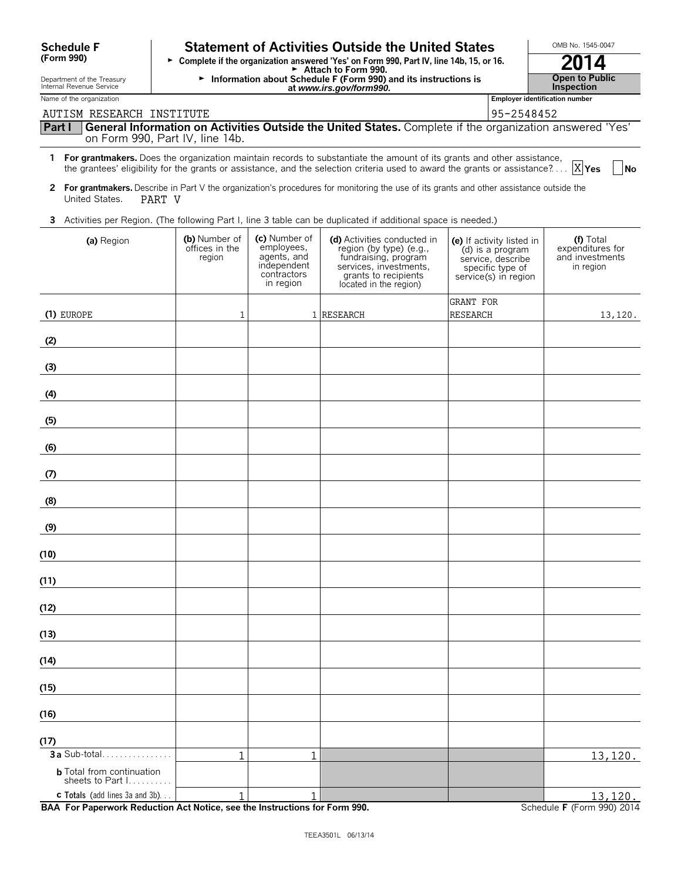**Schedule F (Form 990)**

Department of the Treasury
Internal Revenue Service

# Statement of Activities Outside the United States

► Complete if the organization answered 'Yes' on Form 990, Part IV, line 14b, 15, or 16.
► Attach to Form 990.
► Information about Schedule F (Form 990) and its instructions is at *www.irs.gov/form990.*

OMB No. 1545-0047

**2014**

**Open to Public Inspection**

Name of the organization: AUTISM RESEARCH INSTITUTE

Employer identification number: 95-2548452

## Part I — General Information on Activities Outside the United States. Complete if the organization answered 'Yes' on Form 990, Part IV, line 14b.

**1 For grantmakers.** Does the organization maintain records to substantiate the amount of its grants and other assistance, the grantees' eligibility for the grants or assistance, and the selection criteria used to award the grants or assistance? .... [X] Yes [ ] No

**2 For grantmakers.** Describe in Part V the organization's procedures for monitoring the use of its grants and other assistance outside the United States. PART V

**3** Activities per Region. (The following Part I, line 3 table can be duplicated if additional space is needed.)

| (a) Region | (b) Number of offices in the region | (c) Number of employees, agents, and independent contractors in region | (d) Activities conducted in region (by type) (e.g., fundraising, program services, investments, grants to recipients located in the region) | (e) If activity listed in (d) is a program service, describe specific type of service(s) in region | (f) Total expenditures for and investments in region |
|---|---|---|---|---|---|
| (1) EUROPE | 1 | 1 | RESEARCH | GRANT FOR RESEARCH | 13,120. |
| (2) | | | | | |
| (3) | | | | | |
| (4) | | | | | |
| (5) | | | | | |
| (6) | | | | | |
| (7) | | | | | |
| (8) | | | | | |
| (9) | | | | | |
| (10) | | | | | |
| (11) | | | | | |
| (12) | | | | | |
| (13) | | | | | |
| (14) | | | | | |
| (15) | | | | | |
| (16) | | | | | |
| (17) | | | | | |
| **3a** Sub-total | 1 | 1 | | | 13,120. |
| **b** Total from continuation sheets to Part I | | | | | |
| **c Totals** (add lines 3a and 3b) | 1 | 1 | | | 13,120. |

**BAA For Paperwork Reduction Act Notice, see the Instructions for Form 990.** Schedule **F** (Form 990) 2014

TEEA3501L 06/13/14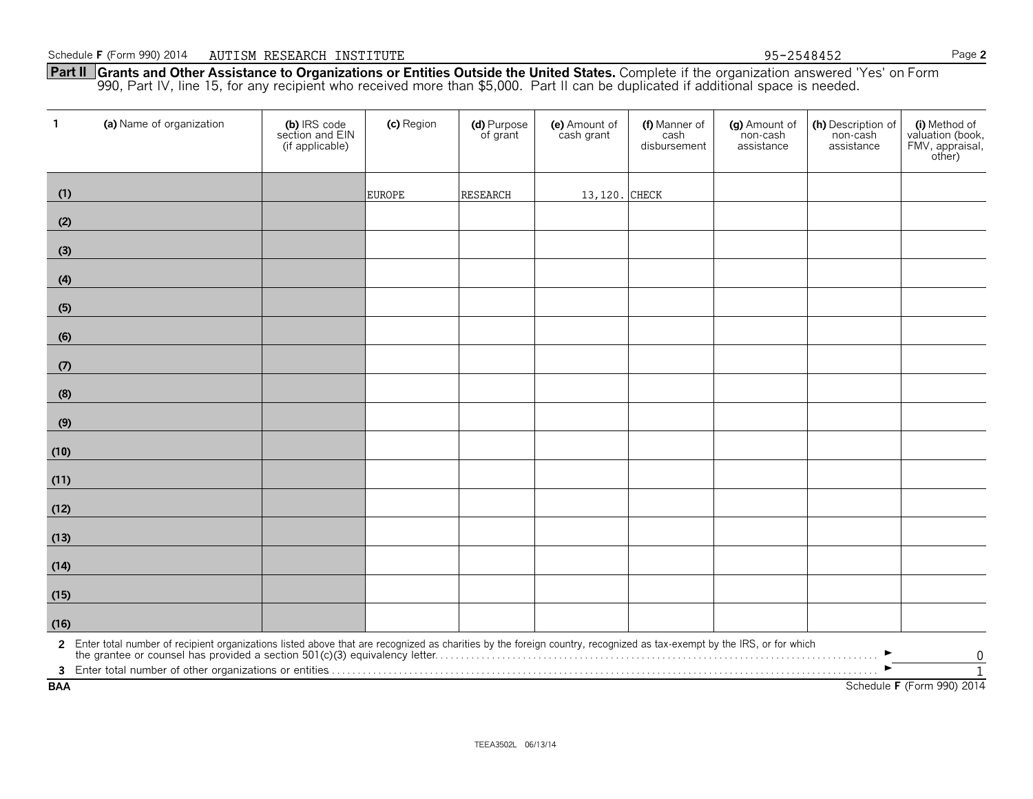Schedule F (Form 990) 2014 AUTISM RESEARCH INSTITUTE 95-2548452

**Part II Grants and Other Assistance to Organizations or Entities Outside the United States.** Complete if the organization answered 'Yes' on Form 990, Part IV, line 15, for any recipient who received more than $5,000. Part II can be duplicated if additional space is needed.

| 1 | (a) Name of organization | (b) IRS code section and EIN (if applicable) | (c) Region | (d) Purpose of grant | (e) Amount of cash grant | (f) Manner of cash disbursement | (g) Amount of non-cash assistance | (h) Description of non-cash assistance | (i) Method of valuation (book, FMV, appraisal, other) |
|---|---|---|---|---|---|---|---|---|---|
| (1) | | | EUROPE | RESEARCH | 13,120. | CHECK | | | |
| (2) | | | | | | | | | |
| (3) | | | | | | | | | |
| (4) | | | | | | | | | |
| (5) | | | | | | | | | |
| (6) | | | | | | | | | |
| (7) | | | | | | | | | |
| (8) | | | | | | | | | |
| (9) | | | | | | | | | |
| (10) | | | | | | | | | |
| (11) | | | | | | | | | |
| (12) | | | | | | | | | |
| (13) | | | | | | | | | |
| (14) | | | | | | | | | |
| (15) | | | | | | | | | |
| (16) | | | | | | | | | |

**2** Enter total number of recipient organizations listed above that are recognized as charities by the foreign country, recognized as tax-exempt by the IRS, or for which the grantee or counsel has provided a section 501(c)(3) equivalency letter ► 0

**3** Enter total number of other organizations or entities ► 1

BAA Schedule F (Form 990) 2014

TEEA3502L 06/13/14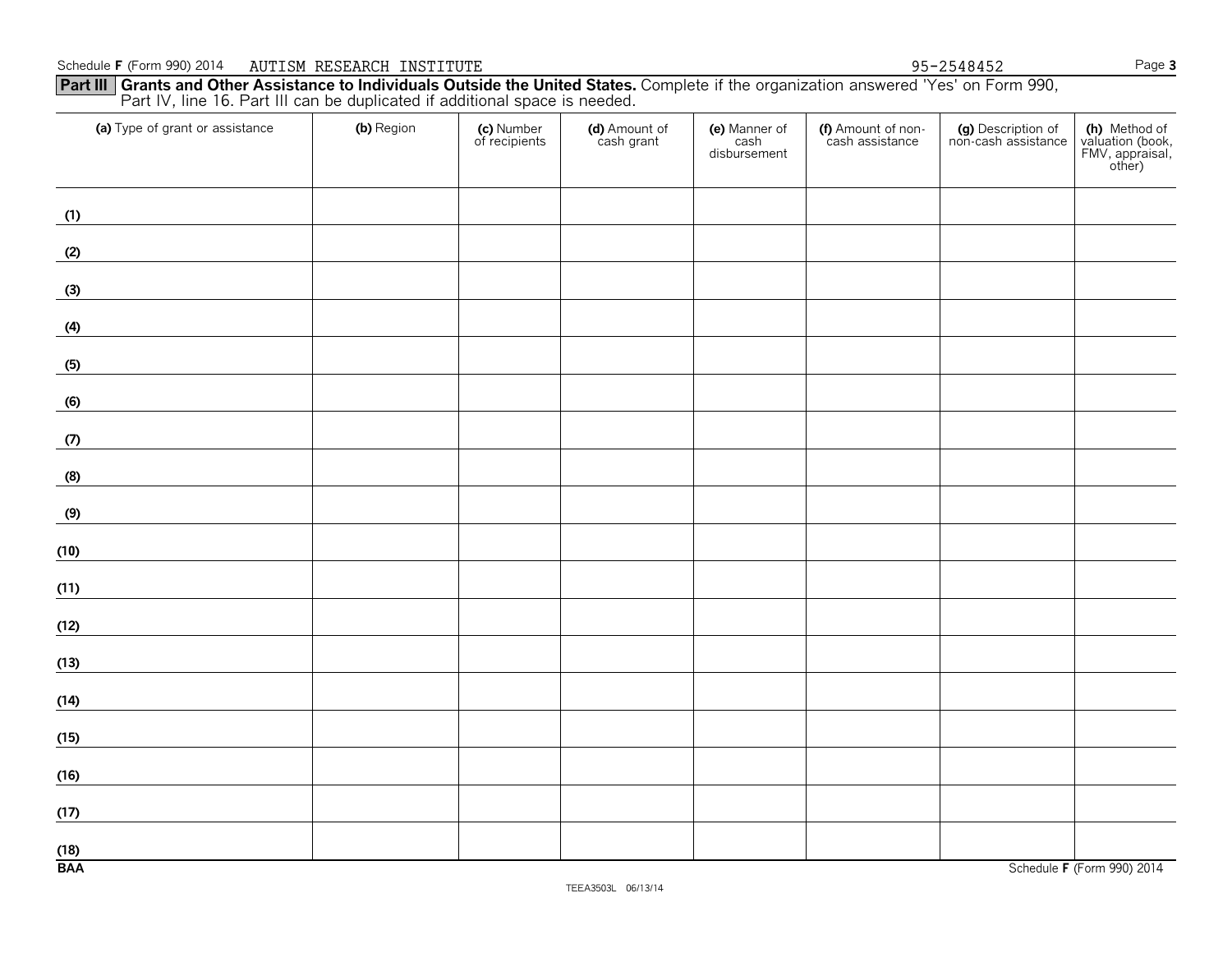Schedule F (Form 990) 2014 AUTISM RESEARCH INSTITUTE 95-2548452

**Part III** **Grants and Other Assistance to Individuals Outside the United States.** Complete if the organization answered 'Yes' on Form 990, Part IV, line 16. Part III can be duplicated if additional space is needed.

| (a) Type of grant or assistance | (b) Region | (c) Number of recipients | (d) Amount of cash grant | (e) Manner of cash disbursement | (f) Amount of non-cash assistance | (g) Description of non-cash assistance | (h) Method of valuation (book, FMV, appraisal, other) |
|---|---|---|---|---|---|---|---|
| (1) | | | | | | | |
| (2) | | | | | | | |
| (3) | | | | | | | |
| (4) | | | | | | | |
| (5) | | | | | | | |
| (6) | | | | | | | |
| (7) | | | | | | | |
| (8) | | | | | | | |
| (9) | | | | | | | |
| (10) | | | | | | | |
| (11) | | | | | | | |
| (12) | | | | | | | |
| (13) | | | | | | | |
| (14) | | | | | | | |
| (15) | | | | | | | |
| (16) | | | | | | | |
| (17) | | | | | | | |
| (18) | | | | | | | |

BAA Schedule F (Form 990) 2014

TEEA3503L 06/13/14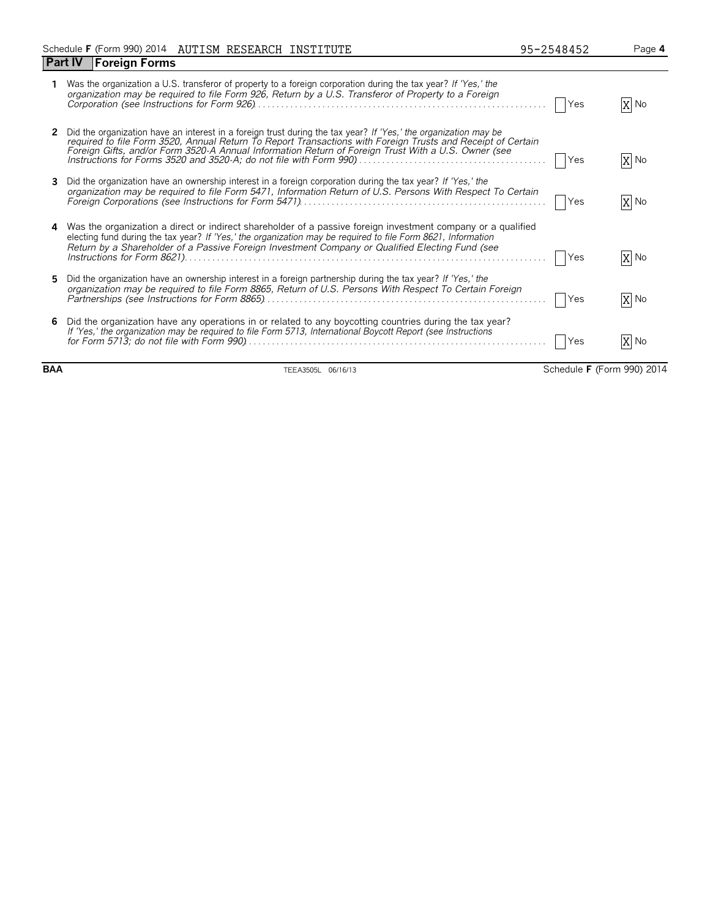Schedule **F** (Form 990) 2014 AUTISM RESEARCH INSTITUTE 95-2548452

## Part IV Foreign Forms

**1** Was the organization a U.S. transferor of property to a foreign corporation during the tax year? *If 'Yes,' the organization may be required to file Form 926, Return by a U.S. Transferor of Property to a Foreign Corporation (see Instructions for Form 926)* . . . . . ☐ Yes ☒ No

**2** Did the organization have an interest in a foreign trust during the tax year? *If 'Yes,' the organization may be required to file Form 3520, Annual Return To Report Transactions with Foreign Trusts and Receipt of Certain Foreign Gifts, and/or Form 3520-A Annual Information Return of Foreign Trust With a U.S. Owner (see Instructions for Forms 3520 and 3520-A; do not file with Form 990)* . . . . . ☐ Yes ☒ No

**3** Did the organization have an ownership interest in a foreign corporation during the tax year? *If 'Yes,' the organization may be required to file Form 5471, Information Return of U.S. Persons With Respect To Certain Foreign Corporations (see Instructions for Form 5471)* . . . . . ☐ Yes ☒ No

**4** Was the organization a direct or indirect shareholder of a passive foreign investment company or a qualified electing fund during the tax year? *If 'Yes,' the organization may be required to file Form 8621, Information Return by a Shareholder of a Passive Foreign Investment Company or Qualified Electing Fund (see Instructions for Form 8621)* . . . . . ☐ Yes ☒ No

**5** Did the organization have an ownership interest in a foreign partnership during the tax year? *If 'Yes,' the organization may be required to file Form 8865, Return of U.S. Persons With Respect To Certain Foreign Partnerships (see Instructions for Form 8865)* . . . . . ☐ Yes ☒ No

**6** Did the organization have any operations in or related to any boycotting countries during the tax year? *If 'Yes,' the organization may be required to file Form 5713, International Boycott Report (see Instructions for Form 5713; do not file with Form 990)* . . . . . ☐ Yes ☒ No

**BAA** TEEA3505L 06/16/13 Schedule **F** (Form 990) 2014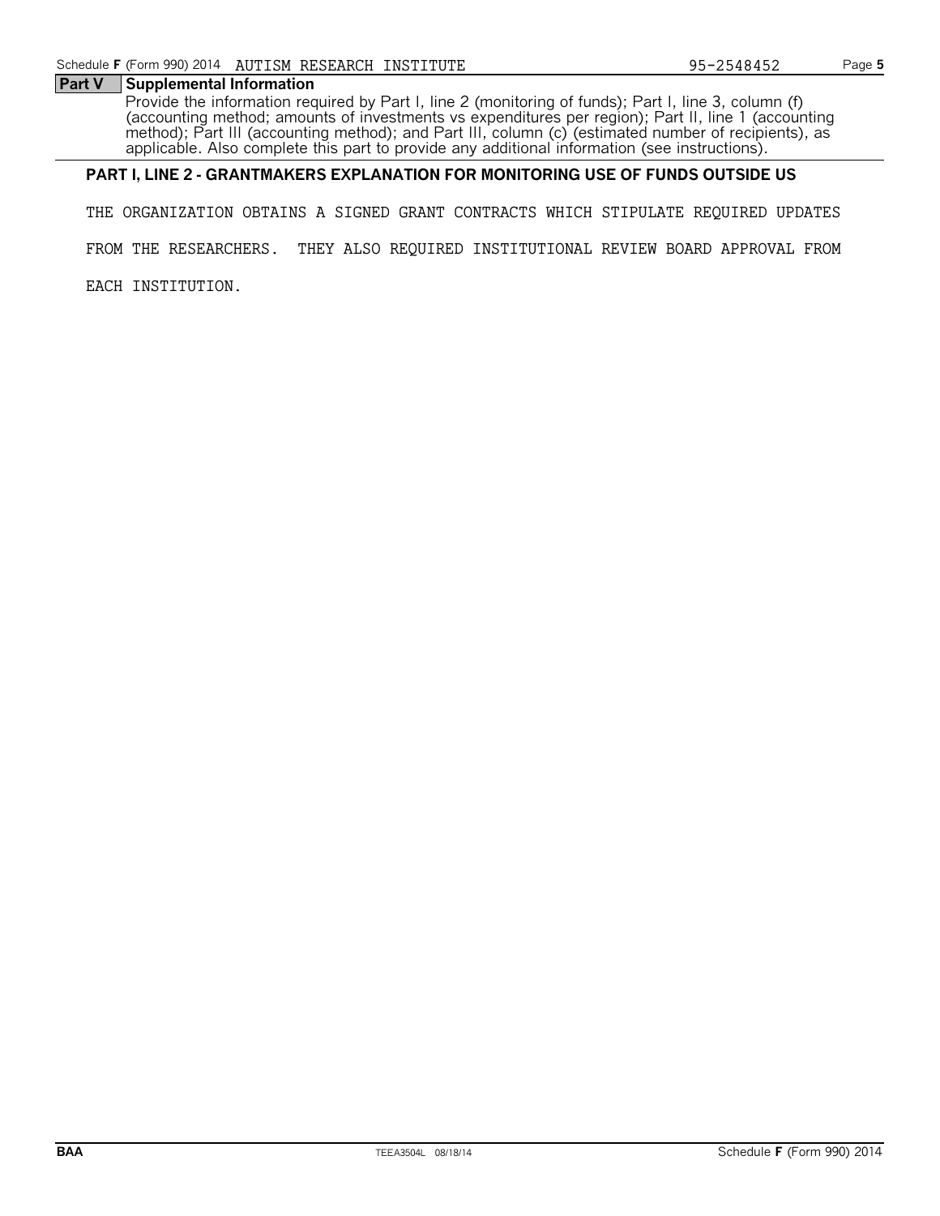## Part V Supplemental Information

Provide the information required by Part I, line 2 (monitoring of funds); Part I, line 3, column (f) (accounting method; amounts of investments vs expenditures per region); Part II, line 1 (accounting method); Part III (accounting method); and Part III, column (c) (estimated number of recipients), as applicable. Also complete this part to provide any additional information (see instructions).

**PART I, LINE 2 - GRANTMAKERS EXPLANATION FOR MONITORING USE OF FUNDS OUTSIDE US**

THE ORGANIZATION OBTAINS A SIGNED GRANT CONTRACTS WHICH STIPULATE REQUIRED UPDATES FROM THE RESEARCHERS. THEY ALSO REQUIRED INSTITUTIONAL REVIEW BOARD APPROVAL FROM EACH INSTITUTION.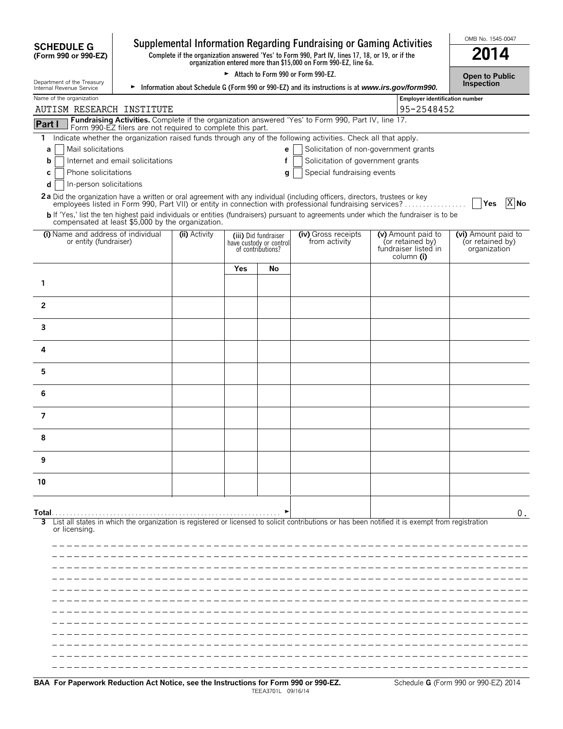**SCHEDULE G (Form 990 or 990-EZ)**

Department of the Treasury
Internal Revenue Service

# Supplemental Information Regarding Fundraising or Gaming Activities

**Complete if the organization answered 'Yes' to Form 990, Part IV, lines 17, 18, or 19, or if the organization entered more than $15,000 on Form 990-EZ, line 6a.**

► **Attach to Form 990 or Form 990-EZ.**

► **Information about Schedule G (Form 990 or 990-EZ) and its instructions is at *www.irs.gov/form990.***

OMB No. 1545-0047

**2014**

**Open to Public Inspection**

Name of the organization: AUTISM RESEARCH INSTITUTE

Employer identification number: 95-2548452

**Part I** **Fundraising Activities.** Complete if the organization answered 'Yes' to Form 990, Part IV, line 17. Form 990-EZ filers are not required to complete this part.

1 Indicate whether the organization raised funds through any of the following activities. Check all that apply.

- a [ ] Mail solicitations
- b [ ] Internet and email solicitations
- c [ ] Phone solicitations
- d [ ] In-person solicitations
- e [ ] Solicitation of non-government grants
- f [ ] Solicitation of government grants
- g [ ] Special fundraising events

**2 a** Did the organization have a written or oral agreement with any individual (including officers, directors, trustees or key employees listed in Form 990, Part VII) or entity in connection with professional fundraising services? [ ] Yes [X] No

**b** If 'Yes,' list the ten highest paid individuals or entities (fundraisers) pursuant to agreements under which the fundraiser is to be compensated at least $5,000 by the organization.

| | (i) Name and address of individual or entity (fundraiser) | (ii) Activity | (iii) Did fundraiser have custody or control of contributions? Yes | No | (iv) Gross receipts from activity | (v) Amount paid to (or retained by) fundraiser listed in column (i) | (vi) Amount paid to (or retained by) organization |
|---|---|---|---|---|---|---|---|
| 1 | | | | | | | |
| 2 | | | | | | | |
| 3 | | | | | | | |
| 4 | | | | | | | |
| 5 | | | | | | | |
| 6 | | | | | | | |
| 7 | | | | | | | |
| 8 | | | | | | | |
| 9 | | | | | | | |
| 10 | | | | | | | |
| **Total** | | | | | | | 0. |

3 List all states in which the organization is registered or licensed to solicit contributions or has been notified it is exempt from registration or licensing.

**BAA For Paperwork Reduction Act Notice, see the Instructions for Form 990 or 990-EZ.** TEEA3701L 09/16/14 Schedule **G** (Form 990 or 990-EZ) 2014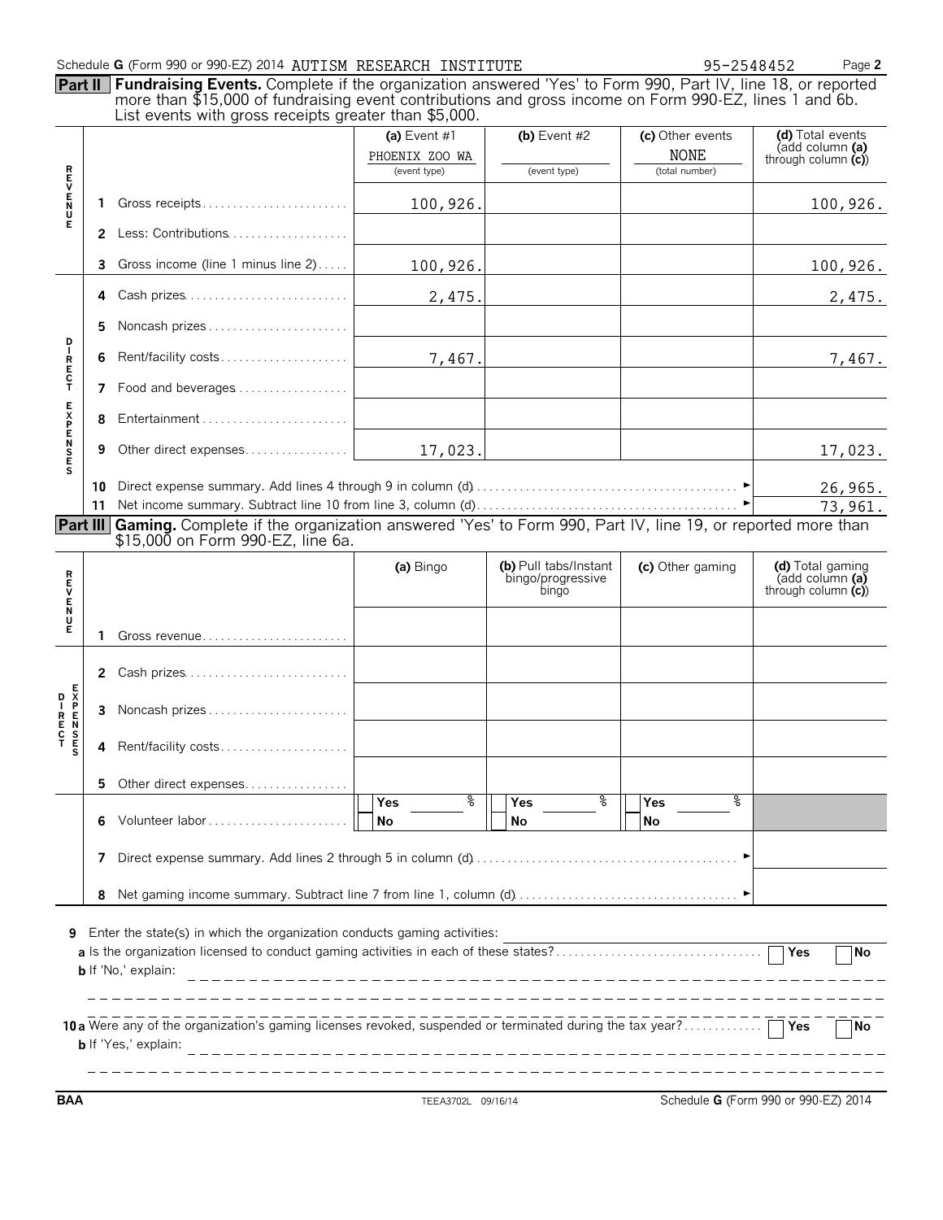Schedule G (Form 990 or 990-EZ) 2014 AUTISM RESEARCH INSTITUTE 95-2548452 Page 2

**Part II Fundraising Events.** Complete if the organization answered 'Yes' to Form 990, Part IV, line 18, or reported more than $15,000 of fundraising event contributions and gross income on Form 990-EZ, lines 1 and 6b. List events with gross receipts greater than $5,000.

| | | (a) Event #1 | (b) Event #2 | (c) Other events | (d) Total events (add column (a) through column (c)) |
|---|---|---|---|---|---|
| | | PHOENIX ZOO WA (event type) | (event type) | NONE (total number) | |
| REVENUE | 1 Gross receipts | 100,926. | | | 100,926. |
| | 2 Less: Contributions | | | | |
| | 3 Gross income (line 1 minus line 2) | 100,926. | | | 100,926. |
| DIRECT EXPENSES | 4 Cash prizes | 2,475. | | | 2,475. |
| | 5 Noncash prizes | | | | |
| | 6 Rent/facility costs | 7,467. | | | 7,467. |
| | 7 Food and beverages | | | | |
| | 8 Entertainment | | | | |
| | 9 Other direct expenses | 17,023. | | | 17,023. |
| | 10 Direct expense summary. Add lines 4 through 9 in column (d) | | | | 26,965. |
| | 11 Net income summary. Subtract line 10 from line 3, column (d) | | | | 73,961. |

**Part III Gaming.** Complete if the organization answered 'Yes' to Form 990, Part IV, line 19, or reported more than $15,000 on Form 990-EZ, line 6a.

| | | (a) Bingo | (b) Pull tabs/Instant bingo/progressive bingo | (c) Other gaming | (d) Total gaming (add column (a) through column (c)) |
|---|---|---|---|---|---|
| REVENUE | 1 Gross revenue | | | | |
| DIRECT EXPENSES | 2 Cash prizes | | | | |
| | 3 Noncash prizes | | | | |
| | 4 Rent/facility costs | | | | |
| | 5 Other direct expenses | | | | |
| | 6 Volunteer labor | Yes ___ % / No | Yes ___ % / No | Yes ___ % / No | |
| | 7 Direct expense summary. Add lines 2 through 5 in column (d) | | | | |
| | 8 Net gaming income summary. Subtract line 7 from line 1, column (d) | | | | |

**9** Enter the state(s) in which the organization conducts gaming activities:

**a** Is the organization licensed to conduct gaming activities in each of these states? Yes No

**b** If 'No,' explain:

**10a** Were any of the organization's gaming licenses revoked, suspended or terminated during the tax year? Yes No

**b** If 'Yes,' explain:

BAA TEEA3702L 09/16/14 Schedule G (Form 990 or 990-EZ) 2014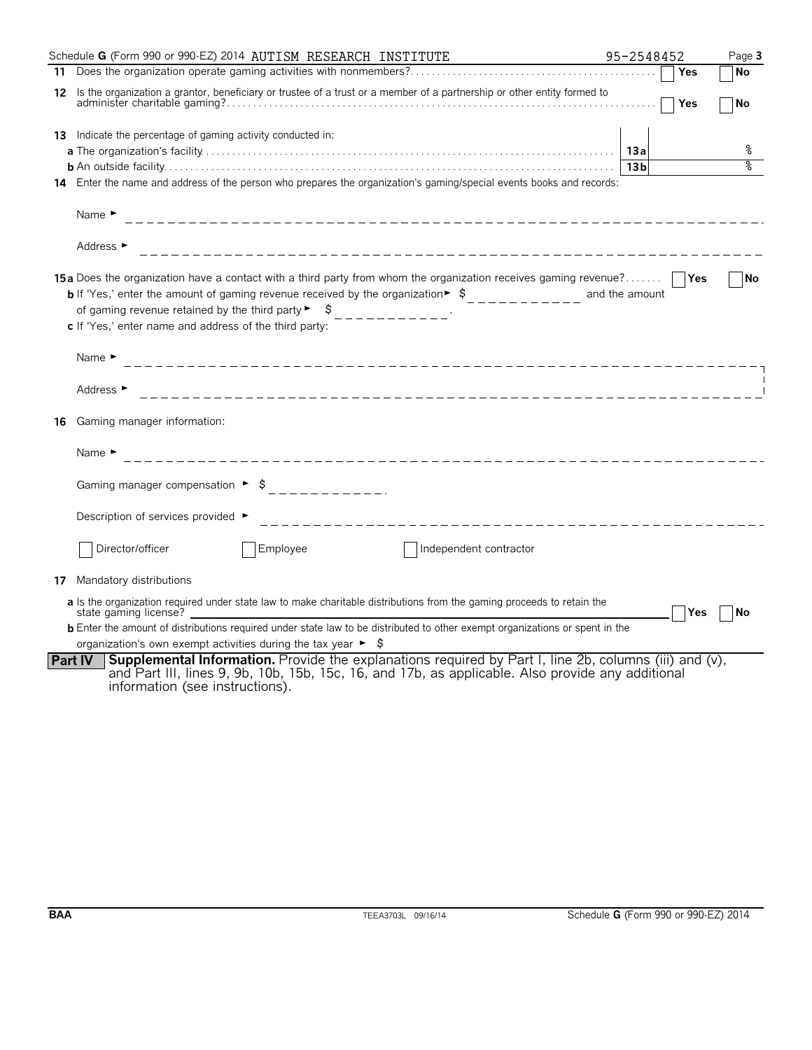Schedule **G** (Form 990 or 990-EZ) 2014 AUTISM RESEARCH INSTITUTE 95-2548452 Page **3**

**11** Does the organization operate gaming activities with nonmembers? ☐ Yes ☐ No

**12** Is the organization a grantor, beneficiary or trustee of a trust or a member of a partnership or other entity formed to administer charitable gaming? ☐ Yes ☐ No

**13** Indicate the percentage of gaming activity conducted in:

**a** The organization's facility **13a** %

**b** An outside facility **13b** %

**14** Enter the name and address of the person who prepares the organization's gaming/special events books and records:

Name ►

Address ►

**15a** Does the organization have a contact with a third party from whom the organization receives gaming revenue? ☐ Yes ☐ No

**b** If 'Yes,' enter the amount of gaming revenue received by the organization ► $ \_\_\_\_\_\_\_\_\_\_ and the amount of gaming revenue retained by the third party ► $ \_\_\_\_\_\_\_\_\_\_.

**c** If 'Yes,' enter name and address of the third party:

Name ►

Address ►

**16** Gaming manager information:

Name ►

Gaming manager compensation ► $ \_\_\_\_\_\_\_\_\_\_.

Description of services provided ►

☐ Director/officer ☐ Employee ☐ Independent contractor

**17** Mandatory distributions

**a** Is the organization required under state law to make charitable distributions from the gaming proceeds to retain the state gaming license? ☐ Yes ☐ No

**b** Enter the amount of distributions required under state law to be distributed to other exempt organizations or spent in the organization's own exempt activities during the tax year ► $

**Part IV** **Supplemental Information.** Provide the explanations required by Part I, line 2b, columns (iii) and (v), and Part III, lines 9, 9b, 10b, 15b, 15c, 16, and 17b, as applicable. Also provide any additional information (see instructions).

BAA TEEA3703L 09/16/14 Schedule **G** (Form 990 or 990-EZ) 2014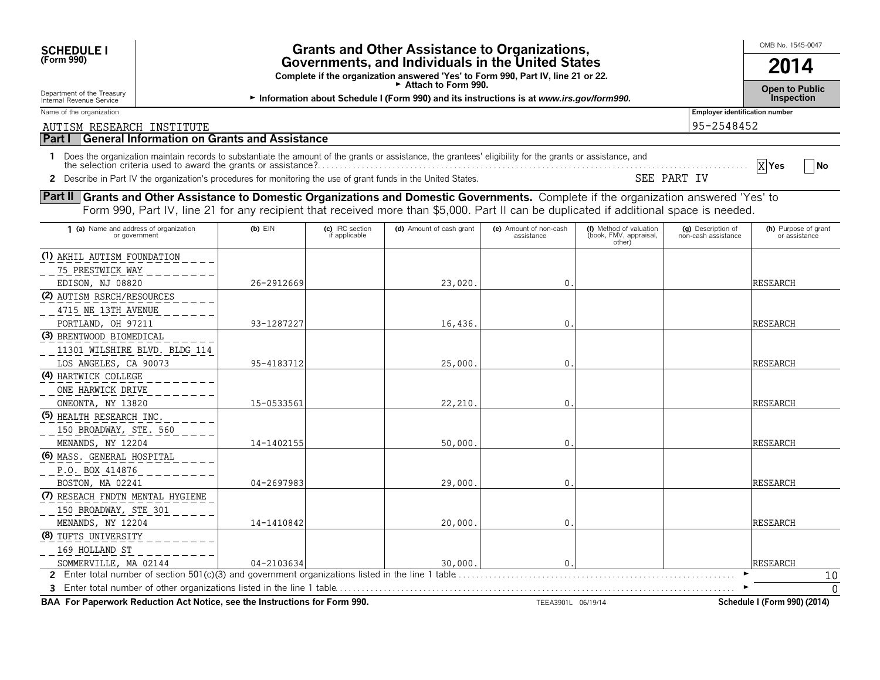**SCHEDULE I**
**(Form 990)**

Department of the Treasury
Internal Revenue Service

# Grants and Other Assistance to Organizations, Governments, and Individuals in the United States

**Complete if the organization answered 'Yes' to Form 990, Part IV, line 21 or 22.**
**► Attach to Form 990.**
**► Information about Schedule I (Form 990) and its instructions is at *www.irs.gov/form990*.**

OMB No. 1545-0047

**2014**

**Open to Public Inspection**

Name of the organization: AUTISM RESEARCH INSTITUTE

Employer identification number: 95-2548452

## Part I General Information on Grants and Assistance

1 Does the organization maintain records to substantiate the amount of the grants or assistance, the grantees' eligibility for the grants or assistance, and the selection criteria used to award the grants or assistance? [X] Yes [ ] No

2 Describe in Part IV the organization's procedures for monitoring the use of grant funds in the United States. SEE PART IV

## Part II Grants and Other Assistance to Domestic Organizations and Domestic Governments.

Complete if the organization answered 'Yes' to Form 990, Part IV, line 21 for any recipient that received more than $5,000. Part II can be duplicated if additional space is needed.

| 1 (a) Name and address of organization or government | (b) EIN | (c) IRC section if applicable | (d) Amount of cash grant | (e) Amount of non-cash assistance | (f) Method of valuation (book, FMV, appraisal, other) | (g) Description of non-cash assistance | (h) Purpose of grant or assistance |
|---|---|---|---|---|---|---|---|
| (1) AKHIL AUTISM FOUNDATION 75 PRESTWICK WAY EDISON, NJ 08820 | 26-2912669 | | 23,020. | 0. | | | RESEARCH |
| (2) AUTISM RSRCH/RESOURCES 4715 NE 13TH AVENUE PORTLAND, OH 97211 | 93-1287227 | | 16,436. | 0. | | | RESEARCH |
| (3) BRENTWOOD BIOMEDICAL 11301 WILSHIRE BLVD. BLDG 114 LOS ANGELES, CA 90073 | 95-4183712 | | 25,000. | 0. | | | RESEARCH |
| (4) HARTWICK COLLEGE ONE HARWICK DRIVE ONEONTA, NY 13820 | 15-0533561 | | 22,210. | 0. | | | RESEARCH |
| (5) HEALTH RESEARCH INC. 150 BROADWAY, STE. 560 MENANDS, NY 12204 | 14-1402155 | | 50,000. | 0. | | | RESEARCH |
| (6) MASS. GENERAL HOSPITAL P.O. BOX 414876 BOSTON, MA 02241 | 04-2697983 | | 29,000. | 0. | | | RESEARCH |
| (7) RESEACH FNDTN MENTAL HYGIENE 150 BROADWAY, STE 301 MENANDS, NY 12204 | 14-1410842 | | 20,000. | 0. | | | RESEARCH |
| (8) TUFTS UNIVERSITY 169 HOLLAND ST SOMMERVILLE, MA 02144 | 04-2103634 | | 30,000. | 0. | | | RESEARCH |

2 Enter total number of section 501(c)(3) and government organizations listed in the line 1 table ► 10

3 Enter total number of other organizations listed in the line 1 table ► 0

**BAA For Paperwork Reduction Act Notice, see the Instructions for Form 990.** TEEA3901L 06/19/14 **Schedule I (Form 990) (2014)**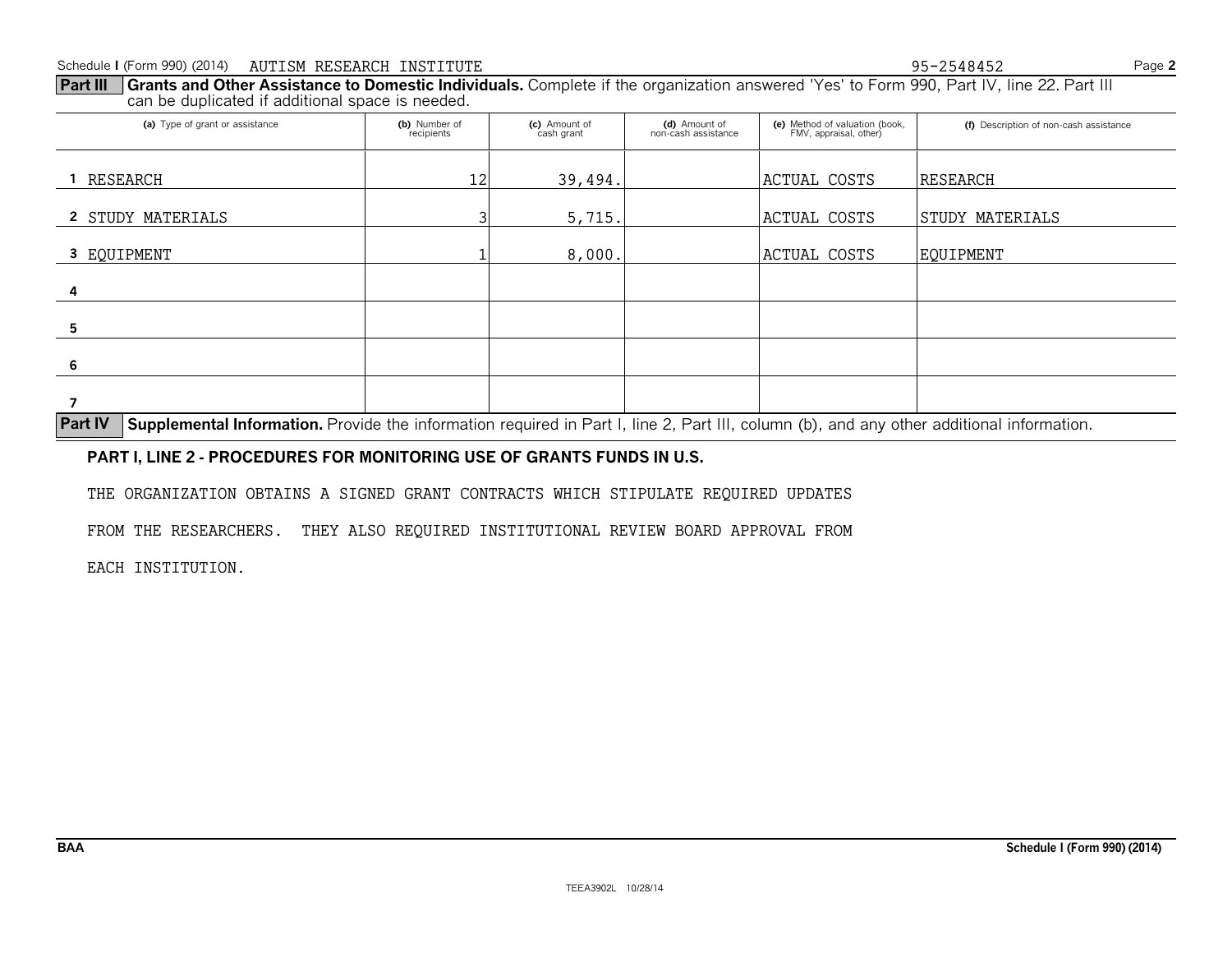Schedule I (Form 990) (2014) AUTISM RESEARCH INSTITUTE 95-2548452

**Part III Grants and Other Assistance to Domestic Individuals.** Complete if the organization answered 'Yes' to Form 990, Part IV, line 22. Part III can be duplicated if additional space is needed.

| (a) Type of grant or assistance | (b) Number of recipients | (c) Amount of cash grant | (d) Amount of non-cash assistance | (e) Method of valuation (book, FMV, appraisal, other) | (f) Description of non-cash assistance |
|---|---|---|---|---|---|
| 1 RESEARCH | 12 | 39,494. | | ACTUAL COSTS | RESEARCH |
| 2 STUDY MATERIALS | 3 | 5,715. | | ACTUAL COSTS | STUDY MATERIALS |
| 3 EQUIPMENT | 1 | 8,000. | | ACTUAL COSTS | EQUIPMENT |
| 4 | | | | | |
| 5 | | | | | |
| 6 | | | | | |
| 7 | | | | | |

**Part IV Supplemental Information.** Provide the information required in Part I, line 2, Part III, column (b), and any other additional information.

**PART I, LINE 2 - PROCEDURES FOR MONITORING USE OF GRANTS FUNDS IN U.S.**

THE ORGANIZATION OBTAINS A SIGNED GRANT CONTRACTS WHICH STIPULATE REQUIRED UPDATES FROM THE RESEARCHERS. THEY ALSO REQUIRED INSTITUTIONAL REVIEW BOARD APPROVAL FROM EACH INSTITUTION.

BAA Schedule I (Form 990) (2014)

TEEA3902L 10/28/14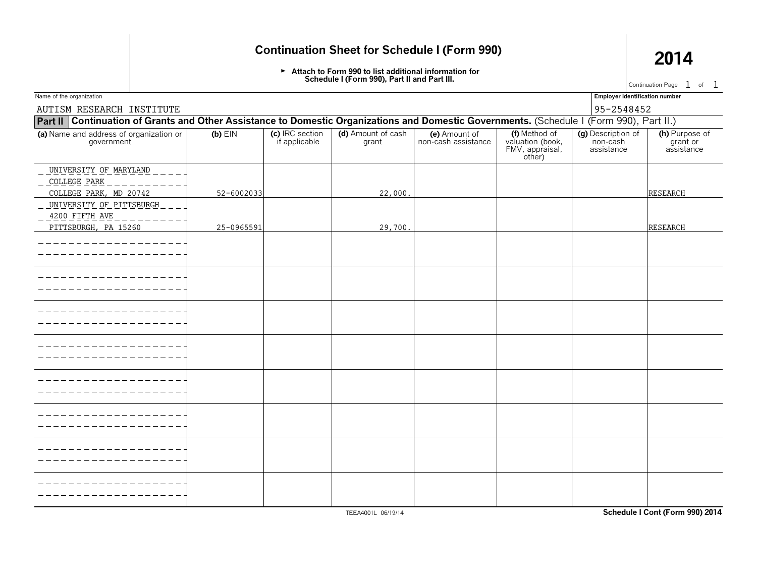# Continuation Sheet for Schedule I (Form 990)

**2014**

► Attach to Form 990 to list additional information for Schedule I (Form 990), Part II and Part III.

Continuation Page 1 of 1

Name of the organization: AUTISM RESEARCH INSTITUTE

Employer identification number: 95-2548452

**Part II** **Continuation of Grants and Other Assistance to Domestic Organizations and Domestic Governments.** (Schedule I (Form 990), Part II.)

| (a) Name and address of organization or government | (b) EIN | (c) IRC section if applicable | (d) Amount of cash grant | (e) Amount of non-cash assistance | (f) Method of valuation (book, FMV, appraisal, other) | (g) Description of non-cash assistance | (h) Purpose of grant or assistance |
|---|---|---|---|---|---|---|---|
| UNIVERSITY OF MARYLAND<br>COLLEGE PARK<br>COLLEGE PARK, MD 20742 | 52-6002033 | | 22,000. | | | | RESEARCH |
| UNIVERSITY OF PITTSBURGH<br>4200 FIFTH AVE<br>PITTSBURGH, PA 15260 | 25-0965591 | | 29,700. | | | | RESEARCH |
| | | | | | | | |
| | | | | | | | |
| | | | | | | | |
| | | | | | | | |
| | | | | | | | |
| | | | | | | | |
| | | | | | | | |
| | | | | | | | |

TEEA4001L 06/19/14

Schedule I Cont (Form 990) 2014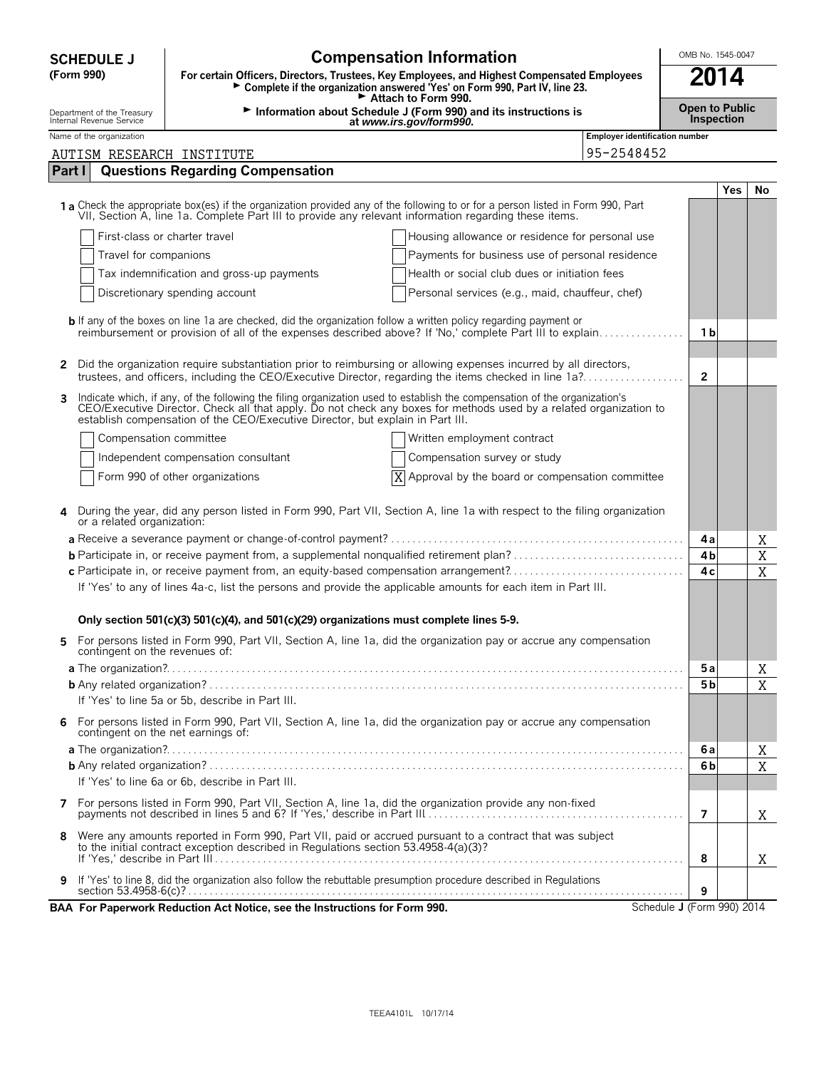# SCHEDULE J (Form 990)

## Compensation Information

**For certain Officers, Directors, Trustees, Key Employees, and Highest Compensated Employees**
► Complete if the organization answered 'Yes' on Form 990, Part IV, line 23.
► Attach to Form 990.
► Information about Schedule J (Form 990) and its instructions is at *www.irs.gov/form990.*

OMB No. 1545-0047

**2014**

**Open to Public Inspection**

Department of the Treasury
Internal Revenue Service

Name of the organization: AUTISM RESEARCH INSTITUTE

Employer identification number: 95-2548452

## Part I Questions Regarding Compensation

| | | Yes | No |
|---|---|---|---|
| **1 a** Check the appropriate box(es) if the organization provided any of the following to or for a person listed in Form 990, Part VII, Section A, line 1a. Complete Part III to provide any relevant information regarding these items.<br>☐ First-class or charter travel ☐ Housing allowance or residence for personal use<br>☐ Travel for companions ☐ Payments for business use of personal residence<br>☐ Tax indemnification and gross-up payments ☐ Health or social club dues or initiation fees<br>☐ Discretionary spending account ☐ Personal services (e.g., maid, chauffeur, chef) | | | |
| **b** If any of the boxes on line 1a are checked, did the organization follow a written policy regarding payment or reimbursement or provision of all of the expenses described above? If 'No,' complete Part III to explain | 1b | | |
| **2** Did the organization require substantiation prior to reimbursing or allowing expenses incurred by all directors, trustees, and officers, including the CEO/Executive Director, regarding the items checked in line 1a? | 2 | | |
| **3** Indicate which, if any, of the following the filing organization used to establish the compensation of the organization's CEO/Executive Director. Check all that apply. Do not check any boxes for methods used by a related organization to establish compensation of the CEO/Executive Director, but explain in Part III.<br>☐ Compensation committee ☐ Written employment contract<br>☐ Independent compensation consultant ☐ Compensation survey or study<br>☐ Form 990 of other organizations ☒ Approval by the board or compensation committee | | | |
| **4** During the year, did any person listed in Form 990, Part VII, Section A, line 1a with respect to the filing organization or a related organization: | | | |
| **a** Receive a severance payment or change-of-control payment? | 4a | | X |
| **b** Participate in, or receive payment from, a supplemental nonqualified retirement plan? | 4b | | X |
| **c** Participate in, or receive payment from, an equity-based compensation arrangement? | 4c | | X |
| If 'Yes' to any of lines 4a-c, list the persons and provide the applicable amounts for each item in Part III. | | | |
| **Only section 501(c)(3) 501(c)(4), and 501(c)(29) organizations must complete lines 5-9.** | | | |
| **5** For persons listed in Form 990, Part VII, Section A, line 1a, did the organization pay or accrue any compensation contingent on the revenues of: | | | |
| **a** The organization? | 5a | | X |
| **b** Any related organization? | 5b | | X |
| If 'Yes' to line 5a or 5b, describe in Part III. | | | |
| **6** For persons listed in Form 990, Part VII, Section A, line 1a, did the organization pay or accrue any compensation contingent on the net earnings of: | | | |
| **a** The organization? | 6a | | X |
| **b** Any related organization? | 6b | | X |
| If 'Yes' to line 6a or 6b, describe in Part III. | | | |
| **7** For persons listed in Form 990, Part VII, Section A, line 1a, did the organization provide any non-fixed payments not described in lines 5 and 6? If 'Yes,' describe in Part III | 7 | | X |
| **8** Were any amounts reported in Form 990, Part VII, paid or accrued pursuant to a contract that was subject to the initial contract exception described in Regulations section 53.4958-4(a)(3)? If 'Yes,' describe in Part III | 8 | | X |
| **9** If 'Yes' to line 8, did the organization also follow the rebuttable presumption procedure described in Regulations section 53.4958-6(c)? | 9 | | |

**BAA For Paperwork Reduction Act Notice, see the Instructions for Form 990.** Schedule J (Form 990) 2014

TEEA4101L 10/17/14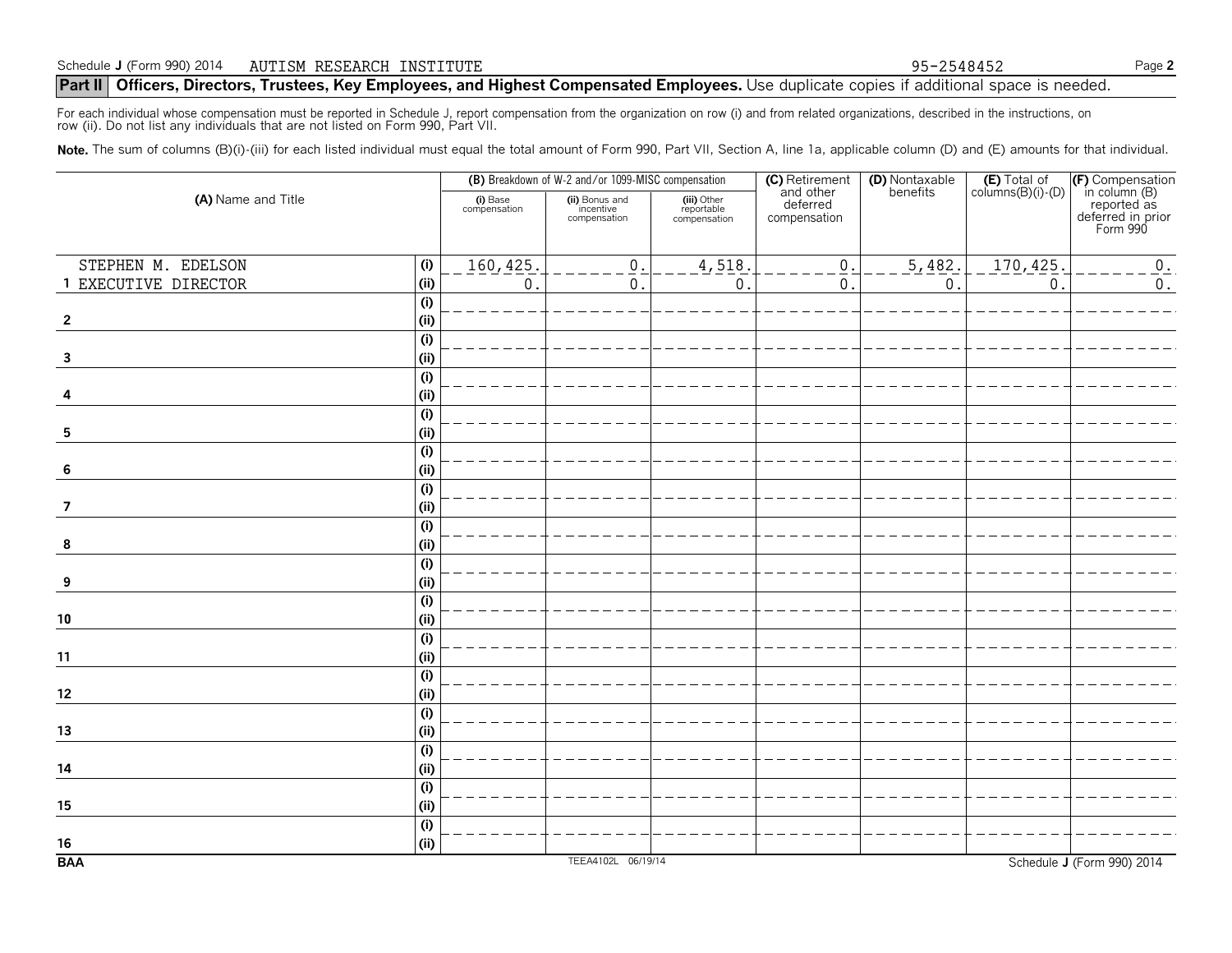Schedule **J** (Form 990) 2014 AUTISM RESEARCH INSTITUTE 95-2548452

**Part II | Officers, Directors, Trustees, Key Employees, and Highest Compensated Employees.** Use duplicate copies if additional space is needed.

For each individual whose compensation must be reported in Schedule J, report compensation from the organization on row (i) and from related organizations, described in the instructions, on row (ii). Do not list any individuals that are not listed on Form 990, Part VII.

**Note.** The sum of columns (B)(i)-(iii) for each listed individual must equal the total amount of Form 990, Part VII, Section A, line 1a, applicable column (D) and (E) amounts for that individual.

| (A) Name and Title | | (B) Breakdown of W-2 and/or 1099-MISC compensation | | | (C) Retirement and other deferred compensation | (D) Nontaxable benefits | (E) Total of columns(B)(i)-(D) | (F) Compensation in column (B) reported as deferred in prior Form 990 |
|---|---|---|---|---|---|---|---|---|
| | | (i) Base compensation | (ii) Bonus and incentive compensation | (iii) Other reportable compensation | | | | |
| 1 STEPHEN M. EDELSON EXECUTIVE DIRECTOR | (i) | 160,425. | 0. | 4,518. | 0. | 5,482. | 170,425. | 0. |
| | (ii) | 0. | 0. | 0. | 0. | 0. | 0. | 0. |
| 2 | (i) | | | | | | | |
| | (ii) | | | | | | | |
| 3 | (i) | | | | | | | |
| | (ii) | | | | | | | |
| 4 | (i) | | | | | | | |
| | (ii) | | | | | | | |
| 5 | (i) | | | | | | | |
| | (ii) | | | | | | | |
| 6 | (i) | | | | | | | |
| | (ii) | | | | | | | |
| 7 | (i) | | | | | | | |
| | (ii) | | | | | | | |
| 8 | (i) | | | | | | | |
| | (ii) | | | | | | | |
| 9 | (i) | | | | | | | |
| | (ii) | | | | | | | |
| 10 | (i) | | | | | | | |
| | (ii) | | | | | | | |
| 11 | (i) | | | | | | | |
| | (ii) | | | | | | | |
| 12 | (i) | | | | | | | |
| | (ii) | | | | | | | |
| 13 | (i) | | | | | | | |
| | (ii) | | | | | | | |
| 14 | (i) | | | | | | | |
| | (ii) | | | | | | | |
| 15 | (i) | | | | | | | |
| | (ii) | | | | | | | |
| 16 | (i) | | | | | | | |
| | (ii) | | | | | | | |

BAA TEEA4102L 06/19/14 Schedule **J** (Form 990) 2014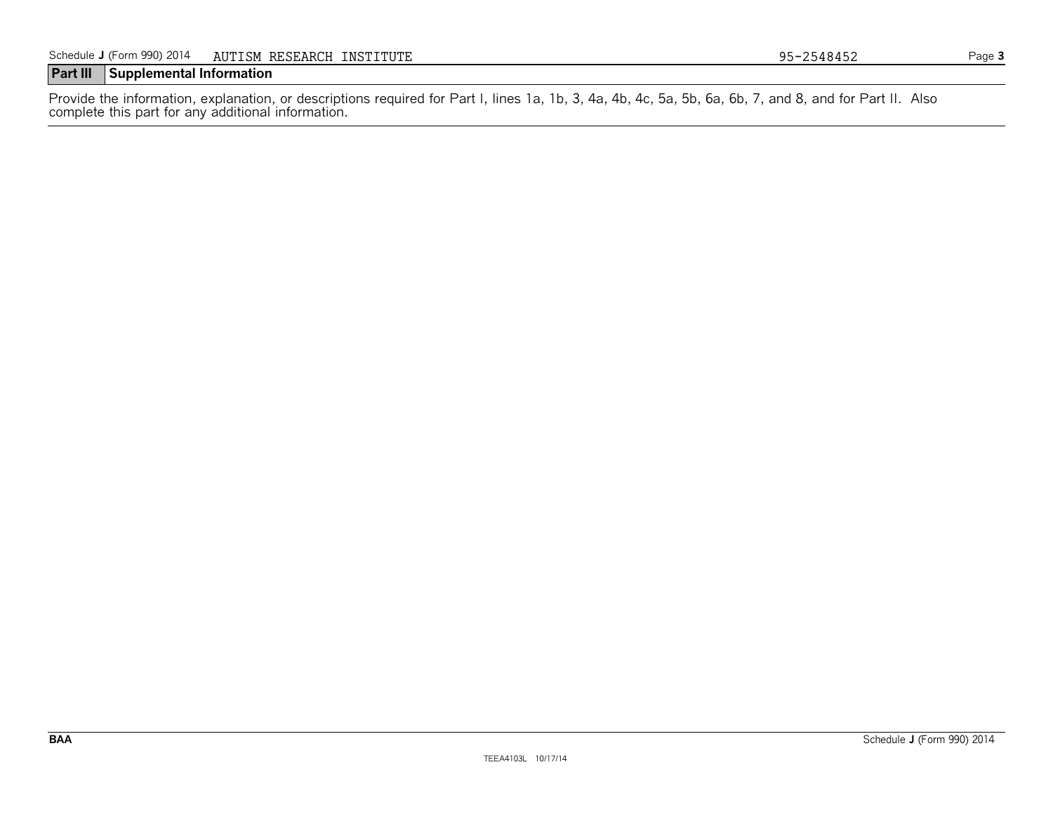Schedule J (Form 990) 2014 AUTISM RESEARCH INSTITUTE 95-2548452

## Part III Supplemental Information

Provide the information, explanation, or descriptions required for Part I, lines 1a, 1b, 3, 4a, 4b, 4c, 5a, 5b, 6a, 6b, 7, and 8, and for Part II. Also complete this part for any additional information.

BAA

TEEA4103L 10/17/14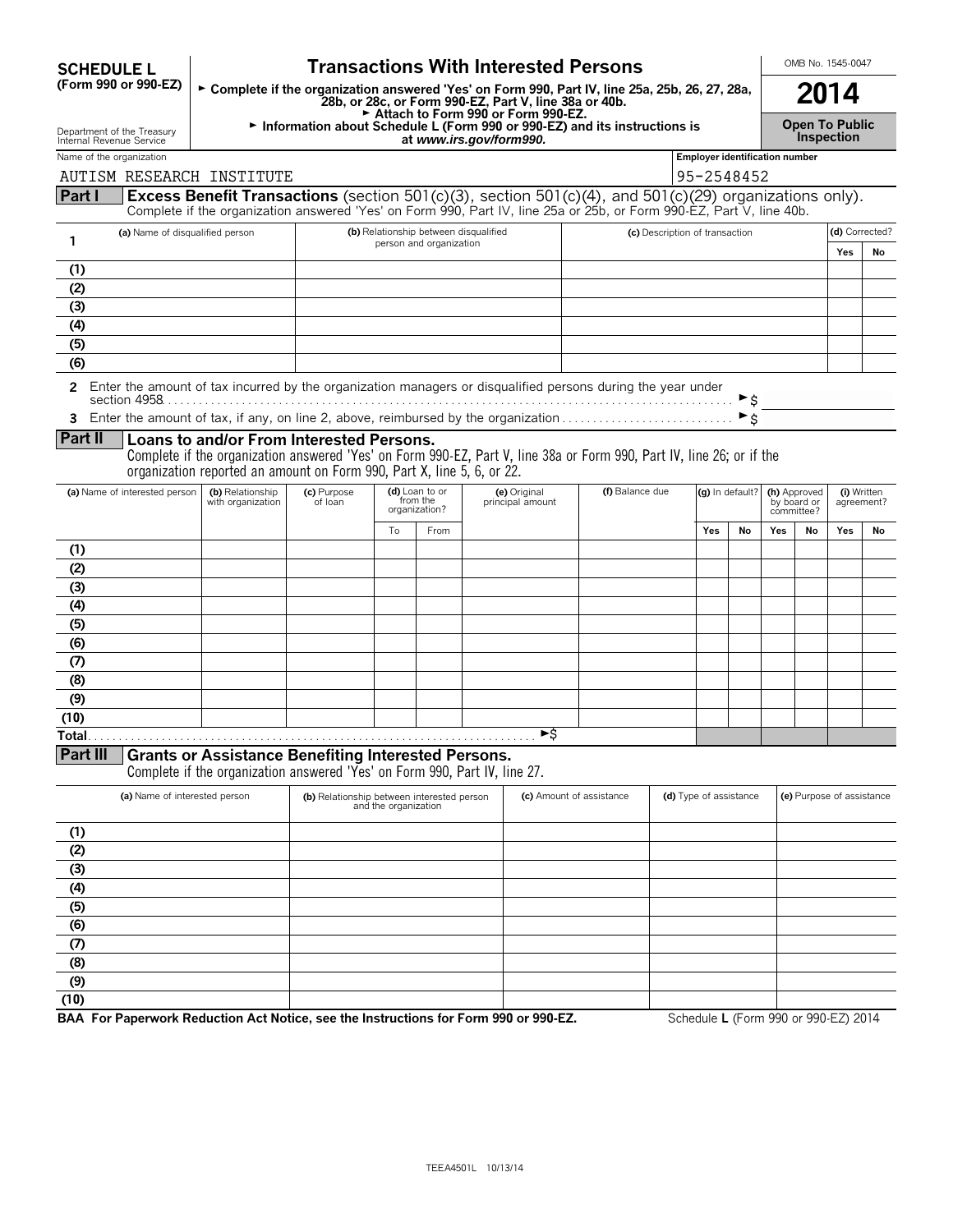**SCHEDULE L**
**(Form 990 or 990-EZ)**

Department of the Treasury
Internal Revenue Service

# Transactions With Interested Persons

► **Complete if the organization answered 'Yes' on Form 990, Part IV, line 25a, 25b, 26, 27, 28a, 28b, or 28c, or Form 990-EZ, Part V, line 38a or 40b.**
► **Attach to Form 990 or Form 990-EZ.**
► **Information about Schedule L (Form 990 or 990-EZ) and its instructions is at** ***www.irs.gov/form990.***

OMB No. 1545-0047

**2014**

**Open To Public Inspection**

Name of the organization: AUTISM RESEARCH INSTITUTE

Employer identification number: 95-2548452

## Part I Excess Benefit Transactions (section 501(c)(3), section 501(c)(4), and 501(c)(29) organizations only).

Complete if the organization answered 'Yes' on Form 990, Part IV, line 25a or 25b, or Form 990-EZ, Part V, line 40b.

| 1 | (a) Name of disqualified person | (b) Relationship between disqualified person and organization | (c) Description of transaction | (d) Corrected? | |
|---|---|---|---|---|---|
| | | | | Yes | No |
| (1) | | | | | |
| (2) | | | | | |
| (3) | | | | | |
| (4) | | | | | |
| (5) | | | | | |
| (6) | | | | | |

**2** Enter the amount of tax incurred by the organization managers or disqualified persons during the year under section 4958 ► $

**3** Enter the amount of tax, if any, on line 2, above, reimbursed by the organization ► $

## Part II Loans to and/or From Interested Persons.

Complete if the organization answered 'Yes' on Form 990-EZ, Part V, line 38a or Form 990, Part IV, line 26; or if the organization reported an amount on Form 990, Part X, line 5, 6, or 22.

| | (a) Name of interested person | (b) Relationship with organization | (c) Purpose of loan | (d) Loan to or from the organization? | | (e) Original principal amount | (f) Balance due | (g) In default? | | (h) Approved by board or committee? | | (i) Written agreement? | |
|---|---|---|---|---|---|---|---|---|---|---|---|---|---|
| | | | | To | From | | | Yes | No | Yes | No | Yes | No |
| (1) | | | | | | | | | | | | | |
| (2) | | | | | | | | | | | | | |
| (3) | | | | | | | | | | | | | |
| (4) | | | | | | | | | | | | | |
| (5) | | | | | | | | | | | | | |
| (6) | | | | | | | | | | | | | |
| (7) | | | | | | | | | | | | | |
| (8) | | | | | | | | | | | | | |
| (9) | | | | | | | | | | | | | |
| (10) | | | | | | | | | | | | | |
| **Total** | | | | | | ►$ | | | | | | | |

## Part III Grants or Assistance Benefiting Interested Persons.

Complete if the organization answered 'Yes' on Form 990, Part IV, line 27.

| | (a) Name of interested person | (b) Relationship between interested person and the organization | (c) Amount of assistance | (d) Type of assistance | (e) Purpose of assistance |
|---|---|---|---|---|---|
| (1) | | | | | |
| (2) | | | | | |
| (3) | | | | | |
| (4) | | | | | |
| (5) | | | | | |
| (6) | | | | | |
| (7) | | | | | |
| (8) | | | | | |
| (9) | | | | | |
| (10) | | | | | |

**BAA For Paperwork Reduction Act Notice, see the Instructions for Form 990 or 990-EZ.** Schedule **L** (Form 990 or 990-EZ) 2014

TEEA4501L 10/13/14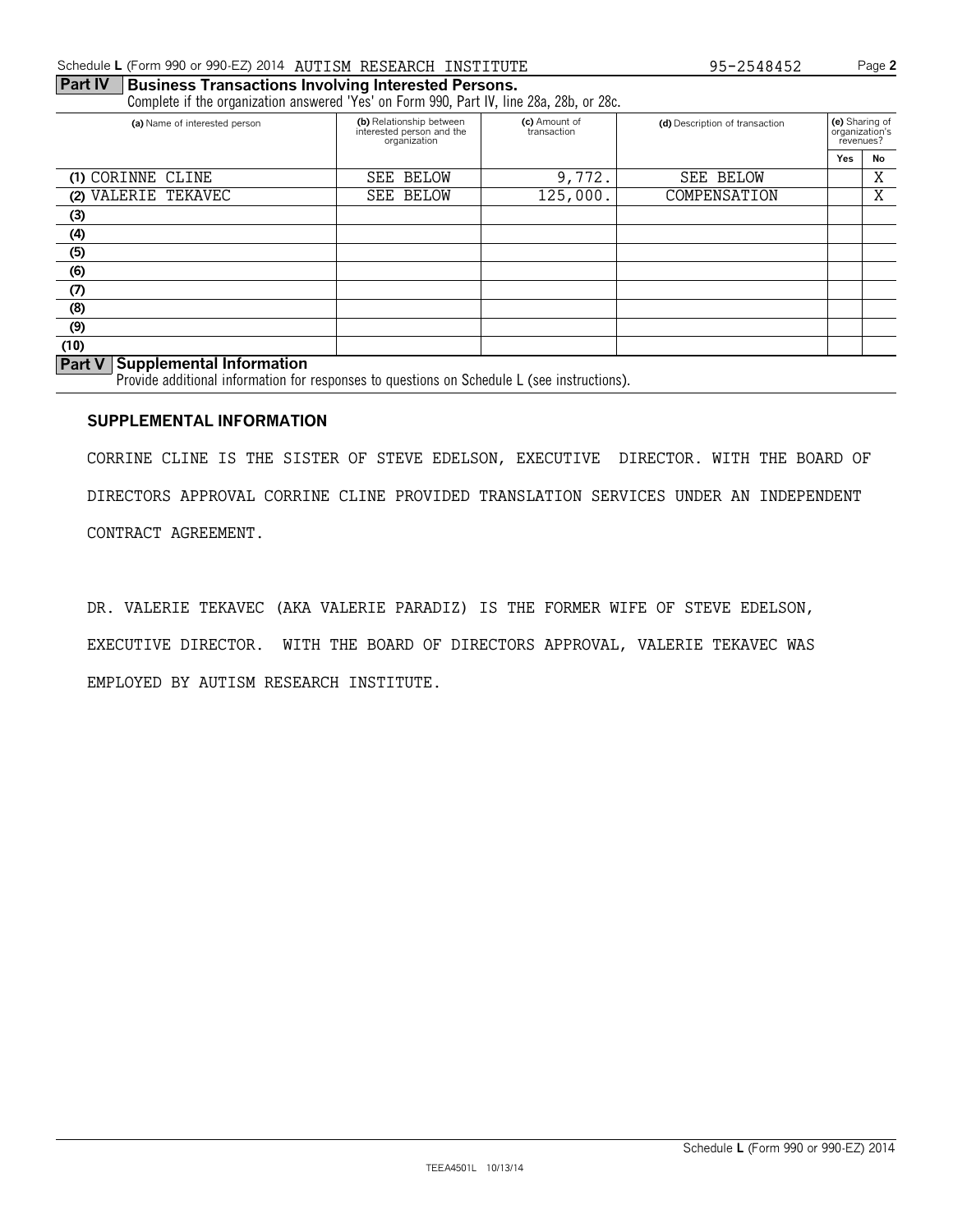Schedule L (Form 990 or 990-EZ) 2014 AUTISM RESEARCH INSTITUTE 95-2548452

**Part IV Business Transactions Involving Interested Persons.**

Complete if the organization answered 'Yes' on Form 990, Part IV, line 28a, 28b, or 28c.

| (a) Name of interested person | (b) Relationship between interested person and the organization | (c) Amount of transaction | (d) Description of transaction | (e) Sharing of organization's revenues? | |
|---|---|---|---|---|---|
| | | | | Yes | No |
| (1) CORINNE CLINE | SEE BELOW | 9,772. | SEE BELOW | | X |
| (2) VALERIE TEKAVEC | SEE BELOW | 125,000. | COMPENSATION | | X |
| (3) | | | | | |
| (4) | | | | | |
| (5) | | | | | |
| (6) | | | | | |
| (7) | | | | | |
| (8) | | | | | |
| (9) | | | | | |
| (10) | | | | | |

**Part V Supplemental Information**

Provide additional information for responses to questions on Schedule L (see instructions).

**SUPPLEMENTAL INFORMATION**

CORRINE CLINE IS THE SISTER OF STEVE EDELSON, EXECUTIVE DIRECTOR. WITH THE BOARD OF DIRECTORS APPROVAL CORRINE CLINE PROVIDED TRANSLATION SERVICES UNDER AN INDEPENDENT CONTRACT AGREEMENT.

DR. VALERIE TEKAVEC (AKA VALERIE PARADIZ) IS THE FORMER WIFE OF STEVE EDELSON, EXECUTIVE DIRECTOR. WITH THE BOARD OF DIRECTORS APPROVAL, VALERIE TEKAVEC WAS EMPLOYED BY AUTISM RESEARCH INSTITUTE.

Schedule L (Form 990 or 990-EZ) 2014

TEEA4501L 10/13/14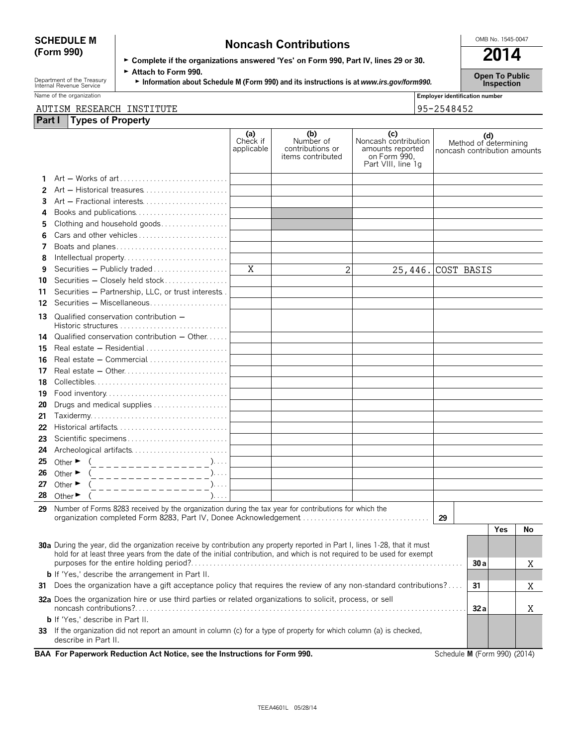**SCHEDULE M (Form 990)**

# Noncash Contributions

► Complete if the organizations answered 'Yes' on Form 990, Part IV, lines 29 or 30.
► Attach to Form 990.
► Information about Schedule M (Form 990) and its instructions is at *www.irs.gov/form990.*

OMB No. 1545-0047

**2014**

**Open To Public Inspection**

Department of the Treasury
Internal Revenue Service

Name of the organization: AUTISM RESEARCH INSTITUTE

Employer identification number: 95-2548452

## Part I Types of Property

| | | (a) Check if applicable | (b) Number of contributions or items contributed | (c) Noncash contribution amounts reported on Form 990, Part VIII, line 1g | (d) Method of determining noncash contribution amounts |
|---|---|---|---|---|---|
| 1 | Art — Works of art | | | | |
| 2 | Art — Historical treasures | | | | |
| 3 | Art — Fractional interests | | | | |
| 4 | Books and publications | | | | |
| 5 | Clothing and household goods | | | | |
| 6 | Cars and other vehicles | | | | |
| 7 | Boats and planes | | | | |
| 8 | Intellectual property | | | | |
| 9 | Securities — Publicly traded | X | 2 | 25,446. | COST BASIS |
| 10 | Securities — Closely held stock | | | | |
| 11 | Securities — Partnership, LLC, or trust interests | | | | |
| 12 | Securities — Miscellaneous | | | | |
| 13 | Qualified conservation contribution — Historic structures | | | | |
| 14 | Qualified conservation contribution — Other | | | | |
| 15 | Real estate — Residential | | | | |
| 16 | Real estate — Commercial | | | | |
| 17 | Real estate — Other | | | | |
| 18 | Collectibles | | | | |
| 19 | Food inventory | | | | |
| 20 | Drugs and medical supplies | | | | |
| 21 | Taxidermy | | | | |
| 22 | Historical artifacts | | | | |
| 23 | Scientific specimens | | | | |
| 24 | Archeological artifacts | | | | |
| 25 | Other ► ( ) | | | | |
| 26 | Other ► ( ) | | | | |
| 27 | Other ► ( ) | | | | |
| 28 | Other ► ( ) | | | | |

**29** Number of Forms 8283 received by the organization during the tax year for contributions for which the organization completed Form 8283, Part IV, Donee Acknowledgement ..... 29

| | | | Yes | No |
|---|---|---|---|---|
| 30a | During the year, did the organization receive by contribution any property reported in Part I, lines 1-28, that it must hold for at least three years from the date of the initial contribution, and which is not required to be used for exempt purposes for the entire holding period? | 30a | | X |
| b | If 'Yes,' describe the arrangement in Part II. | | | |
| 31 | Does the organization have a gift acceptance policy that requires the review of any non-standard contributions? | 31 | | X |
| 32a | Does the organization hire or use third parties or related organizations to solicit, process, or sell noncash contributions? | 32a | | X |
| b | If 'Yes,' describe in Part II. | | | |
| 33 | If the organization did not report an amount in column (c) for a type of property for which column (a) is checked, describe in Part II. | | | |

**BAA For Paperwork Reduction Act Notice, see the Instructions for Form 990.** Schedule **M** (Form 990) (2014)

TEEA4601L 05/28/14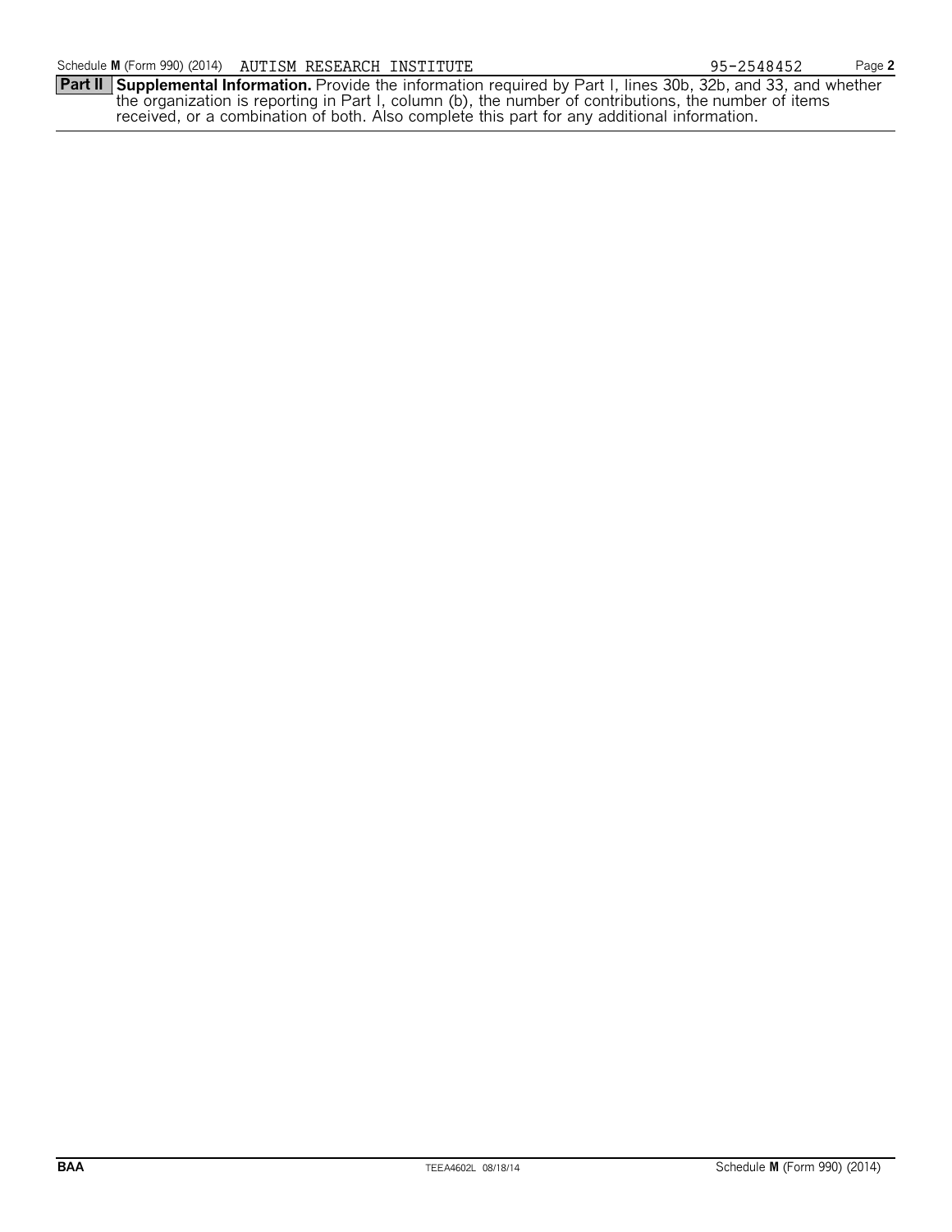Schedule M (Form 990) (2014) AUTISM RESEARCH INSTITUTE 95-2548452

**Part II** **Supplemental Information.** Provide the information required by Part I, lines 30b, 32b, and 33, and whether the organization is reporting in Part I, column (b), the number of contributions, the number of items received, or a combination of both. Also complete this part for any additional information.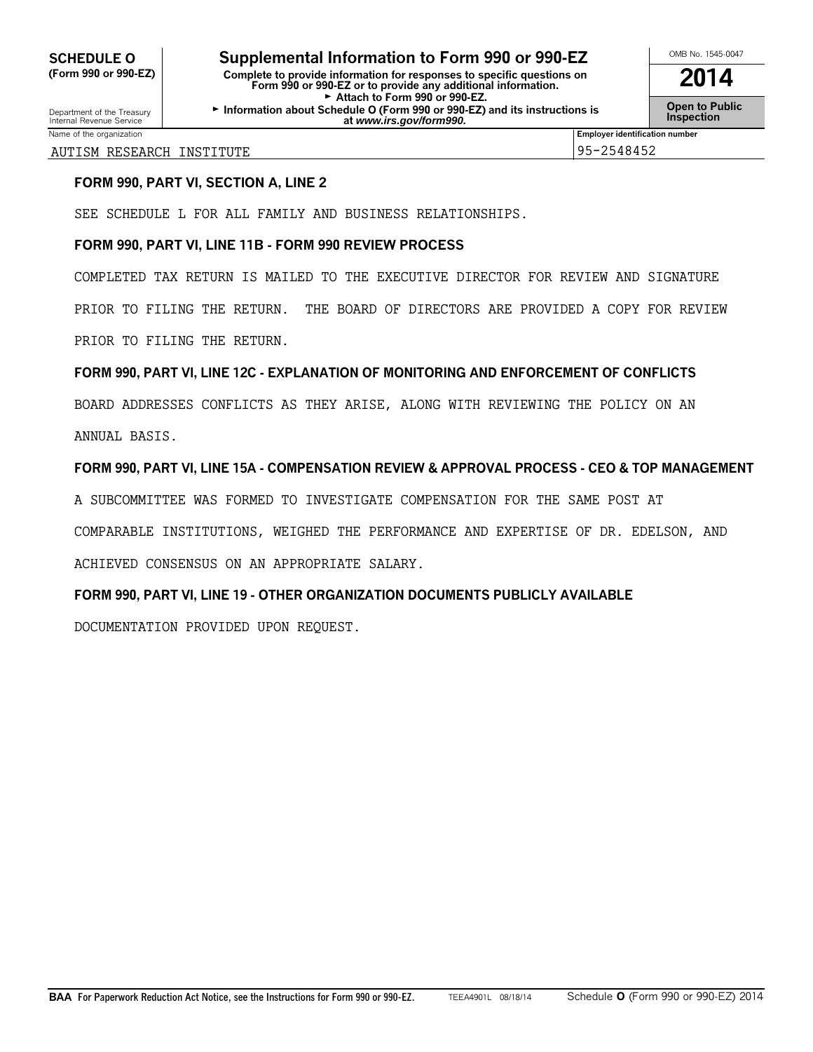**SCHEDULE O (Form 990 or 990-EZ)**

Department of the Treasury
Internal Revenue Service

# Supplemental Information to Form 990 or 990-EZ

**Complete to provide information for responses to specific questions on Form 990 or 990-EZ or to provide any additional information.**
**► Attach to Form 990 or 990-EZ.**
**► Information about Schedule O (Form 990 or 990-EZ) and its instructions is at *www.irs.gov/form990.***

OMB No. 1545-0047

**2014**

**Open to Public Inspection**

| Name of the organization | Employer identification number |
|---|---|
| AUTISM RESEARCH INSTITUTE | 95-2548452 |

**FORM 990, PART VI, SECTION A, LINE 2**

SEE SCHEDULE L FOR ALL FAMILY AND BUSINESS RELATIONSHIPS.

**FORM 990, PART VI, LINE 11B - FORM 990 REVIEW PROCESS**

COMPLETED TAX RETURN IS MAILED TO THE EXECUTIVE DIRECTOR FOR REVIEW AND SIGNATURE PRIOR TO FILING THE RETURN. THE BOARD OF DIRECTORS ARE PROVIDED A COPY FOR REVIEW PRIOR TO FILING THE RETURN.

**FORM 990, PART VI, LINE 12C - EXPLANATION OF MONITORING AND ENFORCEMENT OF CONFLICTS**

BOARD ADDRESSES CONFLICTS AS THEY ARISE, ALONG WITH REVIEWING THE POLICY ON AN ANNUAL BASIS.

**FORM 990, PART VI, LINE 15A - COMPENSATION REVIEW & APPROVAL PROCESS - CEO & TOP MANAGEMENT**

A SUBCOMMITTEE WAS FORMED TO INVESTIGATE COMPENSATION FOR THE SAME POST AT COMPARABLE INSTITUTIONS, WEIGHED THE PERFORMANCE AND EXPERTISE OF DR. EDELSON, AND ACHIEVED CONSENSUS ON AN APPROPRIATE SALARY.

**FORM 990, PART VI, LINE 19 - OTHER ORGANIZATION DOCUMENTS PUBLICLY AVAILABLE**

DOCUMENTATION PROVIDED UPON REQUEST.

**BAA For Paperwork Reduction Act Notice, see the Instructions for Form 990 or 990-EZ.** TEEA4901L 08/18/14 Schedule **O** (Form 990 or 990-EZ) 2014